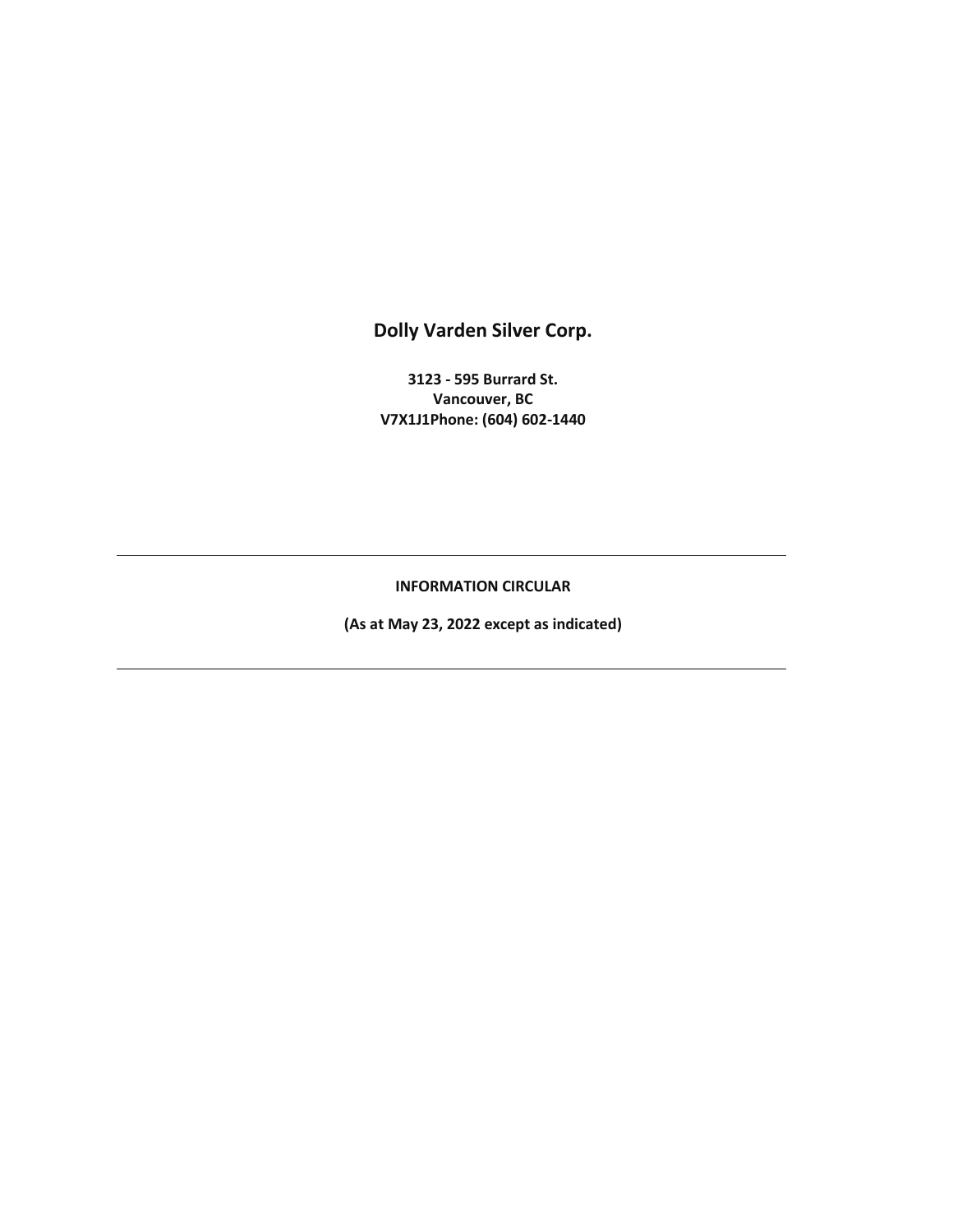# Dolly Varden Silver Corp.

**3123 - 595 Burrard St.**
**Vancouver, BC**
**V7X1J1Phone: (604) 602-1440**

---

**INFORMATION CIRCULAR**

**(As at May 23, 2022 except as indicated)**

---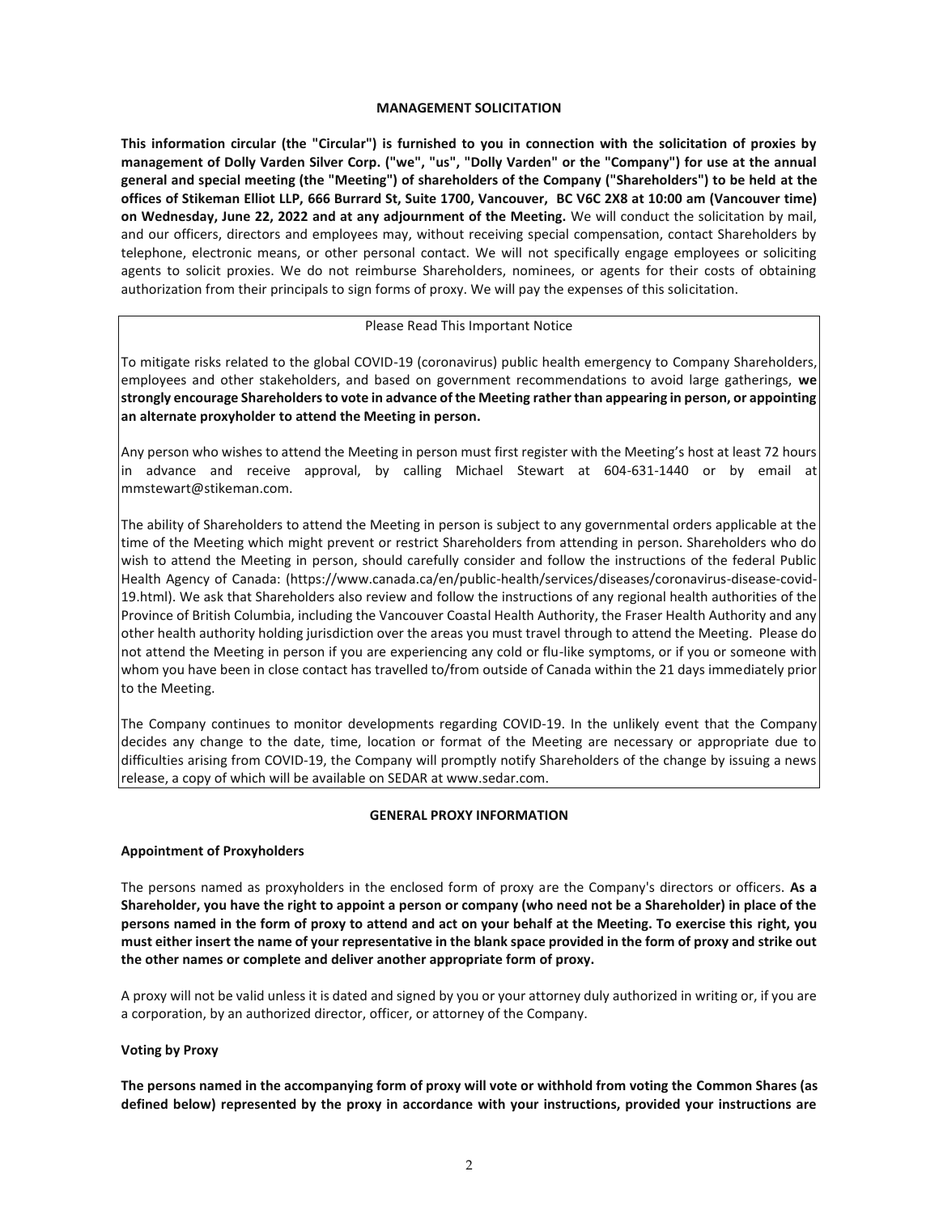## MANAGEMENT SOLICITATION

**This information circular (the "Circular") is furnished to you in connection with the solicitation of proxies by management of Dolly Varden Silver Corp. ("we", "us", "Dolly Varden" or the "Company") for use at the annual general and special meeting (the "Meeting") of shareholders of the Company ("Shareholders") to be held at the offices of Stikeman Elliot LLP, 666 Burrard St, Suite 1700, Vancouver, BC V6C 2X8 at 10:00 am (Vancouver time) on Wednesday, June 22, 2022 and at any adjournment of the Meeting.** We will conduct the solicitation by mail, and our officers, directors and employees may, without receiving special compensation, contact Shareholders by telephone, electronic means, or other personal contact. We will not specifically engage employees or soliciting agents to solicit proxies. We do not reimburse Shareholders, nominees, or agents for their costs of obtaining authorization from their principals to sign forms of proxy. We will pay the expenses of this solicitation.

> Please Read This Important Notice
>
> To mitigate risks related to the global COVID-19 (coronavirus) public health emergency to Company Shareholders, employees and other stakeholders, and based on government recommendations to avoid large gatherings, **we strongly encourage Shareholders to vote in advance of the Meeting rather than appearing in person, or appointing an alternate proxyholder to attend the Meeting in person.**
>
> Any person who wishes to attend the Meeting in person must first register with the Meeting's host at least 72 hours in advance and receive approval, by calling Michael Stewart at 604-631-1440 or by email at mmstewart@stikeman.com.
>
> The ability of Shareholders to attend the Meeting in person is subject to any governmental orders applicable at the time of the Meeting which might prevent or restrict Shareholders from attending in person. Shareholders who do wish to attend the Meeting in person, should carefully consider and follow the instructions of the federal Public Health Agency of Canada: (https://www.canada.ca/en/public-health/services/diseases/coronavirus-disease-covid-19.html). We ask that Shareholders also review and follow the instructions of any regional health authorities of the Province of British Columbia, including the Vancouver Coastal Health Authority, the Fraser Health Authority and any other health authority holding jurisdiction over the areas you must travel through to attend the Meeting. Please do not attend the Meeting in person if you are experiencing any cold or flu-like symptoms, or if you or someone with whom you have been in close contact has travelled to/from outside of Canada within the 21 days immediately prior to the Meeting.
>
> The Company continues to monitor developments regarding COVID-19. In the unlikely event that the Company decides any change to the date, time, location or format of the Meeting are necessary or appropriate due to difficulties arising from COVID-19, the Company will promptly notify Shareholders of the change by issuing a news release, a copy of which will be available on SEDAR at www.sedar.com.

## GENERAL PROXY INFORMATION

### Appointment of Proxyholders

The persons named as proxyholders in the enclosed form of proxy are the Company's directors or officers. **As a Shareholder, you have the right to appoint a person or company (who need not be a Shareholder) in place of the persons named in the form of proxy to attend and act on your behalf at the Meeting. To exercise this right, you must either insert the name of your representative in the blank space provided in the form of proxy and strike out the other names or complete and deliver another appropriate form of proxy.**

A proxy will not be valid unless it is dated and signed by you or your attorney duly authorized in writing or, if you are a corporation, by an authorized director, officer, or attorney of the Company.

### Voting by Proxy

**The persons named in the accompanying form of proxy will vote or withhold from voting the Common Shares (as defined below) represented by the proxy in accordance with your instructions, provided your instructions are**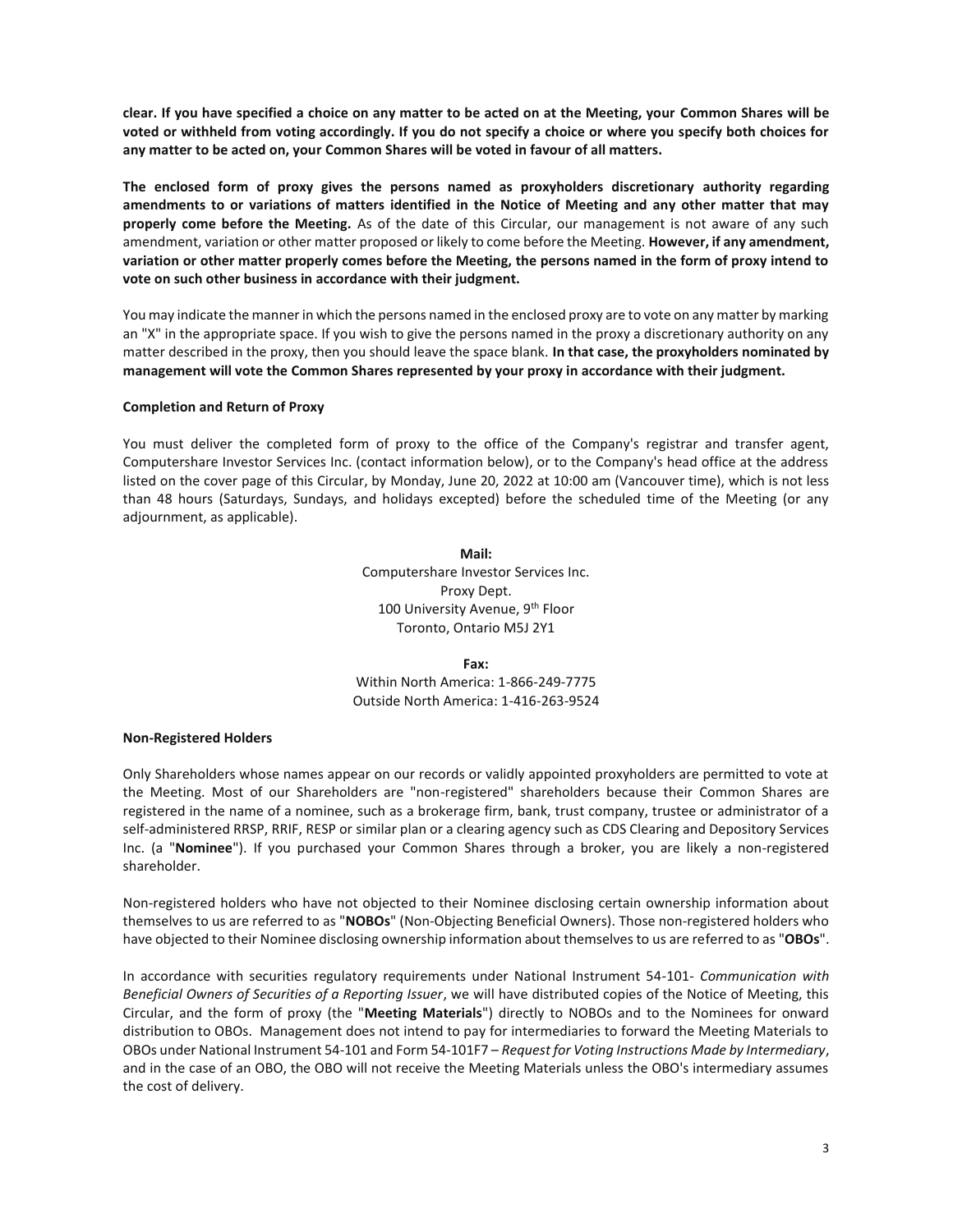**clear. If you have specified a choice on any matter to be acted on at the Meeting, your Common Shares will be voted or withheld from voting accordingly. If you do not specify a choice or where you specify both choices for any matter to be acted on, your Common Shares will be voted in favour of all matters.**

**The enclosed form of proxy gives the persons named as proxyholders discretionary authority regarding amendments to or variations of matters identified in the Notice of Meeting and any other matter that may properly come before the Meeting.** As of the date of this Circular, our management is not aware of any such amendment, variation or other matter proposed or likely to come before the Meeting. **However, if any amendment, variation or other matter properly comes before the Meeting, the persons named in the form of proxy intend to vote on such other business in accordance with their judgment.**

You may indicate the manner in which the persons named in the enclosed proxy are to vote on any matter by marking an "X" in the appropriate space. If you wish to give the persons named in the proxy a discretionary authority on any matter described in the proxy, then you should leave the space blank. **In that case, the proxyholders nominated by management will vote the Common Shares represented by your proxy in accordance with their judgment.**

**Completion and Return of Proxy**

You must deliver the completed form of proxy to the office of the Company's registrar and transfer agent, Computershare Investor Services Inc. (contact information below), or to the Company's head office at the address listed on the cover page of this Circular, by Monday, June 20, 2022 at 10:00 am (Vancouver time), which is not less than 48 hours (Saturdays, Sundays, and holidays excepted) before the scheduled time of the Meeting (or any adjournment, as applicable).

**Mail:**
Computershare Investor Services Inc.
Proxy Dept.
100 University Avenue, 9th Floor
Toronto, Ontario M5J 2Y1

**Fax:**
Within North America: 1-866-249-7775
Outside North America: 1-416-263-9524

**Non-Registered Holders**

Only Shareholders whose names appear on our records or validly appointed proxyholders are permitted to vote at the Meeting. Most of our Shareholders are "non-registered" shareholders because their Common Shares are registered in the name of a nominee, such as a brokerage firm, bank, trust company, trustee or administrator of a self-administered RRSP, RRIF, RESP or similar plan or a clearing agency such as CDS Clearing and Depository Services Inc. (a "**Nominee**"). If you purchased your Common Shares through a broker, you are likely a non-registered shareholder.

Non-registered holders who have not objected to their Nominee disclosing certain ownership information about themselves to us are referred to as "**NOBOs**" (Non-Objecting Beneficial Owners). Those non-registered holders who have objected to their Nominee disclosing ownership information about themselves to us are referred to as "**OBOs**".

In accordance with securities regulatory requirements under National Instrument 54-101- *Communication with Beneficial Owners of Securities of a Reporting Issuer*, we will have distributed copies of the Notice of Meeting, this Circular, and the form of proxy (the "**Meeting Materials**") directly to NOBOs and to the Nominees for onward distribution to OBOs. Management does not intend to pay for intermediaries to forward the Meeting Materials to OBOs under National Instrument 54-101 and Form 54-101F7 – *Request for Voting Instructions Made by Intermediary*, and in the case of an OBO, the OBO will not receive the Meeting Materials unless the OBO's intermediary assumes the cost of delivery.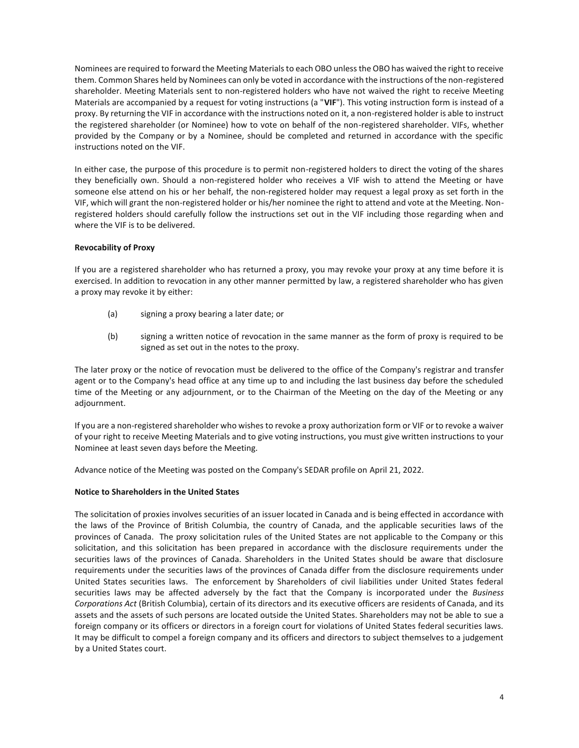Nominees are required to forward the Meeting Materials to each OBO unless the OBO has waived the right to receive them. Common Shares held by Nominees can only be voted in accordance with the instructions of the non-registered shareholder. Meeting Materials sent to non-registered holders who have not waived the right to receive Meeting Materials are accompanied by a request for voting instructions (a "**VIF**"). This voting instruction form is instead of a proxy. By returning the VIF in accordance with the instructions noted on it, a non-registered holder is able to instruct the registered shareholder (or Nominee) how to vote on behalf of the non-registered shareholder. VIFs, whether provided by the Company or by a Nominee, should be completed and returned in accordance with the specific instructions noted on the VIF.

In either case, the purpose of this procedure is to permit non-registered holders to direct the voting of the shares they beneficially own. Should a non-registered holder who receives a VIF wish to attend the Meeting or have someone else attend on his or her behalf, the non-registered holder may request a legal proxy as set forth in the VIF, which will grant the non-registered holder or his/her nominee the right to attend and vote at the Meeting. Non-registered holders should carefully follow the instructions set out in the VIF including those regarding when and where the VIF is to be delivered.

**Revocability of Proxy**

If you are a registered shareholder who has returned a proxy, you may revoke your proxy at any time before it is exercised. In addition to revocation in any other manner permitted by law, a registered shareholder who has given a proxy may revoke it by either:

(a) signing a proxy bearing a later date; or

(b) signing a written notice of revocation in the same manner as the form of proxy is required to be signed as set out in the notes to the proxy.

The later proxy or the notice of revocation must be delivered to the office of the Company's registrar and transfer agent or to the Company's head office at any time up to and including the last business day before the scheduled time of the Meeting or any adjournment, or to the Chairman of the Meeting on the day of the Meeting or any adjournment.

If you are a non-registered shareholder who wishes to revoke a proxy authorization form or VIF or to revoke a waiver of your right to receive Meeting Materials and to give voting instructions, you must give written instructions to your Nominee at least seven days before the Meeting.

Advance notice of the Meeting was posted on the Company's SEDAR profile on April 21, 2022.

**Notice to Shareholders in the United States**

The solicitation of proxies involves securities of an issuer located in Canada and is being effected in accordance with the laws of the Province of British Columbia, the country of Canada, and the applicable securities laws of the provinces of Canada. The proxy solicitation rules of the United States are not applicable to the Company or this solicitation, and this solicitation has been prepared in accordance with the disclosure requirements under the securities laws of the provinces of Canada. Shareholders in the United States should be aware that disclosure requirements under the securities laws of the provinces of Canada differ from the disclosure requirements under United States securities laws. The enforcement by Shareholders of civil liabilities under United States federal securities laws may be affected adversely by the fact that the Company is incorporated under the *Business Corporations Act* (British Columbia), certain of its directors and its executive officers are residents of Canada, and its assets and the assets of such persons are located outside the United States. Shareholders may not be able to sue a foreign company or its officers or directors in a foreign court for violations of United States federal securities laws. It may be difficult to compel a foreign company and its officers and directors to subject themselves to a judgement by a United States court.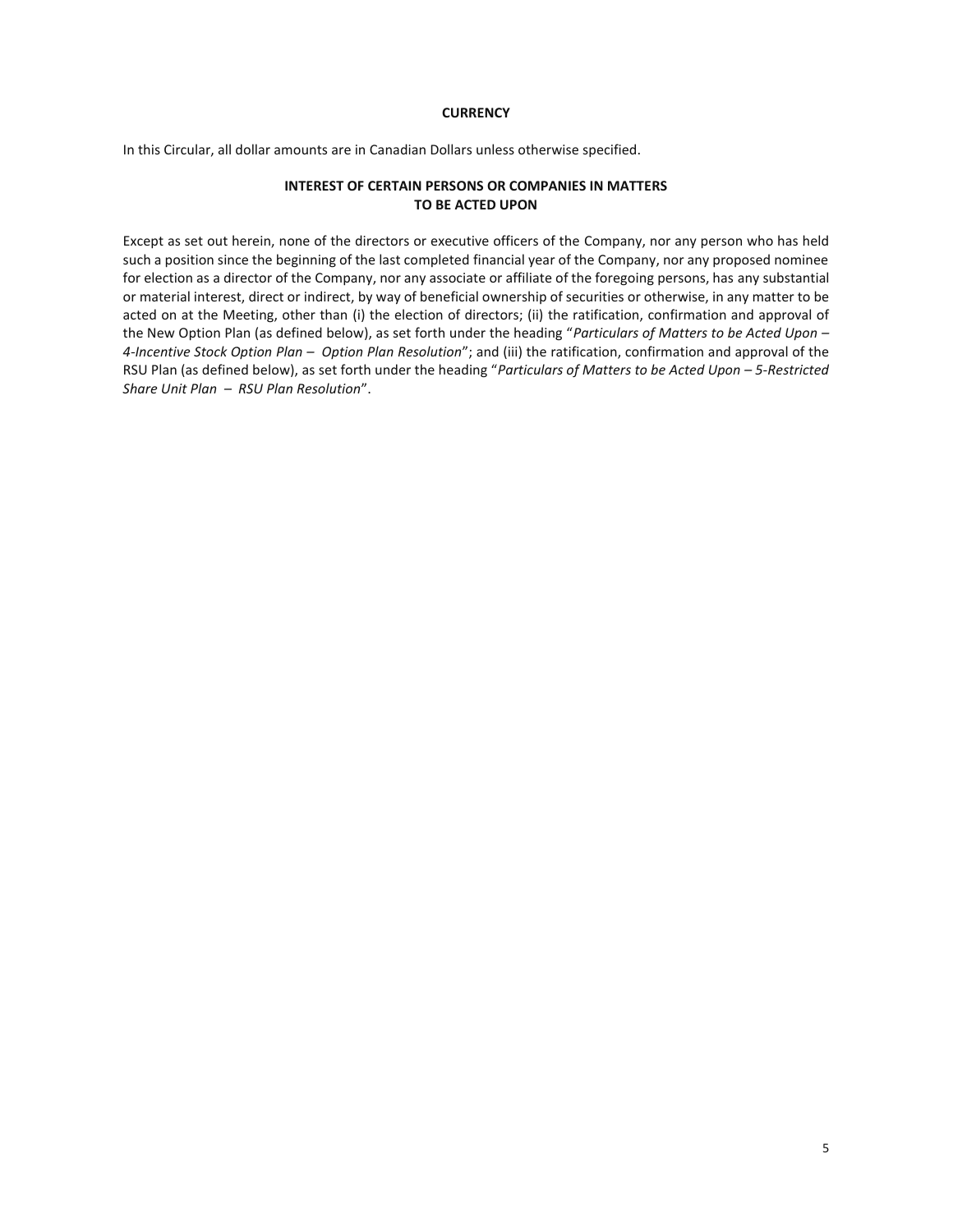## CURRENCY

In this Circular, all dollar amounts are in Canadian Dollars unless otherwise specified.

## INTEREST OF CERTAIN PERSONS OR COMPANIES IN MATTERS TO BE ACTED UPON

Except as set out herein, none of the directors or executive officers of the Company, nor any person who has held such a position since the beginning of the last completed financial year of the Company, nor any proposed nominee for election as a director of the Company, nor any associate or affiliate of the foregoing persons, has any substantial or material interest, direct or indirect, by way of beneficial ownership of securities or otherwise, in any matter to be acted on at the Meeting, other than (i) the election of directors; (ii) the ratification, confirmation and approval of the New Option Plan (as defined below), as set forth under the heading "*Particulars of Matters to be Acted Upon – 4-Incentive Stock Option Plan – Option Plan Resolution*"; and (iii) the ratification, confirmation and approval of the RSU Plan (as defined below), as set forth under the heading "*Particulars of Matters to be Acted Upon – 5-Restricted Share Unit Plan – RSU Plan Resolution*".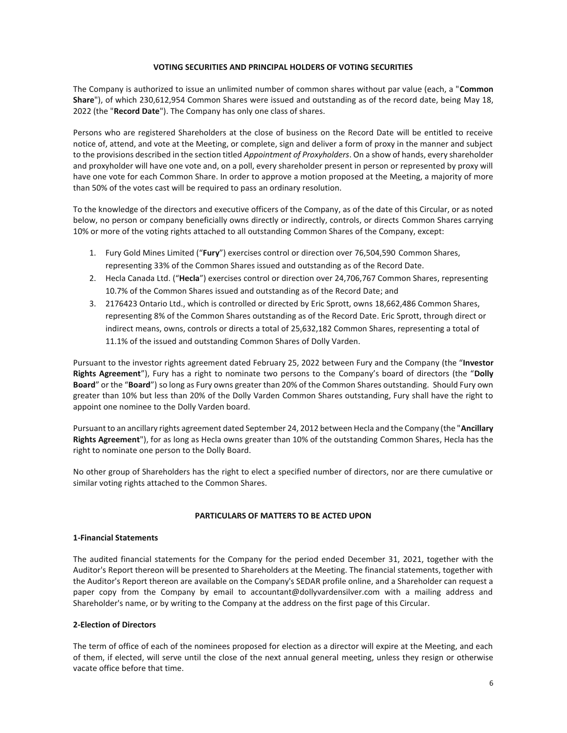## VOTING SECURITIES AND PRINCIPAL HOLDERS OF VOTING SECURITIES

The Company is authorized to issue an unlimited number of common shares without par value (each, a "**Common Share**"), of which 230,612,954 Common Shares were issued and outstanding as of the record date, being May 18, 2022 (the "**Record Date**"). The Company has only one class of shares.

Persons who are registered Shareholders at the close of business on the Record Date will be entitled to receive notice of, attend, and vote at the Meeting, or complete, sign and deliver a form of proxy in the manner and subject to the provisions described in the section titled *Appointment of Proxyholders*. On a show of hands, every shareholder and proxyholder will have one vote and, on a poll, every shareholder present in person or represented by proxy will have one vote for each Common Share. In order to approve a motion proposed at the Meeting, a majority of more than 50% of the votes cast will be required to pass an ordinary resolution.

To the knowledge of the directors and executive officers of the Company, as of the date of this Circular, or as noted below, no person or company beneficially owns directly or indirectly, controls, or directs Common Shares carrying 10% or more of the voting rights attached to all outstanding Common Shares of the Company, except:

1. Fury Gold Mines Limited ("**Fury**") exercises control or direction over 76,504,590 Common Shares, representing 33% of the Common Shares issued and outstanding as of the Record Date.
2. Hecla Canada Ltd. ("**Hecla**") exercises control or direction over 24,706,767 Common Shares, representing 10.7% of the Common Shares issued and outstanding as of the Record Date; and
3. 2176423 Ontario Ltd., which is controlled or directed by Eric Sprott, owns 18,662,486 Common Shares, representing 8% of the Common Shares outstanding as of the Record Date. Eric Sprott, through direct or indirect means, owns, controls or directs a total of 25,632,182 Common Shares, representing a total of 11.1% of the issued and outstanding Common Shares of Dolly Varden.

Pursuant to the investor rights agreement dated February 25, 2022 between Fury and the Company (the "**Investor Rights Agreement**"), Fury has a right to nominate two persons to the Company's board of directors (the "**Dolly Board**" or the "**Board**") so long as Fury owns greater than 20% of the Common Shares outstanding. Should Fury own greater than 10% but less than 20% of the Dolly Varden Common Shares outstanding, Fury shall have the right to appoint one nominee to the Dolly Varden board.

Pursuant to an ancillary rights agreement dated September 24, 2012 between Hecla and the Company (the "**Ancillary Rights Agreement**"), for as long as Hecla owns greater than 10% of the outstanding Common Shares, Hecla has the right to nominate one person to the Dolly Board.

No other group of Shareholders has the right to elect a specified number of directors, nor are there cumulative or similar voting rights attached to the Common Shares.

## PARTICULARS OF MATTERS TO BE ACTED UPON

### 1-Financial Statements

The audited financial statements for the Company for the period ended December 31, 2021, together with the Auditor's Report thereon will be presented to Shareholders at the Meeting. The financial statements, together with the Auditor's Report thereon are available on the Company's SEDAR profile online, and a Shareholder can request a paper copy from the Company by email to accountant@dollyvardensilver.com with a mailing address and Shareholder's name, or by writing to the Company at the address on the first page of this Circular.

### 2-Election of Directors

The term of office of each of the nominees proposed for election as a director will expire at the Meeting, and each of them, if elected, will serve until the close of the next annual general meeting, unless they resign or otherwise vacate office before that time.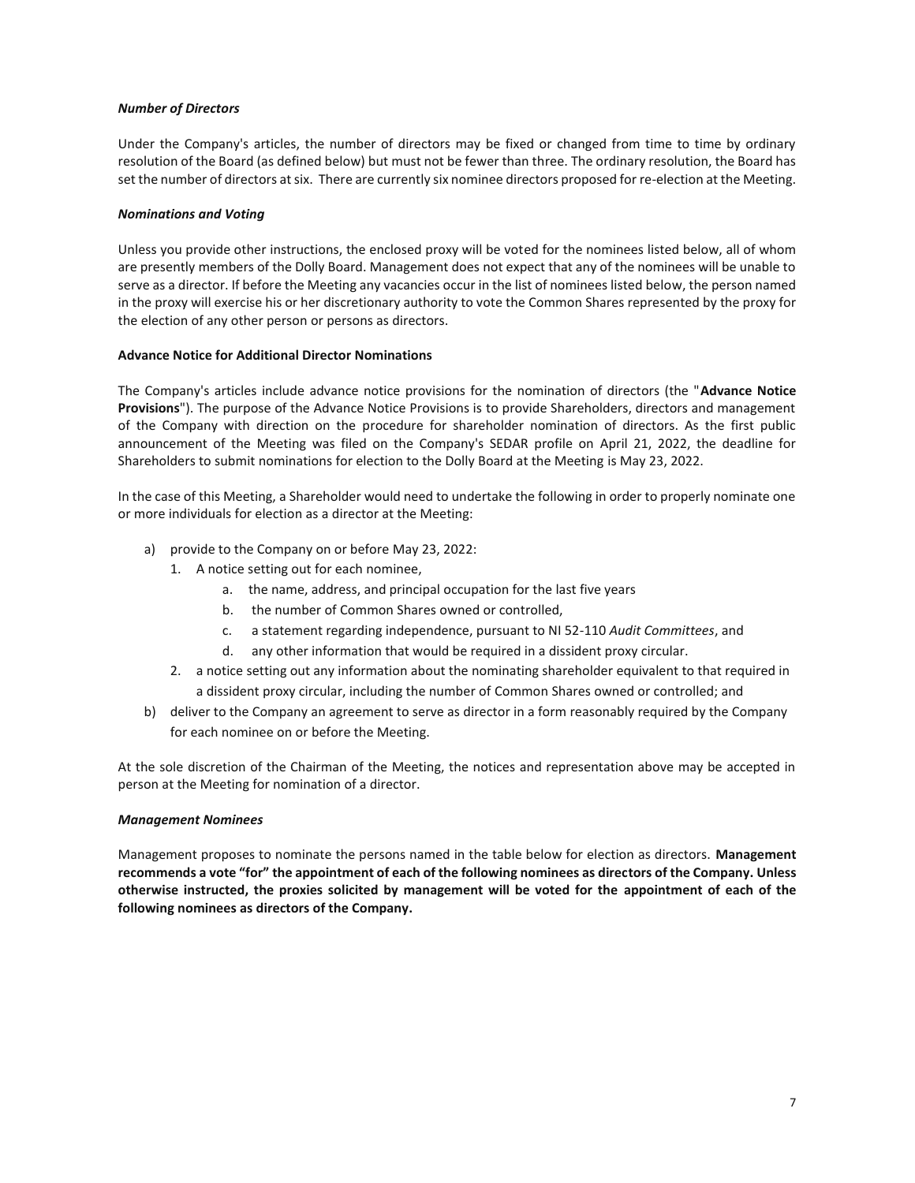### *Number of Directors*

Under the Company's articles, the number of directors may be fixed or changed from time to time by ordinary resolution of the Board (as defined below) but must not be fewer than three. The ordinary resolution, the Board has set the number of directors at six. There are currently six nominee directors proposed for re-election at the Meeting.

### *Nominations and Voting*

Unless you provide other instructions, the enclosed proxy will be voted for the nominees listed below, all of whom are presently members of the Dolly Board. Management does not expect that any of the nominees will be unable to serve as a director. If before the Meeting any vacancies occur in the list of nominees listed below, the person named in the proxy will exercise his or her discretionary authority to vote the Common Shares represented by the proxy for the election of any other person or persons as directors.

### Advance Notice for Additional Director Nominations

The Company's articles include advance notice provisions for the nomination of directors (the "**Advance Notice Provisions**"). The purpose of the Advance Notice Provisions is to provide Shareholders, directors and management of the Company with direction on the procedure for shareholder nomination of directors. As the first public announcement of the Meeting was filed on the Company's SEDAR profile on April 21, 2022, the deadline for Shareholders to submit nominations for election to the Dolly Board at the Meeting is May 23, 2022.

In the case of this Meeting, a Shareholder would need to undertake the following in order to properly nominate one or more individuals for election as a director at the Meeting:

a) provide to the Company on or before May 23, 2022:
   1. A notice setting out for each nominee,
      a. the name, address, and principal occupation for the last five years
      b. the number of Common Shares owned or controlled,
      c. a statement regarding independence, pursuant to NI 52-110 *Audit Committees*, and
      d. any other information that would be required in a dissident proxy circular.
   2. a notice setting out any information about the nominating shareholder equivalent to that required in a dissident proxy circular, including the number of Common Shares owned or controlled; and
b) deliver to the Company an agreement to serve as director in a form reasonably required by the Company for each nominee on or before the Meeting.

At the sole discretion of the Chairman of the Meeting, the notices and representation above may be accepted in person at the Meeting for nomination of a director.

### *Management Nominees*

Management proposes to nominate the persons named in the table below for election as directors. **Management recommends a vote "for" the appointment of each of the following nominees as directors of the Company. Unless otherwise instructed, the proxies solicited by management will be voted for the appointment of each of the following nominees as directors of the Company.**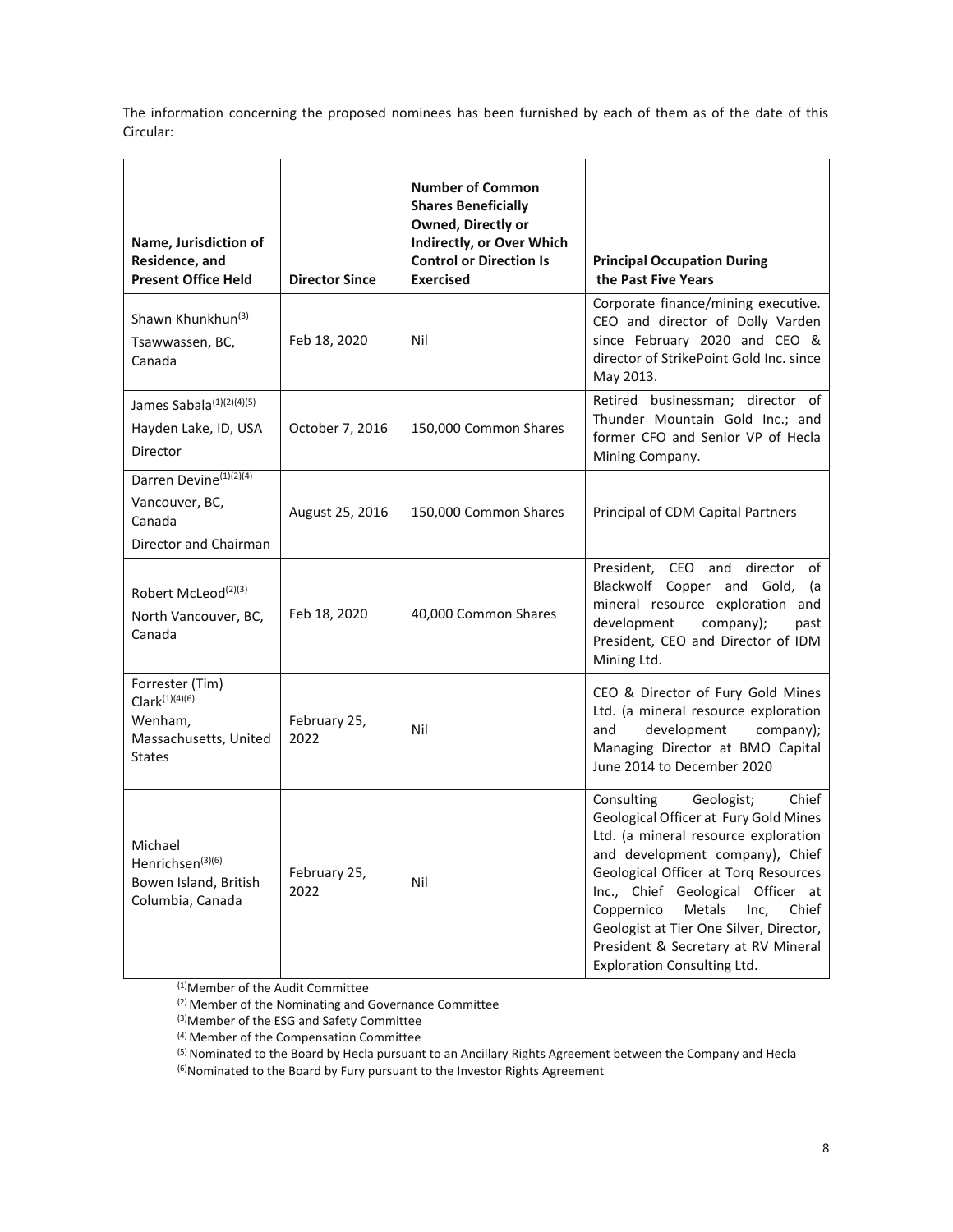The information concerning the proposed nominees has been furnished by each of them as of the date of this Circular:

| Name, Jurisdiction of Residence, and Present Office Held | Director Since | Number of Common Shares Beneficially Owned, Directly or Indirectly, or Over Which Control or Direction Is Exercised | Principal Occupation During the Past Five Years |
|---|---|---|---|
| Shawn Khunkhun[(3)]<br>Tsawwassen, BC, Canada | Feb 18, 2020 | Nil | Corporate finance/mining executive. CEO and director of Dolly Varden since February 2020 and CEO & director of StrikePoint Gold Inc. since May 2013. |
| James Sabala[(1)(2)(4)(5)]<br>Hayden Lake, ID, USA<br>Director | October 7, 2016 | 150,000 Common Shares | Retired businessman; director of Thunder Mountain Gold Inc.; and former CFO and Senior VP of Hecla Mining Company. |
| Darren Devine[(1)(2)(4)]<br>Vancouver, BC, Canada<br>Director and Chairman | August 25, 2016 | 150,000 Common Shares | Principal of CDM Capital Partners |
| Robert McLeod[(2)(3)]<br>North Vancouver, BC, Canada | Feb 18, 2020 | 40,000 Common Shares | President, CEO and director of Blackwolf Copper and Gold, (a mineral resource exploration and development company); past President, CEO and Director of IDM Mining Ltd. |
| Forrester (Tim) Clark[(1)(4)(6)]<br>Wenham, Massachusetts, United States | February 25, 2022 | Nil | CEO & Director of Fury Gold Mines Ltd. (a mineral resource exploration and development company); Managing Director at BMO Capital June 2014 to December 2020 |
| Michael Henrichsen[(3)(6)]<br>Bowen Island, British Columbia, Canada | February 25, 2022 | Nil | Consulting Geologist; Chief Geological Officer at Fury Gold Mines Ltd. (a mineral resource exploration and development company), Chief Geological Officer at Torq Resources Inc., Chief Geological Officer at Coppernico Metals Inc, Chief Geologist at Tier One Silver, Director, President & Secretary at RV Mineral Exploration Consulting Ltd. |

(1) Member of the Audit Committee
(2) Member of the Nominating and Governance Committee
(3) Member of the ESG and Safety Committee
(4) Member of the Compensation Committee
(5) Nominated to the Board by Hecla pursuant to an Ancillary Rights Agreement between the Company and Hecla
(6) Nominated to the Board by Fury pursuant to the Investor Rights Agreement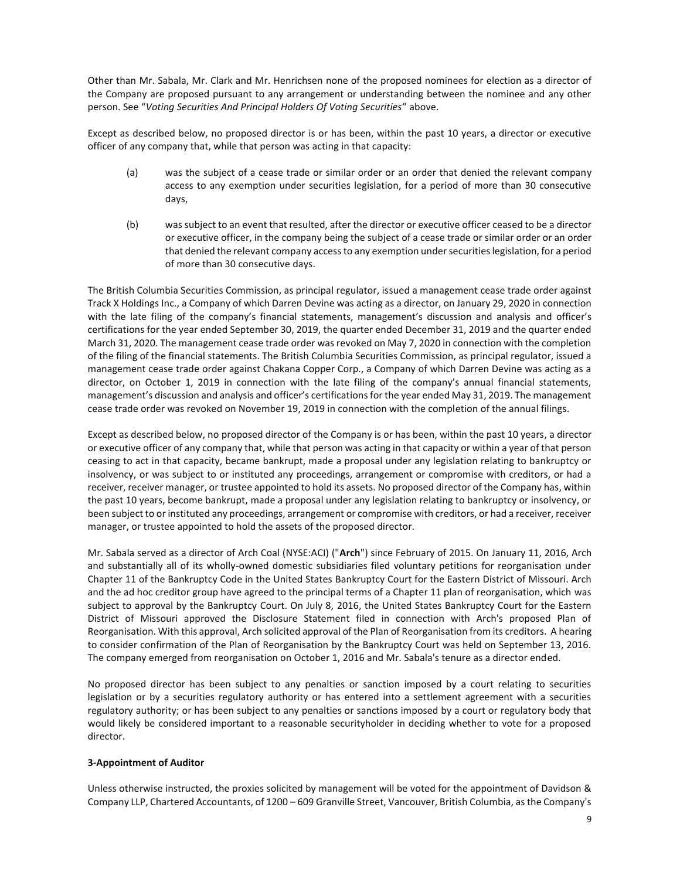Other than Mr. Sabala, Mr. Clark and Mr. Henrichsen none of the proposed nominees for election as a director of the Company are proposed pursuant to any arrangement or understanding between the nominee and any other person. See "*Voting Securities And Principal Holders Of Voting Securities*" above.

Except as described below, no proposed director is or has been, within the past 10 years, a director or executive officer of any company that, while that person was acting in that capacity:

(a) was the subject of a cease trade or similar order or an order that denied the relevant company access to any exemption under securities legislation, for a period of more than 30 consecutive days,

(b) was subject to an event that resulted, after the director or executive officer ceased to be a director or executive officer, in the company being the subject of a cease trade or similar order or an order that denied the relevant company access to any exemption under securities legislation, for a period of more than 30 consecutive days.

The British Columbia Securities Commission, as principal regulator, issued a management cease trade order against Track X Holdings Inc., a Company of which Darren Devine was acting as a director, on January 29, 2020 in connection with the late filing of the company's financial statements, management's discussion and analysis and officer's certifications for the year ended September 30, 2019, the quarter ended December 31, 2019 and the quarter ended March 31, 2020. The management cease trade order was revoked on May 7, 2020 in connection with the completion of the filing of the financial statements. The British Columbia Securities Commission, as principal regulator, issued a management cease trade order against Chakana Copper Corp., a Company of which Darren Devine was acting as a director, on October 1, 2019 in connection with the late filing of the company's annual financial statements, management's discussion and analysis and officer's certifications for the year ended May 31, 2019. The management cease trade order was revoked on November 19, 2019 in connection with the completion of the annual filings.

Except as described below, no proposed director of the Company is or has been, within the past 10 years, a director or executive officer of any company that, while that person was acting in that capacity or within a year of that person ceasing to act in that capacity, became bankrupt, made a proposal under any legislation relating to bankruptcy or insolvency, or was subject to or instituted any proceedings, arrangement or compromise with creditors, or had a receiver, receiver manager, or trustee appointed to hold its assets. No proposed director of the Company has, within the past 10 years, become bankrupt, made a proposal under any legislation relating to bankruptcy or insolvency, or been subject to or instituted any proceedings, arrangement or compromise with creditors, or had a receiver, receiver manager, or trustee appointed to hold the assets of the proposed director.

Mr. Sabala served as a director of Arch Coal (NYSE:ACI) ("**Arch**") since February of 2015. On January 11, 2016, Arch and substantially all of its wholly-owned domestic subsidiaries filed voluntary petitions for reorganisation under Chapter 11 of the Bankruptcy Code in the United States Bankruptcy Court for the Eastern District of Missouri. Arch and the ad hoc creditor group have agreed to the principal terms of a Chapter 11 plan of reorganisation, which was subject to approval by the Bankruptcy Court. On July 8, 2016, the United States Bankruptcy Court for the Eastern District of Missouri approved the Disclosure Statement filed in connection with Arch's proposed Plan of Reorganisation. With this approval, Arch solicited approval of the Plan of Reorganisation from its creditors. A hearing to consider confirmation of the Plan of Reorganisation by the Bankruptcy Court was held on September 13, 2016. The company emerged from reorganisation on October 1, 2016 and Mr. Sabala's tenure as a director ended.

No proposed director has been subject to any penalties or sanction imposed by a court relating to securities legislation or by a securities regulatory authority or has entered into a settlement agreement with a securities regulatory authority; or has been subject to any penalties or sanctions imposed by a court or regulatory body that would likely be considered important to a reasonable securityholder in deciding whether to vote for a proposed director.

**3-Appointment of Auditor**

Unless otherwise instructed, the proxies solicited by management will be voted for the appointment of Davidson & Company LLP, Chartered Accountants, of 1200 – 609 Granville Street, Vancouver, British Columbia, as the Company's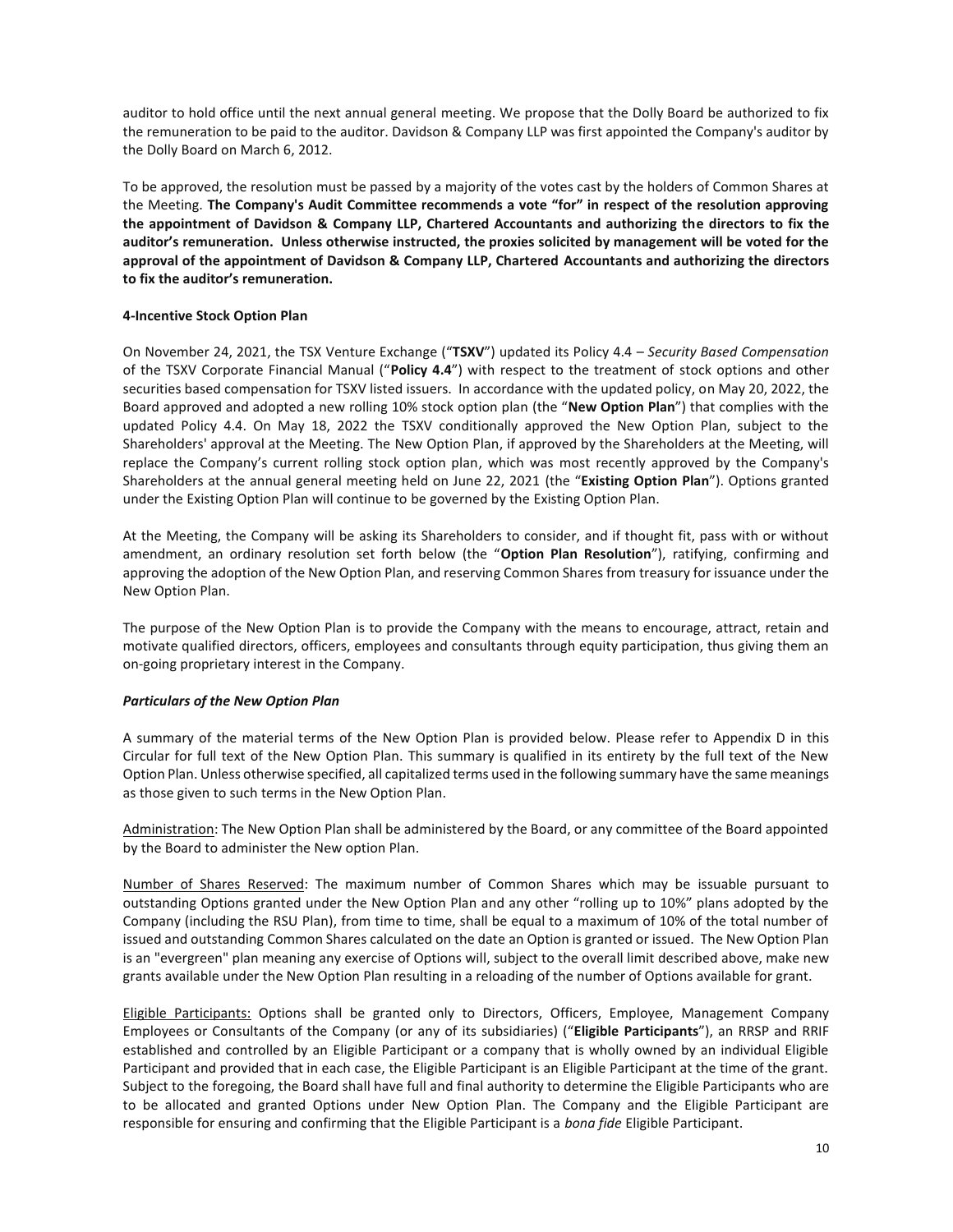auditor to hold office until the next annual general meeting. We propose that the Dolly Board be authorized to fix the remuneration to be paid to the auditor. Davidson & Company LLP was first appointed the Company's auditor by the Dolly Board on March 6, 2012.

To be approved, the resolution must be passed by a majority of the votes cast by the holders of Common Shares at the Meeting. **The Company's Audit Committee recommends a vote "for" in respect of the resolution approving the appointment of Davidson & Company LLP, Chartered Accountants and authorizing the directors to fix the auditor's remuneration. Unless otherwise instructed, the proxies solicited by management will be voted for the approval of the appointment of Davidson & Company LLP, Chartered Accountants and authorizing the directors to fix the auditor's remuneration.**

**4-Incentive Stock Option Plan**

On November 24, 2021, the TSX Venture Exchange ("**TSXV**") updated its Policy 4.4 – *Security Based Compensation* of the TSXV Corporate Financial Manual ("**Policy 4.4**") with respect to the treatment of stock options and other securities based compensation for TSXV listed issuers. In accordance with the updated policy, on May 20, 2022, the Board approved and adopted a new rolling 10% stock option plan (the "**New Option Plan**") that complies with the updated Policy 4.4. On May 18, 2022 the TSXV conditionally approved the New Option Plan, subject to the Shareholders' approval at the Meeting. The New Option Plan, if approved by the Shareholders at the Meeting, will replace the Company's current rolling stock option plan, which was most recently approved by the Company's Shareholders at the annual general meeting held on June 22, 2021 (the "**Existing Option Plan**"). Options granted under the Existing Option Plan will continue to be governed by the Existing Option Plan.

At the Meeting, the Company will be asking its Shareholders to consider, and if thought fit, pass with or without amendment, an ordinary resolution set forth below (the "**Option Plan Resolution**"), ratifying, confirming and approving the adoption of the New Option Plan, and reserving Common Shares from treasury for issuance under the New Option Plan.

The purpose of the New Option Plan is to provide the Company with the means to encourage, attract, retain and motivate qualified directors, officers, employees and consultants through equity participation, thus giving them an on-going proprietary interest in the Company.

***Particulars of the New Option Plan***

A summary of the material terms of the New Option Plan is provided below. Please refer to Appendix D in this Circular for full text of the New Option Plan. This summary is qualified in its entirety by the full text of the New Option Plan. Unless otherwise specified, all capitalized terms used in the following summary have the same meanings as those given to such terms in the New Option Plan.

Administration: The New Option Plan shall be administered by the Board, or any committee of the Board appointed by the Board to administer the New option Plan.

Number of Shares Reserved: The maximum number of Common Shares which may be issuable pursuant to outstanding Options granted under the New Option Plan and any other "rolling up to 10%" plans adopted by the Company (including the RSU Plan), from time to time, shall be equal to a maximum of 10% of the total number of issued and outstanding Common Shares calculated on the date an Option is granted or issued. The New Option Plan is an "evergreen" plan meaning any exercise of Options will, subject to the overall limit described above, make new grants available under the New Option Plan resulting in a reloading of the number of Options available for grant.

Eligible Participants: Options shall be granted only to Directors, Officers, Employee, Management Company Employees or Consultants of the Company (or any of its subsidiaries) ("**Eligible Participants**"), an RRSP and RRIF established and controlled by an Eligible Participant or a company that is wholly owned by an individual Eligible Participant and provided that in each case, the Eligible Participant is an Eligible Participant at the time of the grant. Subject to the foregoing, the Board shall have full and final authority to determine the Eligible Participants who are to be allocated and granted Options under New Option Plan. The Company and the Eligible Participant are responsible for ensuring and confirming that the Eligible Participant is a *bona fide* Eligible Participant.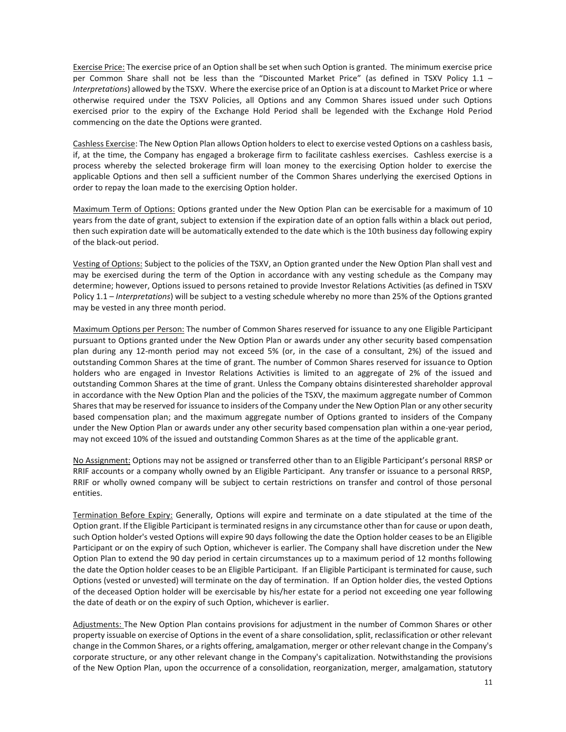Exercise Price: The exercise price of an Option shall be set when such Option is granted. The minimum exercise price per Common Share shall not be less than the "Discounted Market Price" (as defined in TSXV Policy 1.1 – *Interpretations*) allowed by the TSXV. Where the exercise price of an Option is at a discount to Market Price or where otherwise required under the TSXV Policies, all Options and any Common Shares issued under such Options exercised prior to the expiry of the Exchange Hold Period shall be legended with the Exchange Hold Period commencing on the date the Options were granted.

Cashless Exercise: The New Option Plan allows Option holders to elect to exercise vested Options on a cashless basis, if, at the time, the Company has engaged a brokerage firm to facilitate cashless exercises. Cashless exercise is a process whereby the selected brokerage firm will loan money to the exercising Option holder to exercise the applicable Options and then sell a sufficient number of the Common Shares underlying the exercised Options in order to repay the loan made to the exercising Option holder.

Maximum Term of Options: Options granted under the New Option Plan can be exercisable for a maximum of 10 years from the date of grant, subject to extension if the expiration date of an option falls within a black out period, then such expiration date will be automatically extended to the date which is the 10th business day following expiry of the black-out period.

Vesting of Options: Subject to the policies of the TSXV, an Option granted under the New Option Plan shall vest and may be exercised during the term of the Option in accordance with any vesting schedule as the Company may determine; however, Options issued to persons retained to provide Investor Relations Activities (as defined in TSXV Policy 1.1 – *Interpretations*) will be subject to a vesting schedule whereby no more than 25% of the Options granted may be vested in any three month period.

Maximum Options per Person: The number of Common Shares reserved for issuance to any one Eligible Participant pursuant to Options granted under the New Option Plan or awards under any other security based compensation plan during any 12-month period may not exceed 5% (or, in the case of a consultant, 2%) of the issued and outstanding Common Shares at the time of grant. The number of Common Shares reserved for issuance to Option holders who are engaged in Investor Relations Activities is limited to an aggregate of 2% of the issued and outstanding Common Shares at the time of grant. Unless the Company obtains disinterested shareholder approval in accordance with the New Option Plan and the policies of the TSXV, the maximum aggregate number of Common Shares that may be reserved for issuance to insiders of the Company under the New Option Plan or any other security based compensation plan; and the maximum aggregate number of Options granted to insiders of the Company under the New Option Plan or awards under any other security based compensation plan within a one-year period, may not exceed 10% of the issued and outstanding Common Shares as at the time of the applicable grant.

No Assignment: Options may not be assigned or transferred other than to an Eligible Participant's personal RRSP or RRIF accounts or a company wholly owned by an Eligible Participant. Any transfer or issuance to a personal RRSP, RRIF or wholly owned company will be subject to certain restrictions on transfer and control of those personal entities.

Termination Before Expiry: Generally, Options will expire and terminate on a date stipulated at the time of the Option grant. If the Eligible Participant is terminated resigns in any circumstance other than for cause or upon death, such Option holder's vested Options will expire 90 days following the date the Option holder ceases to be an Eligible Participant or on the expiry of such Option, whichever is earlier. The Company shall have discretion under the New Option Plan to extend the 90 day period in certain circumstances up to a maximum period of 12 months following the date the Option holder ceases to be an Eligible Participant. If an Eligible Participant is terminated for cause, such Options (vested or unvested) will terminate on the day of termination. If an Option holder dies, the vested Options of the deceased Option holder will be exercisable by his/her estate for a period not exceeding one year following the date of death or on the expiry of such Option, whichever is earlier.

Adjustments: The New Option Plan contains provisions for adjustment in the number of Common Shares or other property issuable on exercise of Options in the event of a share consolidation, split, reclassification or other relevant change in the Common Shares, or a rights offering, amalgamation, merger or other relevant change in the Company's corporate structure, or any other relevant change in the Company's capitalization. Notwithstanding the provisions of the New Option Plan, upon the occurrence of a consolidation, reorganization, merger, amalgamation, statutory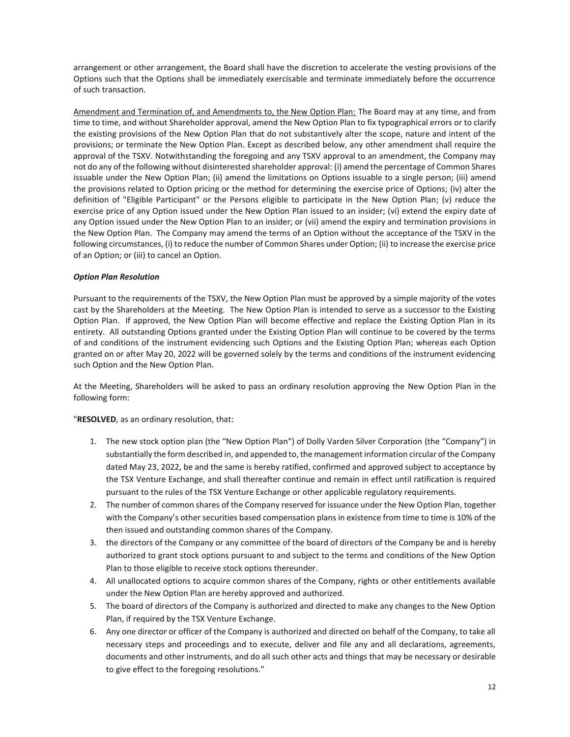arrangement or other arrangement, the Board shall have the discretion to accelerate the vesting provisions of the Options such that the Options shall be immediately exercisable and terminate immediately before the occurrence of such transaction.

Amendment and Termination of, and Amendments to, the New Option Plan: The Board may at any time, and from time to time, and without Shareholder approval, amend the New Option Plan to fix typographical errors or to clarify the existing provisions of the New Option Plan that do not substantively alter the scope, nature and intent of the provisions; or terminate the New Option Plan. Except as described below, any other amendment shall require the approval of the TSXV. Notwithstanding the foregoing and any TSXV approval to an amendment, the Company may not do any of the following without disinterested shareholder approval: (i) amend the percentage of Common Shares issuable under the New Option Plan; (ii) amend the limitations on Options issuable to a single person; (iii) amend the provisions related to Option pricing or the method for determining the exercise price of Options; (iv) alter the definition of "Eligible Participant" or the Persons eligible to participate in the New Option Plan; (v) reduce the exercise price of any Option issued under the New Option Plan issued to an insider; (vi) extend the expiry date of any Option issued under the New Option Plan to an insider; or (vii) amend the expiry and termination provisions in the New Option Plan. The Company may amend the terms of an Option without the acceptance of the TSXV in the following circumstances, (i) to reduce the number of Common Shares under Option; (ii) to increase the exercise price of an Option; or (iii) to cancel an Option.

***Option Plan Resolution***

Pursuant to the requirements of the TSXV, the New Option Plan must be approved by a simple majority of the votes cast by the Shareholders at the Meeting. The New Option Plan is intended to serve as a successor to the Existing Option Plan. If approved, the New Option Plan will become effective and replace the Existing Option Plan in its entirety. All outstanding Options granted under the Existing Option Plan will continue to be covered by the terms of and conditions of the instrument evidencing such Options and the Existing Option Plan; whereas each Option granted on or after May 20, 2022 will be governed solely by the terms and conditions of the instrument evidencing such Option and the New Option Plan.

At the Meeting, Shareholders will be asked to pass an ordinary resolution approving the New Option Plan in the following form:

"**RESOLVED**, as an ordinary resolution, that:

1. The new stock option plan (the "New Option Plan") of Dolly Varden Silver Corporation (the "Company") in substantially the form described in, and appended to, the management information circular of the Company dated May 23, 2022, be and the same is hereby ratified, confirmed and approved subject to acceptance by the TSX Venture Exchange, and shall thereafter continue and remain in effect until ratification is required pursuant to the rules of the TSX Venture Exchange or other applicable regulatory requirements.
2. The number of common shares of the Company reserved for issuance under the New Option Plan, together with the Company's other securities based compensation plans in existence from time to time is 10% of the then issued and outstanding common shares of the Company.
3. the directors of the Company or any committee of the board of directors of the Company be and is hereby authorized to grant stock options pursuant to and subject to the terms and conditions of the New Option Plan to those eligible to receive stock options thereunder.
4. All unallocated options to acquire common shares of the Company, rights or other entitlements available under the New Option Plan are hereby approved and authorized.
5. The board of directors of the Company is authorized and directed to make any changes to the New Option Plan, if required by the TSX Venture Exchange.
6. Any one director or officer of the Company is authorized and directed on behalf of the Company, to take all necessary steps and proceedings and to execute, deliver and file any and all declarations, agreements, documents and other instruments, and do all such other acts and things that may be necessary or desirable to give effect to the foregoing resolutions."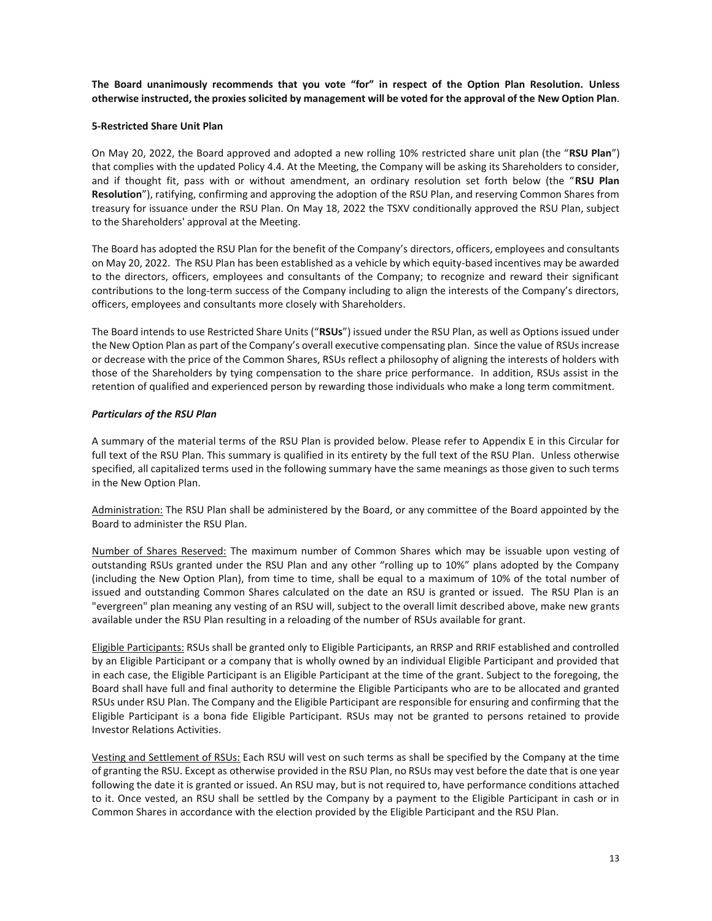**The Board unanimously recommends that you vote "for" in respect of the Option Plan Resolution. Unless otherwise instructed, the proxies solicited by management will be voted for the approval of the New Option Plan**.

**5-Restricted Share Unit Plan**

On May 20, 2022, the Board approved and adopted a new rolling 10% restricted share unit plan (the "**RSU Plan**") that complies with the updated Policy 4.4. At the Meeting, the Company will be asking its Shareholders to consider, and if thought fit, pass with or without amendment, an ordinary resolution set forth below (the "**RSU Plan Resolution**"), ratifying, confirming and approving the adoption of the RSU Plan, and reserving Common Shares from treasury for issuance under the RSU Plan. On May 18, 2022 the TSXV conditionally approved the RSU Plan, subject to the Shareholders' approval at the Meeting.

The Board has adopted the RSU Plan for the benefit of the Company's directors, officers, employees and consultants on May 20, 2022. The RSU Plan has been established as a vehicle by which equity-based incentives may be awarded to the directors, officers, employees and consultants of the Company; to recognize and reward their significant contributions to the long-term success of the Company including to align the interests of the Company's directors, officers, employees and consultants more closely with Shareholders.

The Board intends to use Restricted Share Units ("**RSUs**") issued under the RSU Plan, as well as Options issued under the New Option Plan as part of the Company's overall executive compensating plan. Since the value of RSUs increase or decrease with the price of the Common Shares, RSUs reflect a philosophy of aligning the interests of holders with those of the Shareholders by tying compensation to the share price performance. In addition, RSUs assist in the retention of qualified and experienced person by rewarding those individuals who make a long term commitment.

***Particulars of the RSU Plan***

A summary of the material terms of the RSU Plan is provided below. Please refer to Appendix E in this Circular for full text of the RSU Plan. This summary is qualified in its entirety by the full text of the RSU Plan. Unless otherwise specified, all capitalized terms used in the following summary have the same meanings as those given to such terms in the New Option Plan.

Administration: The RSU Plan shall be administered by the Board, or any committee of the Board appointed by the Board to administer the RSU Plan.

Number of Shares Reserved: The maximum number of Common Shares which may be issuable upon vesting of outstanding RSUs granted under the RSU Plan and any other "rolling up to 10%" plans adopted by the Company (including the New Option Plan), from time to time, shall be equal to a maximum of 10% of the total number of issued and outstanding Common Shares calculated on the date an RSU is granted or issued. The RSU Plan is an "evergreen" plan meaning any vesting of an RSU will, subject to the overall limit described above, make new grants available under the RSU Plan resulting in a reloading of the number of RSUs available for grant.

Eligible Participants: RSUs shall be granted only to Eligible Participants, an RRSP and RRIF established and controlled by an Eligible Participant or a company that is wholly owned by an individual Eligible Participant and provided that in each case, the Eligible Participant is an Eligible Participant at the time of the grant. Subject to the foregoing, the Board shall have full and final authority to determine the Eligible Participants who are to be allocated and granted RSUs under RSU Plan. The Company and the Eligible Participant are responsible for ensuring and confirming that the Eligible Participant is a bona fide Eligible Participant. RSUs may not be granted to persons retained to provide Investor Relations Activities.

Vesting and Settlement of RSUs: Each RSU will vest on such terms as shall be specified by the Company at the time of granting the RSU. Except as otherwise provided in the RSU Plan, no RSUs may vest before the date that is one year following the date it is granted or issued. An RSU may, but is not required to, have performance conditions attached to it. Once vested, an RSU shall be settled by the Company by a payment to the Eligible Participant in cash or in Common Shares in accordance with the election provided by the Eligible Participant and the RSU Plan.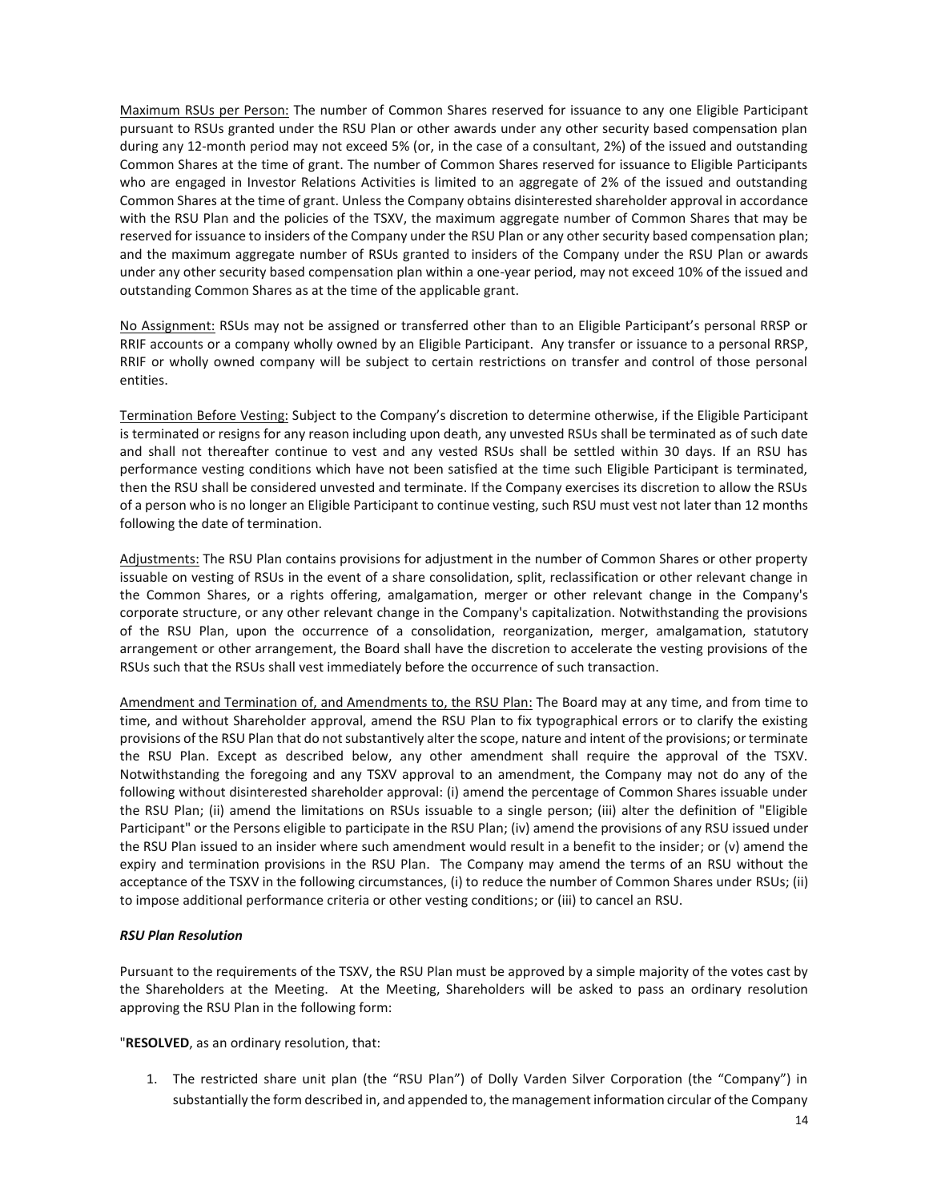Maximum RSUs per Person: The number of Common Shares reserved for issuance to any one Eligible Participant pursuant to RSUs granted under the RSU Plan or other awards under any other security based compensation plan during any 12-month period may not exceed 5% (or, in the case of a consultant, 2%) of the issued and outstanding Common Shares at the time of grant. The number of Common Shares reserved for issuance to Eligible Participants who are engaged in Investor Relations Activities is limited to an aggregate of 2% of the issued and outstanding Common Shares at the time of grant. Unless the Company obtains disinterested shareholder approval in accordance with the RSU Plan and the policies of the TSXV, the maximum aggregate number of Common Shares that may be reserved for issuance to insiders of the Company under the RSU Plan or any other security based compensation plan; and the maximum aggregate number of RSUs granted to insiders of the Company under the RSU Plan or awards under any other security based compensation plan within a one-year period, may not exceed 10% of the issued and outstanding Common Shares as at the time of the applicable grant.

No Assignment: RSUs may not be assigned or transferred other than to an Eligible Participant's personal RRSP or RRIF accounts or a company wholly owned by an Eligible Participant. Any transfer or issuance to a personal RRSP, RRIF or wholly owned company will be subject to certain restrictions on transfer and control of those personal entities.

Termination Before Vesting: Subject to the Company's discretion to determine otherwise, if the Eligible Participant is terminated or resigns for any reason including upon death, any unvested RSUs shall be terminated as of such date and shall not thereafter continue to vest and any vested RSUs shall be settled within 30 days. If an RSU has performance vesting conditions which have not been satisfied at the time such Eligible Participant is terminated, then the RSU shall be considered unvested and terminate. If the Company exercises its discretion to allow the RSUs of a person who is no longer an Eligible Participant to continue vesting, such RSU must vest not later than 12 months following the date of termination.

Adjustments: The RSU Plan contains provisions for adjustment in the number of Common Shares or other property issuable on vesting of RSUs in the event of a share consolidation, split, reclassification or other relevant change in the Common Shares, or a rights offering, amalgamation, merger or other relevant change in the Company's corporate structure, or any other relevant change in the Company's capitalization. Notwithstanding the provisions of the RSU Plan, upon the occurrence of a consolidation, reorganization, merger, amalgamation, statutory arrangement or other arrangement, the Board shall have the discretion to accelerate the vesting provisions of the RSUs such that the RSUs shall vest immediately before the occurrence of such transaction.

Amendment and Termination of, and Amendments to, the RSU Plan: The Board may at any time, and from time to time, and without Shareholder approval, amend the RSU Plan to fix typographical errors or to clarify the existing provisions of the RSU Plan that do not substantively alter the scope, nature and intent of the provisions; or terminate the RSU Plan. Except as described below, any other amendment shall require the approval of the TSXV. Notwithstanding the foregoing and any TSXV approval to an amendment, the Company may not do any of the following without disinterested shareholder approval: (i) amend the percentage of Common Shares issuable under the RSU Plan; (ii) amend the limitations on RSUs issuable to a single person; (iii) alter the definition of "Eligible Participant" or the Persons eligible to participate in the RSU Plan; (iv) amend the provisions of any RSU issued under the RSU Plan issued to an insider where such amendment would result in a benefit to the insider; or (v) amend the expiry and termination provisions in the RSU Plan. The Company may amend the terms of an RSU without the acceptance of the TSXV in the following circumstances, (i) to reduce the number of Common Shares under RSUs; (ii) to impose additional performance criteria or other vesting conditions; or (iii) to cancel an RSU.

***RSU Plan Resolution***

Pursuant to the requirements of the TSXV, the RSU Plan must be approved by a simple majority of the votes cast by the Shareholders at the Meeting. At the Meeting, Shareholders will be asked to pass an ordinary resolution approving the RSU Plan in the following form:

"**RESOLVED**, as an ordinary resolution, that:

1. The restricted share unit plan (the "RSU Plan") of Dolly Varden Silver Corporation (the "Company") in substantially the form described in, and appended to, the management information circular of the Company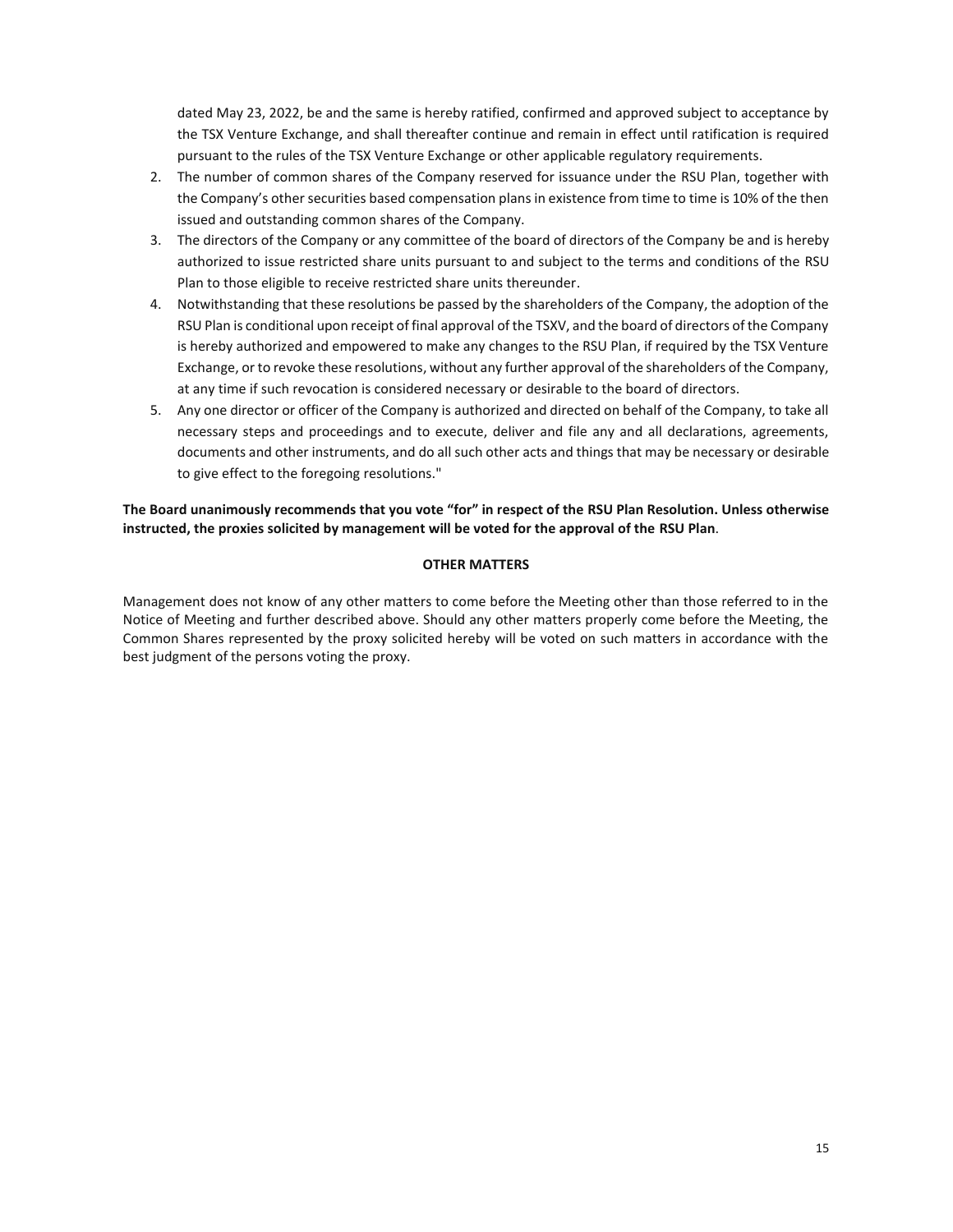dated May 23, 2022, be and the same is hereby ratified, confirmed and approved subject to acceptance by the TSX Venture Exchange, and shall thereafter continue and remain in effect until ratification is required pursuant to the rules of the TSX Venture Exchange or other applicable regulatory requirements.

2. The number of common shares of the Company reserved for issuance under the RSU Plan, together with the Company's other securities based compensation plans in existence from time to time is 10% of the then issued and outstanding common shares of the Company.
3. The directors of the Company or any committee of the board of directors of the Company be and is hereby authorized to issue restricted share units pursuant to and subject to the terms and conditions of the RSU Plan to those eligible to receive restricted share units thereunder.
4. Notwithstanding that these resolutions be passed by the shareholders of the Company, the adoption of the RSU Plan is conditional upon receipt of final approval of the TSXV, and the board of directors of the Company is hereby authorized and empowered to make any changes to the RSU Plan, if required by the TSX Venture Exchange, or to revoke these resolutions, without any further approval of the shareholders of the Company, at any time if such revocation is considered necessary or desirable to the board of directors.
5. Any one director or officer of the Company is authorized and directed on behalf of the Company, to take all necessary steps and proceedings and to execute, deliver and file any and all declarations, agreements, documents and other instruments, and do all such other acts and things that may be necessary or desirable to give effect to the foregoing resolutions."

**The Board unanimously recommends that you vote "for" in respect of the RSU Plan Resolution. Unless otherwise instructed, the proxies solicited by management will be voted for the approval of the RSU Plan**.

## OTHER MATTERS

Management does not know of any other matters to come before the Meeting other than those referred to in the Notice of Meeting and further described above. Should any other matters properly come before the Meeting, the Common Shares represented by the proxy solicited hereby will be voted on such matters in accordance with the best judgment of the persons voting the proxy.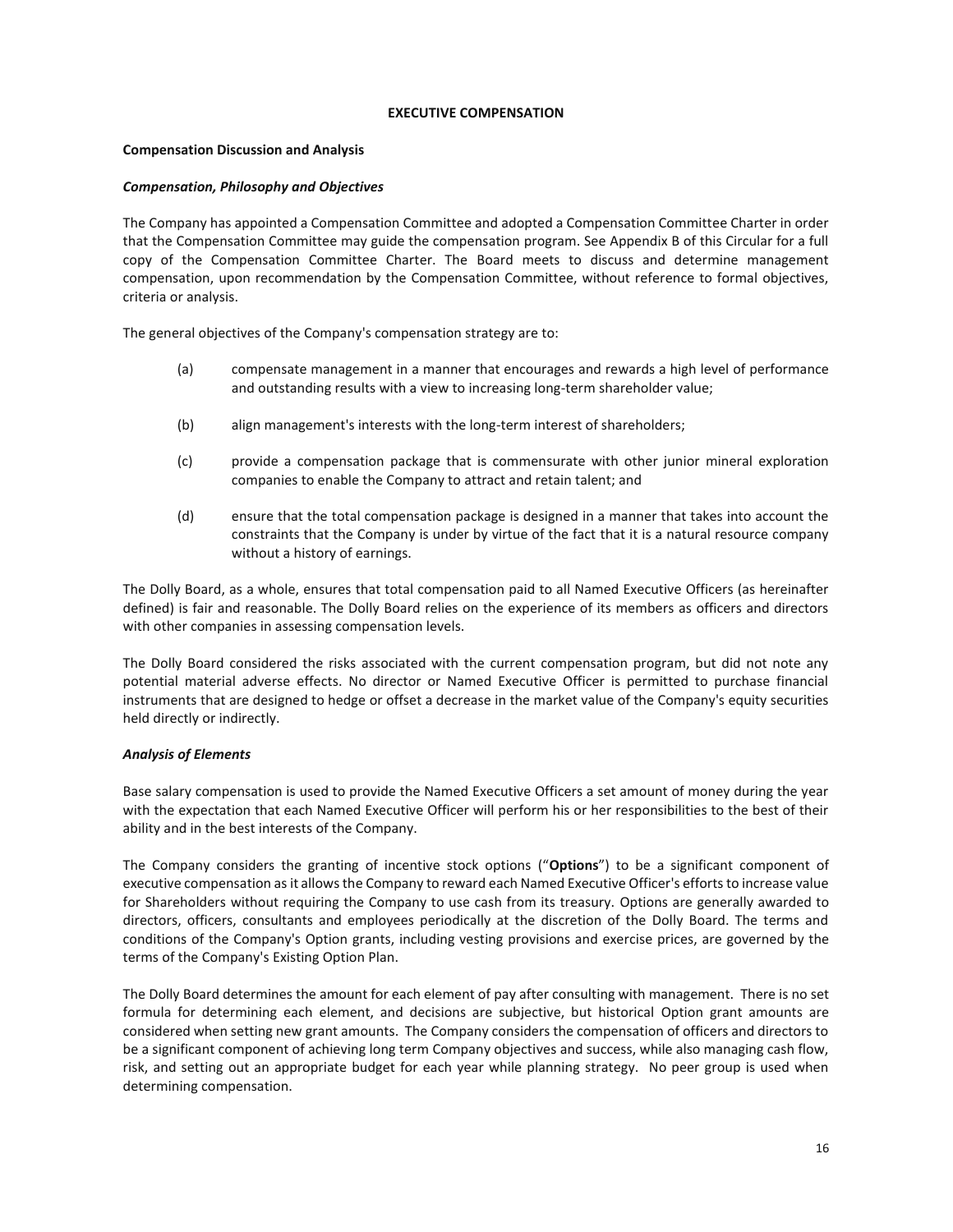# EXECUTIVE COMPENSATION

## Compensation Discussion and Analysis

### *Compensation, Philosophy and Objectives*

The Company has appointed a Compensation Committee and adopted a Compensation Committee Charter in order that the Compensation Committee may guide the compensation program. See Appendix B of this Circular for a full copy of the Compensation Committee Charter. The Board meets to discuss and determine management compensation, upon recommendation by the Compensation Committee, without reference to formal objectives, criteria or analysis.

The general objectives of the Company's compensation strategy are to:

(a) compensate management in a manner that encourages and rewards a high level of performance and outstanding results with a view to increasing long-term shareholder value;

(b) align management's interests with the long-term interest of shareholders;

(c) provide a compensation package that is commensurate with other junior mineral exploration companies to enable the Company to attract and retain talent; and

(d) ensure that the total compensation package is designed in a manner that takes into account the constraints that the Company is under by virtue of the fact that it is a natural resource company without a history of earnings.

The Dolly Board, as a whole, ensures that total compensation paid to all Named Executive Officers (as hereinafter defined) is fair and reasonable. The Dolly Board relies on the experience of its members as officers and directors with other companies in assessing compensation levels.

The Dolly Board considered the risks associated with the current compensation program, but did not note any potential material adverse effects. No director or Named Executive Officer is permitted to purchase financial instruments that are designed to hedge or offset a decrease in the market value of the Company's equity securities held directly or indirectly.

### *Analysis of Elements*

Base salary compensation is used to provide the Named Executive Officers a set amount of money during the year with the expectation that each Named Executive Officer will perform his or her responsibilities to the best of their ability and in the best interests of the Company.

The Company considers the granting of incentive stock options ("**Options**") to be a significant component of executive compensation as it allows the Company to reward each Named Executive Officer's efforts to increase value for Shareholders without requiring the Company to use cash from its treasury. Options are generally awarded to directors, officers, consultants and employees periodically at the discretion of the Dolly Board. The terms and conditions of the Company's Option grants, including vesting provisions and exercise prices, are governed by the terms of the Company's Existing Option Plan.

The Dolly Board determines the amount for each element of pay after consulting with management. There is no set formula for determining each element, and decisions are subjective, but historical Option grant amounts are considered when setting new grant amounts. The Company considers the compensation of officers and directors to be a significant component of achieving long term Company objectives and success, while also managing cash flow, risk, and setting out an appropriate budget for each year while planning strategy. No peer group is used when determining compensation.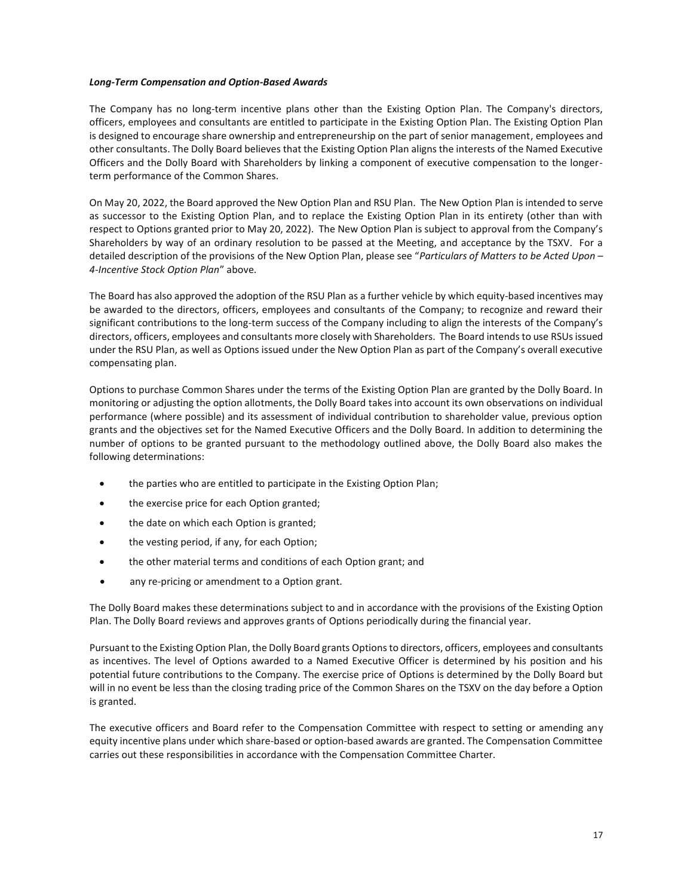### *Long-Term Compensation and Option-Based Awards*

The Company has no long-term incentive plans other than the Existing Option Plan. The Company's directors, officers, employees and consultants are entitled to participate in the Existing Option Plan. The Existing Option Plan is designed to encourage share ownership and entrepreneurship on the part of senior management, employees and other consultants. The Dolly Board believes that the Existing Option Plan aligns the interests of the Named Executive Officers and the Dolly Board with Shareholders by linking a component of executive compensation to the longer-term performance of the Common Shares.

On May 20, 2022, the Board approved the New Option Plan and RSU Plan. The New Option Plan is intended to serve as successor to the Existing Option Plan, and to replace the Existing Option Plan in its entirety (other than with respect to Options granted prior to May 20, 2022). The New Option Plan is subject to approval from the Company's Shareholders by way of an ordinary resolution to be passed at the Meeting, and acceptance by the TSXV. For a detailed description of the provisions of the New Option Plan, please see "*Particulars of Matters to be Acted Upon – 4-Incentive Stock Option Plan*" above.

The Board has also approved the adoption of the RSU Plan as a further vehicle by which equity-based incentives may be awarded to the directors, officers, employees and consultants of the Company; to recognize and reward their significant contributions to the long-term success of the Company including to align the interests of the Company's directors, officers, employees and consultants more closely with Shareholders. The Board intends to use RSUs issued under the RSU Plan, as well as Options issued under the New Option Plan as part of the Company's overall executive compensating plan.

Options to purchase Common Shares under the terms of the Existing Option Plan are granted by the Dolly Board. In monitoring or adjusting the option allotments, the Dolly Board takes into account its own observations on individual performance (where possible) and its assessment of individual contribution to shareholder value, previous option grants and the objectives set for the Named Executive Officers and the Dolly Board. In addition to determining the number of options to be granted pursuant to the methodology outlined above, the Dolly Board also makes the following determinations:

- the parties who are entitled to participate in the Existing Option Plan;
- the exercise price for each Option granted;
- the date on which each Option is granted;
- the vesting period, if any, for each Option;
- the other material terms and conditions of each Option grant; and
- any re-pricing or amendment to a Option grant.

The Dolly Board makes these determinations subject to and in accordance with the provisions of the Existing Option Plan. The Dolly Board reviews and approves grants of Options periodically during the financial year.

Pursuant to the Existing Option Plan, the Dolly Board grants Options to directors, officers, employees and consultants as incentives. The level of Options awarded to a Named Executive Officer is determined by his position and his potential future contributions to the Company. The exercise price of Options is determined by the Dolly Board but will in no event be less than the closing trading price of the Common Shares on the TSXV on the day before a Option is granted.

The executive officers and Board refer to the Compensation Committee with respect to setting or amending any equity incentive plans under which share-based or option-based awards are granted. The Compensation Committee carries out these responsibilities in accordance with the Compensation Committee Charter.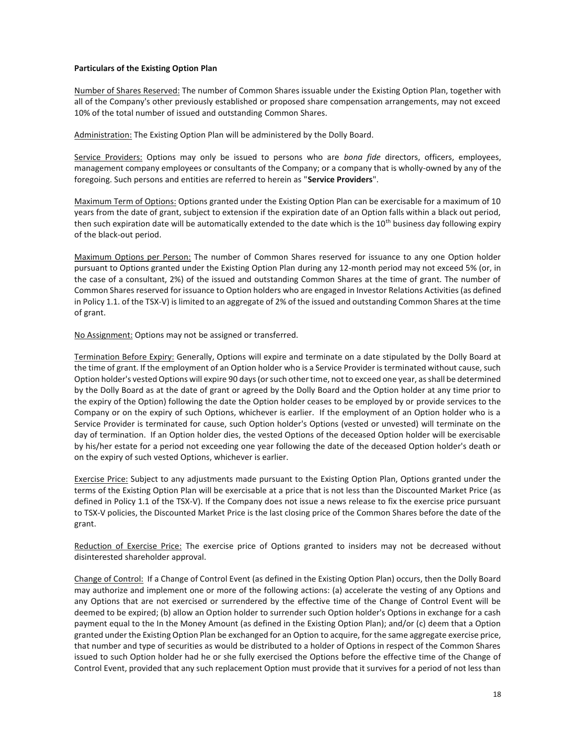**Particulars of the Existing Option Plan**

Number of Shares Reserved: The number of Common Shares issuable under the Existing Option Plan, together with all of the Company's other previously established or proposed share compensation arrangements, may not exceed 10% of the total number of issued and outstanding Common Shares.

Administration: The Existing Option Plan will be administered by the Dolly Board.

Service Providers: Options may only be issued to persons who are *bona fide* directors, officers, employees, management company employees or consultants of the Company; or a company that is wholly-owned by any of the foregoing. Such persons and entities are referred to herein as "**Service Providers**".

Maximum Term of Options: Options granted under the Existing Option Plan can be exercisable for a maximum of 10 years from the date of grant, subject to extension if the expiration date of an Option falls within a black out period, then such expiration date will be automatically extended to the date which is the 10th business day following expiry of the black-out period.

Maximum Options per Person: The number of Common Shares reserved for issuance to any one Option holder pursuant to Options granted under the Existing Option Plan during any 12-month period may not exceed 5% (or, in the case of a consultant, 2%) of the issued and outstanding Common Shares at the time of grant. The number of Common Shares reserved for issuance to Option holders who are engaged in Investor Relations Activities (as defined in Policy 1.1. of the TSX-V) is limited to an aggregate of 2% of the issued and outstanding Common Shares at the time of grant.

No Assignment: Options may not be assigned or transferred.

Termination Before Expiry: Generally, Options will expire and terminate on a date stipulated by the Dolly Board at the time of grant. If the employment of an Option holder who is a Service Provider is terminated without cause, such Option holder's vested Options will expire 90 days (or such other time, not to exceed one year, as shall be determined by the Dolly Board as at the date of grant or agreed by the Dolly Board and the Option holder at any time prior to the expiry of the Option) following the date the Option holder ceases to be employed by or provide services to the Company or on the expiry of such Options, whichever is earlier. If the employment of an Option holder who is a Service Provider is terminated for cause, such Option holder's Options (vested or unvested) will terminate on the day of termination. If an Option holder dies, the vested Options of the deceased Option holder will be exercisable by his/her estate for a period not exceeding one year following the date of the deceased Option holder's death or on the expiry of such vested Options, whichever is earlier.

Exercise Price: Subject to any adjustments made pursuant to the Existing Option Plan, Options granted under the terms of the Existing Option Plan will be exercisable at a price that is not less than the Discounted Market Price (as defined in Policy 1.1 of the TSX-V). If the Company does not issue a news release to fix the exercise price pursuant to TSX-V policies, the Discounted Market Price is the last closing price of the Common Shares before the date of the grant.

Reduction of Exercise Price: The exercise price of Options granted to insiders may not be decreased without disinterested shareholder approval.

Change of Control: If a Change of Control Event (as defined in the Existing Option Plan) occurs, then the Dolly Board may authorize and implement one or more of the following actions: (a) accelerate the vesting of any Options and any Options that are not exercised or surrendered by the effective time of the Change of Control Event will be deemed to be expired; (b) allow an Option holder to surrender such Option holder's Options in exchange for a cash payment equal to the In the Money Amount (as defined in the Existing Option Plan); and/or (c) deem that a Option granted under the Existing Option Plan be exchanged for an Option to acquire, for the same aggregate exercise price, that number and type of securities as would be distributed to a holder of Options in respect of the Common Shares issued to such Option holder had he or she fully exercised the Options before the effective time of the Change of Control Event, provided that any such replacement Option must provide that it survives for a period of not less than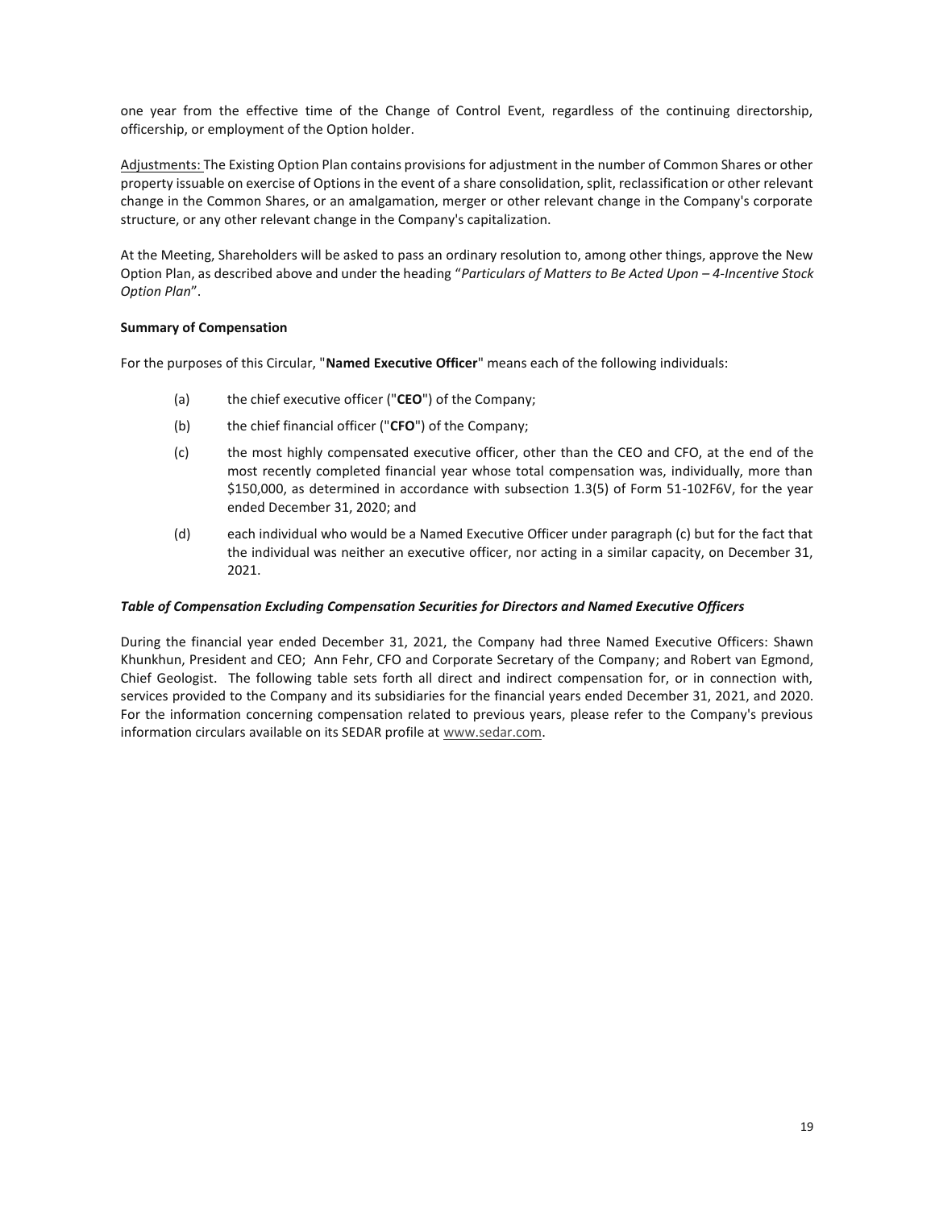one year from the effective time of the Change of Control Event, regardless of the continuing directorship, officership, or employment of the Option holder.

Adjustments: The Existing Option Plan contains provisions for adjustment in the number of Common Shares or other property issuable on exercise of Options in the event of a share consolidation, split, reclassification or other relevant change in the Common Shares, or an amalgamation, merger or other relevant change in the Company's corporate structure, or any other relevant change in the Company's capitalization.

At the Meeting, Shareholders will be asked to pass an ordinary resolution to, among other things, approve the New Option Plan, as described above and under the heading "*Particulars of Matters to Be Acted Upon – 4-Incentive Stock Option Plan*".

**Summary of Compensation**

For the purposes of this Circular, "**Named Executive Officer**" means each of the following individuals:

(a) the chief executive officer ("**CEO**") of the Company;

(b) the chief financial officer ("**CFO**") of the Company;

(c) the most highly compensated executive officer, other than the CEO and CFO, at the end of the most recently completed financial year whose total compensation was, individually, more than $150,000, as determined in accordance with subsection 1.3(5) of Form 51-102F6V, for the year ended December 31, 2020; and

(d) each individual who would be a Named Executive Officer under paragraph (c) but for the fact that the individual was neither an executive officer, nor acting in a similar capacity, on December 31, 2021.

***Table of Compensation Excluding Compensation Securities for Directors and Named Executive Officers***

During the financial year ended December 31, 2021, the Company had three Named Executive Officers: Shawn Khunkhun, President and CEO; Ann Fehr, CFO and Corporate Secretary of the Company; and Robert van Egmond, Chief Geologist. The following table sets forth all direct and indirect compensation for, or in connection with, services provided to the Company and its subsidiaries for the financial years ended December 31, 2021, and 2020. For the information concerning compensation related to previous years, please refer to the Company's previous information circulars available on its SEDAR profile at www.sedar.com.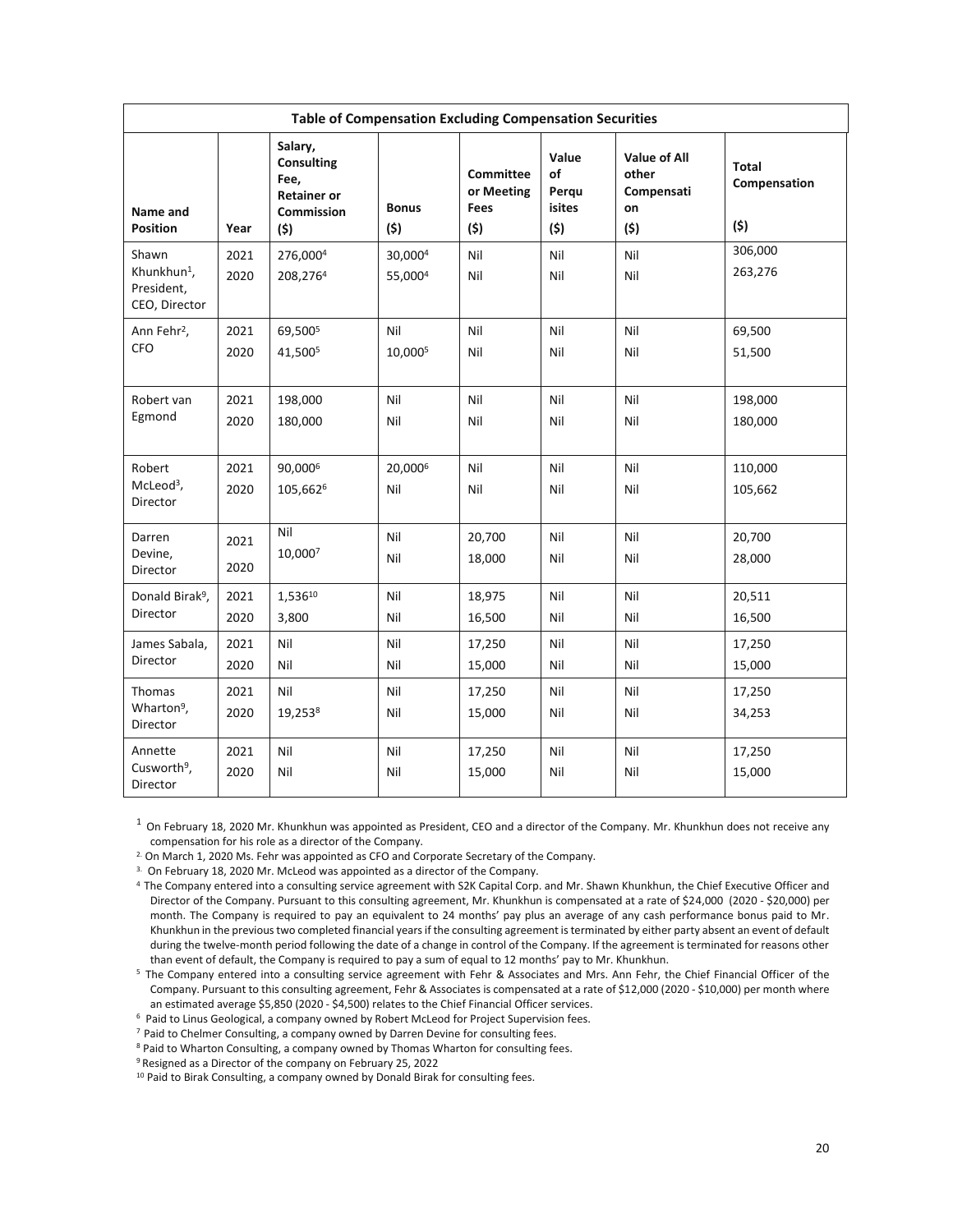| Table of Compensation Excluding Compensation Securities | | | | | | | |
|---|---|---|---|---|---|---|---|
| Name and Position | Year | Salary, Consulting Fee, Retainer or Commission ($) | Bonus ($) | Committee or Meeting Fees ($) | Value of Perquisites ($) | Value of All other Compensation ($) | Total Compensation ($) |
| Shawn Khunkhun[1], President, CEO, Director | 2021<br>2020 | 276,000[4]<br>208,276[4] | 30,000[4]<br>55,000[4] | Nil<br>Nil | Nil<br>Nil | Nil<br>Nil | 306,000<br>263,276 |
| Ann Fehr[2], CFO | 2021<br>2020 | 69,500[5]<br>41,500[5] | Nil<br>10,000[5] | Nil<br>Nil | Nil<br>Nil | Nil<br>Nil | 69,500<br>51,500 |
| Robert van Egmond | 2021<br>2020 | 198,000<br>180,000 | Nil<br>Nil | Nil<br>Nil | Nil<br>Nil | Nil<br>Nil | 198,000<br>180,000 |
| Robert McLeod[3], Director | 2021<br>2020 | 90,000[6]<br>105,662[6] | 20,000[6]<br>Nil | Nil<br>Nil | Nil<br>Nil | Nil<br>Nil | 110,000<br>105,662 |
| Darren Devine, Director | 2021<br>2020 | Nil<br>10,000[7] | Nil<br>Nil | 20,700<br>18,000 | Nil<br>Nil | Nil<br>Nil | 20,700<br>28,000 |
| Donald Birak[9], Director | 2021<br>2020 | 1,536[10]<br>3,800 | Nil<br>Nil | 18,975<br>16,500 | Nil<br>Nil | Nil<br>Nil | 20,511<br>16,500 |
| James Sabala, Director | 2021<br>2020 | Nil<br>Nil | Nil<br>Nil | 17,250<br>15,000 | Nil<br>Nil | Nil<br>Nil | 17,250<br>15,000 |
| Thomas Wharton[9], Director | 2021<br>2020 | Nil<br>19,253[8] | Nil<br>Nil | 17,250<br>15,000 | Nil<br>Nil | Nil<br>Nil | 17,250<br>34,253 |
| Annette Cusworth[9], Director | 2021<br>2020 | Nil<br>Nil | Nil<br>Nil | 17,250<br>15,000 | Nil<br>Nil | Nil<br>Nil | 17,250<br>15,000 |

[1] On February 18, 2020 Mr. Khunkhun was appointed as President, CEO and a director of the Company. Mr. Khunkhun does not receive any compensation for his role as a director of the Company.

[2] On March 1, 2020 Ms. Fehr was appointed as CFO and Corporate Secretary of the Company.

[3] On February 18, 2020 Mr. McLeod was appointed as a director of the Company.

[4] The Company entered into a consulting service agreement with S2K Capital Corp. and Mr. Shawn Khunkhun, the Chief Executive Officer and Director of the Company. Pursuant to this consulting agreement, Mr. Khunkhun is compensated at a rate of $24,000 (2020 - $20,000) per month. The Company is required to pay an equivalent to 24 months' pay plus an average of any cash performance bonus paid to Mr. Khunkhun in the previous two completed financial years if the consulting agreement is terminated by either party absent an event of default during the twelve-month period following the date of a change in control of the Company. If the agreement is terminated for reasons other than event of default, the Company is required to pay a sum of equal to 12 months' pay to Mr. Khunkhun.

[5] The Company entered into a consulting service agreement with Fehr & Associates and Mrs. Ann Fehr, the Chief Financial Officer of the Company. Pursuant to this consulting agreement, Fehr & Associates is compensated at a rate of $12,000 (2020 - $10,000) per month where an estimated average $5,850 (2020 - $4,500) relates to the Chief Financial Officer services.

[6] Paid to Linus Geological, a company owned by Robert McLeod for Project Supervision fees.

[7] Paid to Chelmer Consulting, a company owned by Darren Devine for consulting fees.

[8] Paid to Wharton Consulting, a company owned by Thomas Wharton for consulting fees.

[9] Resigned as a Director of the company on February 25, 2022

[10] Paid to Birak Consulting, a company owned by Donald Birak for consulting fees.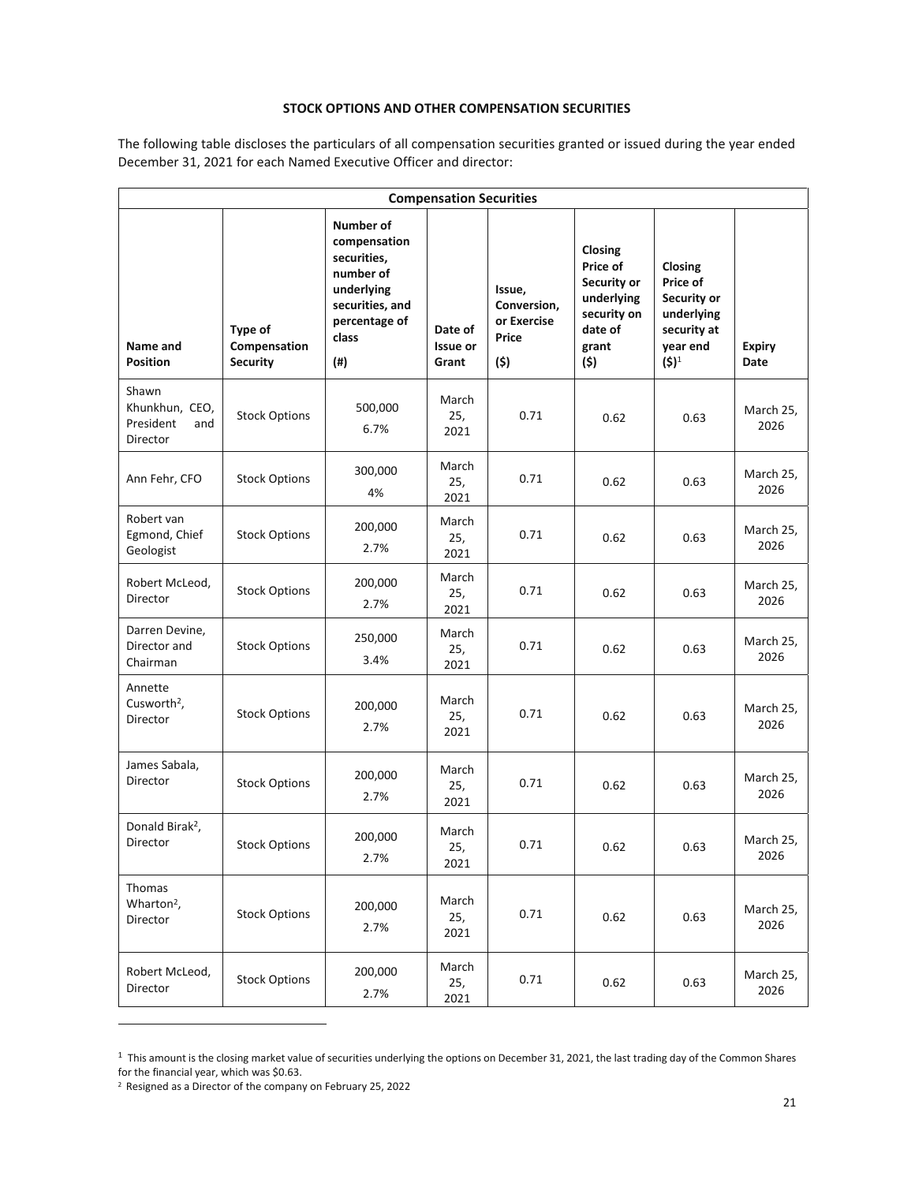**STOCK OPTIONS AND OTHER COMPENSATION SECURITIES**

The following table discloses the particulars of all compensation securities granted or issued during the year ended December 31, 2021 for each Named Executive Officer and director:

| **Compensation Securities** | | | | | | | |
|---|---|---|---|---|---|---|---|
| **Name and Position** | **Type of Compensation Security** | **Number of compensation securities, number of underlying securities, and percentage of class (#)** | **Date of Issue or Grant** | **Issue, Conversion, or Exercise Price ($)** | **Closing Price of Security or underlying security on date of grant ($)** | **Closing Price of Security or underlying security at year end ($)[1]** | **Expiry Date** |
| Shawn Khunkhun, CEO, President and Director | Stock Options | 500,000 6.7% | March 25, 2021 | 0.71 | 0.62 | 0.63 | March 25, 2026 |
| Ann Fehr, CFO | Stock Options | 300,000 4% | March 25, 2021 | 0.71 | 0.62 | 0.63 | March 25, 2026 |
| Robert van Egmond, Chief Geologist | Stock Options | 200,000 2.7% | March 25, 2021 | 0.71 | 0.62 | 0.63 | March 25, 2026 |
| Robert McLeod, Director | Stock Options | 200,000 2.7% | March 25, 2021 | 0.71 | 0.62 | 0.63 | March 25, 2026 |
| Darren Devine, Director and Chairman | Stock Options | 250,000 3.4% | March 25, 2021 | 0.71 | 0.62 | 0.63 | March 25, 2026 |
| Annette Cusworth[2], Director | Stock Options | 200,000 2.7% | March 25, 2021 | 0.71 | 0.62 | 0.63 | March 25, 2026 |
| James Sabala, Director | Stock Options | 200,000 2.7% | March 25, 2021 | 0.71 | 0.62 | 0.63 | March 25, 2026 |
| Donald Birak[2], Director | Stock Options | 200,000 2.7% | March 25, 2021 | 0.71 | 0.62 | 0.63 | March 25, 2026 |
| Thomas Wharton[2], Director | Stock Options | 200,000 2.7% | March 25, 2021 | 0.71 | 0.62 | 0.63 | March 25, 2026 |
| Robert McLeod, Director | Stock Options | 200,000 2.7% | March 25, 2021 | 0.71 | 0.62 | 0.63 | March 25, 2026 |

[1] This amount is the closing market value of securities underlying the options on December 31, 2021, the last trading day of the Common Shares for the financial year, which was $0.63.

[2] Resigned as a Director of the company on February 25, 2022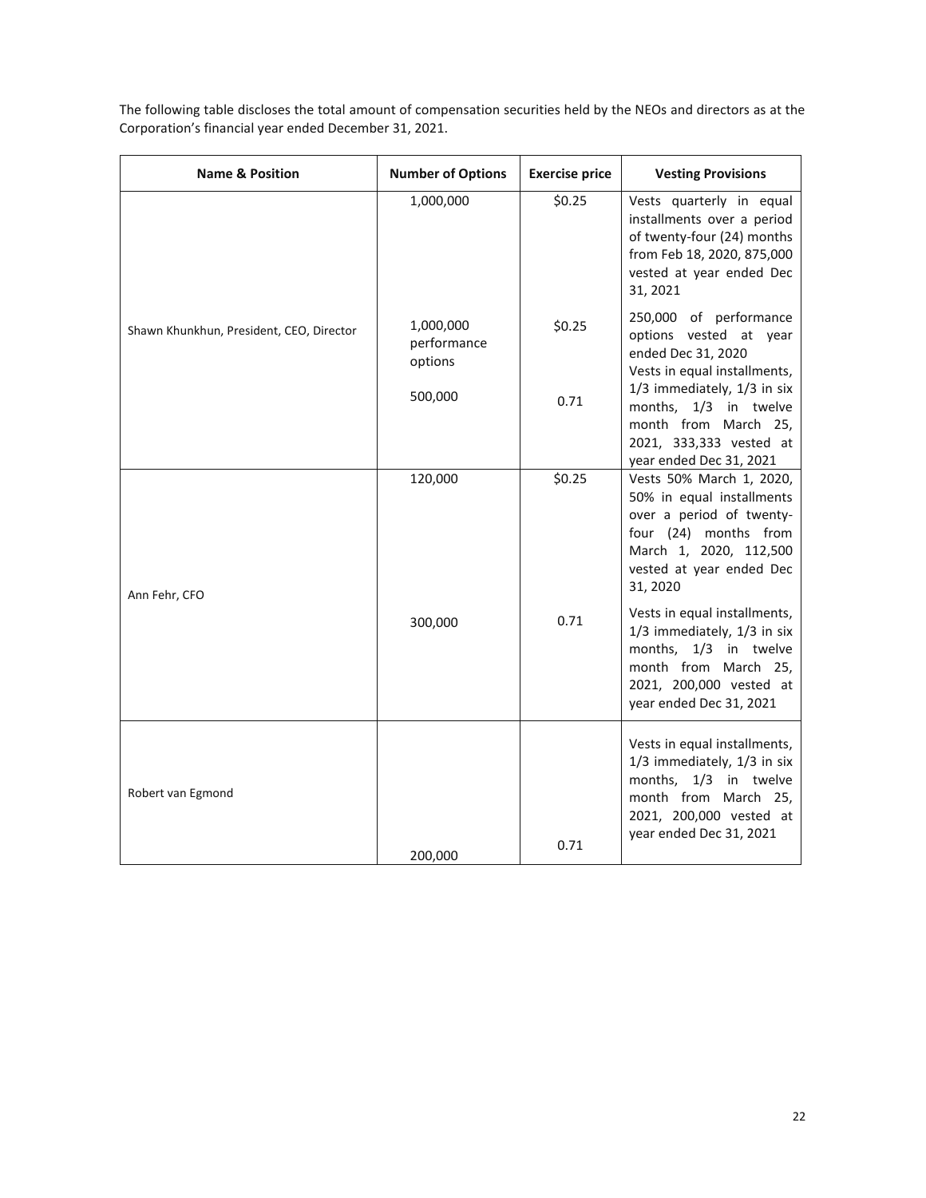The following table discloses the total amount of compensation securities held by the NEOs and directors as at the Corporation's financial year ended December 31, 2021.

| Name & Position | Number of Options | Exercise price | Vesting Provisions |
|---|---|---|---|
| Shawn Khunkhun, President, CEO, Director | 1,000,000 | $0.25 | Vests quarterly in equal installments over a period of twenty-four (24) months from Feb 18, 2020, 875,000 vested at year ended Dec 31, 2021 |
| | 1,000,000 performance options | $0.25 | 250,000 of performance options vested at year ended Dec 31, 2020 |
| | 500,000 | 0.71 | Vests in equal installments, 1/3 immediately, 1/3 in six months, 1/3 in twelve month from March 25, 2021, 333,333 vested at year ended Dec 31, 2021 |
| Ann Fehr, CFO | 120,000 | $0.25 | Vests 50% March 1, 2020, 50% in equal installments over a period of twenty-four (24) months from March 1, 2020, 112,500 vested at year ended Dec 31, 2020 |
| | 300,000 | 0.71 | Vests in equal installments, 1/3 immediately, 1/3 in six months, 1/3 in twelve month from March 25, 2021, 200,000 vested at year ended Dec 31, 2021 |
| Robert van Egmond | 200,000 | 0.71 | Vests in equal installments, 1/3 immediately, 1/3 in six months, 1/3 in twelve month from March 25, 2021, 200,000 vested at year ended Dec 31, 2021 |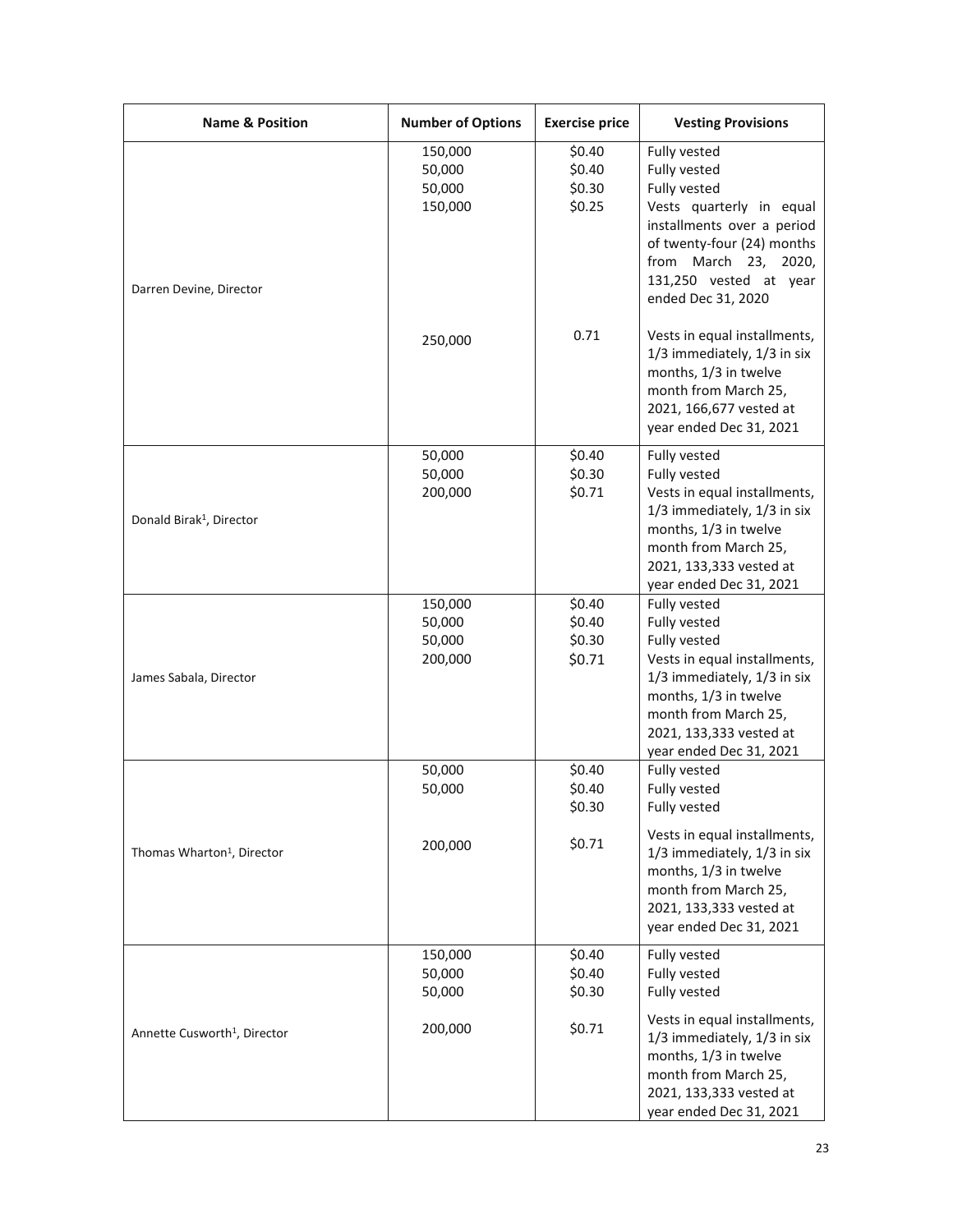| Name & Position | Number of Options | Exercise price | Vesting Provisions |
|---|---|---|---|
| Darren Devine, Director | 150,000 | $0.40 | Fully vested |
| | 50,000 | $0.40 | Fully vested |
| | 50,000 | $0.30 | Fully vested |
| | 150,000 | $0.25 | Vests quarterly in equal installments over a period of twenty-four (24) months from March 23, 2020, 131,250 vested at year ended Dec 31, 2020 |
| | 250,000 | 0.71 | Vests in equal installments, 1/3 immediately, 1/3 in six months, 1/3 in twelve month from March 25, 2021, 166,677 vested at year ended Dec 31, 2021 |
| Donald Birak[1], Director | 50,000 | $0.40 | Fully vested |
| | 50,000 | $0.30 | Fully vested |
| | 200,000 | $0.71 | Vests in equal installments, 1/3 immediately, 1/3 in six months, 1/3 in twelve month from March 25, 2021, 133,333 vested at year ended Dec 31, 2021 |
| James Sabala, Director | 150,000 | $0.40 | Fully vested |
| | 50,000 | $0.40 | Fully vested |
| | 50,000 | $0.30 | Fully vested |
| | 200,000 | $0.71 | Vests in equal installments, 1/3 immediately, 1/3 in six months, 1/3 in twelve month from March 25, 2021, 133,333 vested at year ended Dec 31, 2021 |
| Thomas Wharton[1], Director | 50,000 | $0.40 | Fully vested |
| | 50,000 | $0.40 | Fully vested |
| | | $0.30 | Fully vested |
| | 200,000 | $0.71 | Vests in equal installments, 1/3 immediately, 1/3 in six months, 1/3 in twelve month from March 25, 2021, 133,333 vested at year ended Dec 31, 2021 |
| Annette Cusworth[1], Director | 150,000 | $0.40 | Fully vested |
| | 50,000 | $0.40 | Fully vested |
| | 50,000 | $0.30 | Fully vested |
| | 200,000 | $0.71 | Vests in equal installments, 1/3 immediately, 1/3 in six months, 1/3 in twelve month from March 25, 2021, 133,333 vested at year ended Dec 31, 2021 |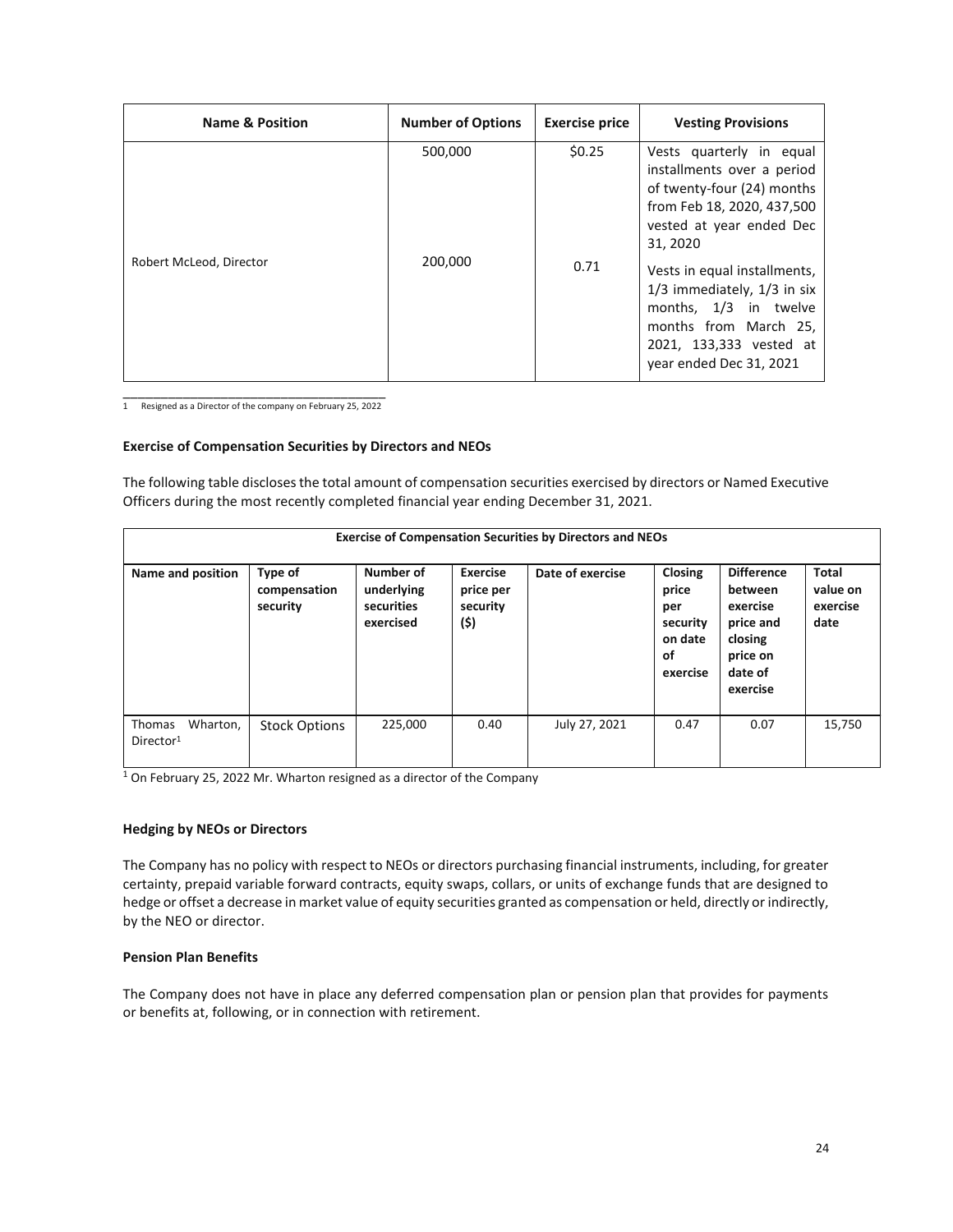| Name & Position | Number of Options | Exercise price | Vesting Provisions |
| --- | --- | --- | --- |
| Robert McLeod, Director | 500,000 | $0.25 | Vests quarterly in equal installments over a period of twenty-four (24) months from Feb 18, 2020, 437,500 vested at year ended Dec 31, 2020 |
| | 200,000 | 0.71 | Vests in equal installments, 1/3 immediately, 1/3 in six months, 1/3 in twelve months from March 25, 2021, 133,333 vested at year ended Dec 31, 2021 |

1 Resigned as a Director of the company on February 25, 2022

**Exercise of Compensation Securities by Directors and NEOs**

The following table discloses the total amount of compensation securities exercised by directors or Named Executive Officers during the most recently completed financial year ending December 31, 2021.

| Exercise of Compensation Securities by Directors and NEOs | | | | | | | |
| --- | --- | --- | --- | --- | --- | --- | --- |
| **Name and position** | **Type of compensation security** | **Number of underlying securities exercised** | **Exercise price per security ($)** | **Date of exercise** | **Closing price per security on date of exercise** | **Difference between exercise price and closing price on date of exercise** | **Total value on exercise date** |
| Thomas Wharton, Director[1] | Stock Options | 225,000 | 0.40 | July 27, 2021 | 0.47 | 0.07 | 15,750 |

[1] On February 25, 2022 Mr. Wharton resigned as a director of the Company

**Hedging by NEOs or Directors**

The Company has no policy with respect to NEOs or directors purchasing financial instruments, including, for greater certainty, prepaid variable forward contracts, equity swaps, collars, or units of exchange funds that are designed to hedge or offset a decrease in market value of equity securities granted as compensation or held, directly or indirectly, by the NEO or director.

**Pension Plan Benefits**

The Company does not have in place any deferred compensation plan or pension plan that provides for payments or benefits at, following, or in connection with retirement.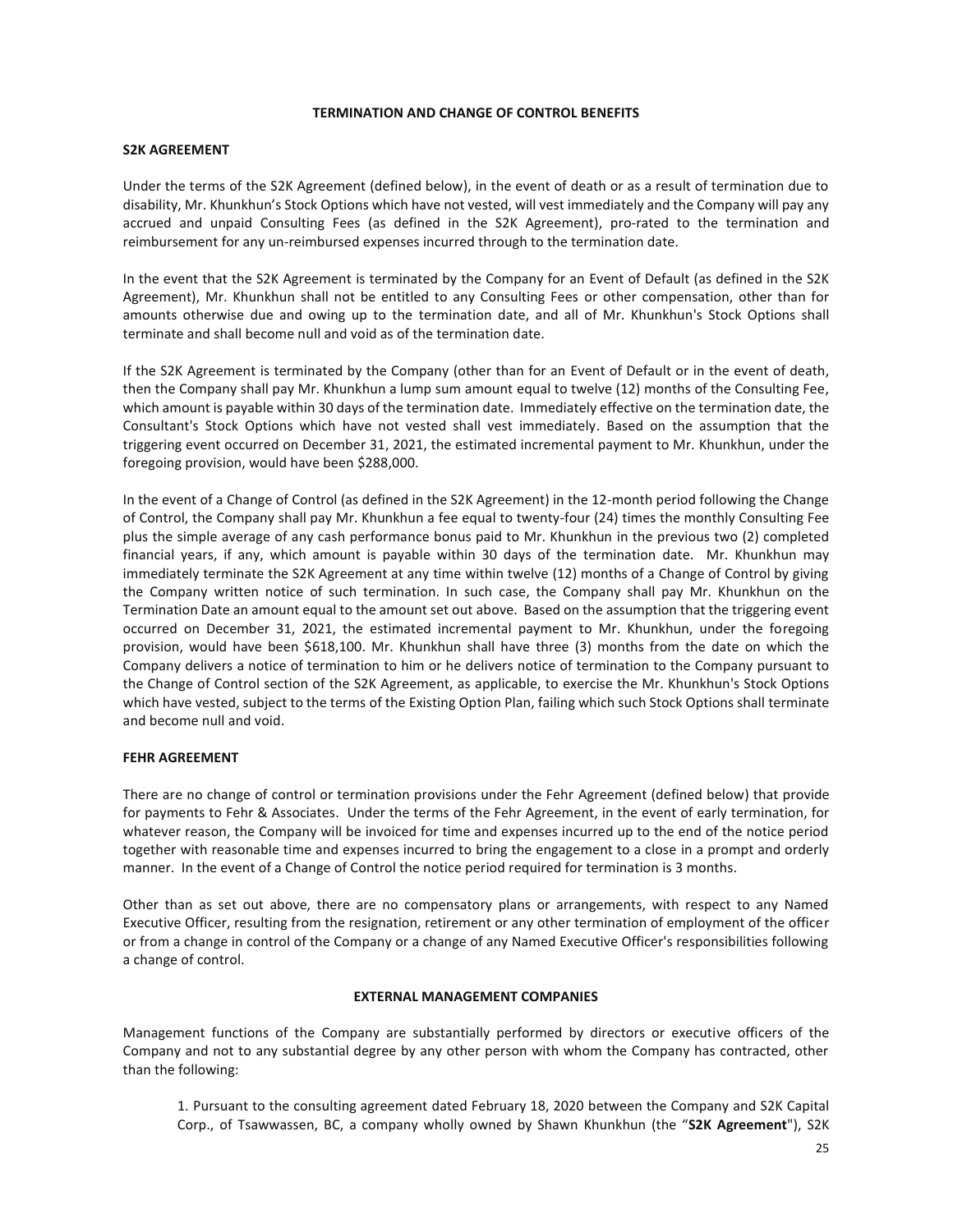## TERMINATION AND CHANGE OF CONTROL BENEFITS

### S2K AGREEMENT

Under the terms of the S2K Agreement (defined below), in the event of death or as a result of termination due to disability, Mr. Khunkhun's Stock Options which have not vested, will vest immediately and the Company will pay any accrued and unpaid Consulting Fees (as defined in the S2K Agreement), pro-rated to the termination and reimbursement for any un-reimbursed expenses incurred through to the termination date.

In the event that the S2K Agreement is terminated by the Company for an Event of Default (as defined in the S2K Agreement), Mr. Khunkhun shall not be entitled to any Consulting Fees or other compensation, other than for amounts otherwise due and owing up to the termination date, and all of Mr. Khunkhun's Stock Options shall terminate and shall become null and void as of the termination date.

If the S2K Agreement is terminated by the Company (other than for an Event of Default or in the event of death, then the Company shall pay Mr. Khunkhun a lump sum amount equal to twelve (12) months of the Consulting Fee, which amount is payable within 30 days of the termination date. Immediately effective on the termination date, the Consultant's Stock Options which have not vested shall vest immediately. Based on the assumption that the triggering event occurred on December 31, 2021, the estimated incremental payment to Mr. Khunkhun, under the foregoing provision, would have been $288,000.

In the event of a Change of Control (as defined in the S2K Agreement) in the 12-month period following the Change of Control, the Company shall pay Mr. Khunkhun a fee equal to twenty-four (24) times the monthly Consulting Fee plus the simple average of any cash performance bonus paid to Mr. Khunkhun in the previous two (2) completed financial years, if any, which amount is payable within 30 days of the termination date. Mr. Khunkhun may immediately terminate the S2K Agreement at any time within twelve (12) months of a Change of Control by giving the Company written notice of such termination. In such case, the Company shall pay Mr. Khunkhun on the Termination Date an amount equal to the amount set out above. Based on the assumption that the triggering event occurred on December 31, 2021, the estimated incremental payment to Mr. Khunkhun, under the foregoing provision, would have been $618,100. Mr. Khunkhun shall have three (3) months from the date on which the Company delivers a notice of termination to him or he delivers notice of termination to the Company pursuant to the Change of Control section of the S2K Agreement, as applicable, to exercise the Mr. Khunkhun's Stock Options which have vested, subject to the terms of the Existing Option Plan, failing which such Stock Options shall terminate and become null and void.

### FEHR AGREEMENT

There are no change of control or termination provisions under the Fehr Agreement (defined below) that provide for payments to Fehr & Associates. Under the terms of the Fehr Agreement, in the event of early termination, for whatever reason, the Company will be invoiced for time and expenses incurred up to the end of the notice period together with reasonable time and expenses incurred to bring the engagement to a close in a prompt and orderly manner. In the event of a Change of Control the notice period required for termination is 3 months.

Other than as set out above, there are no compensatory plans or arrangements, with respect to any Named Executive Officer, resulting from the resignation, retirement or any other termination of employment of the officer or from a change in control of the Company or a change of any Named Executive Officer's responsibilities following a change of control.

## EXTERNAL MANAGEMENT COMPANIES

Management functions of the Company are substantially performed by directors or executive officers of the Company and not to any substantial degree by any other person with whom the Company has contracted, other than the following:

1. Pursuant to the consulting agreement dated February 18, 2020 between the Company and S2K Capital Corp., of Tsawwassen, BC, a company wholly owned by Shawn Khunkhun (the "**S2K Agreement**"), S2K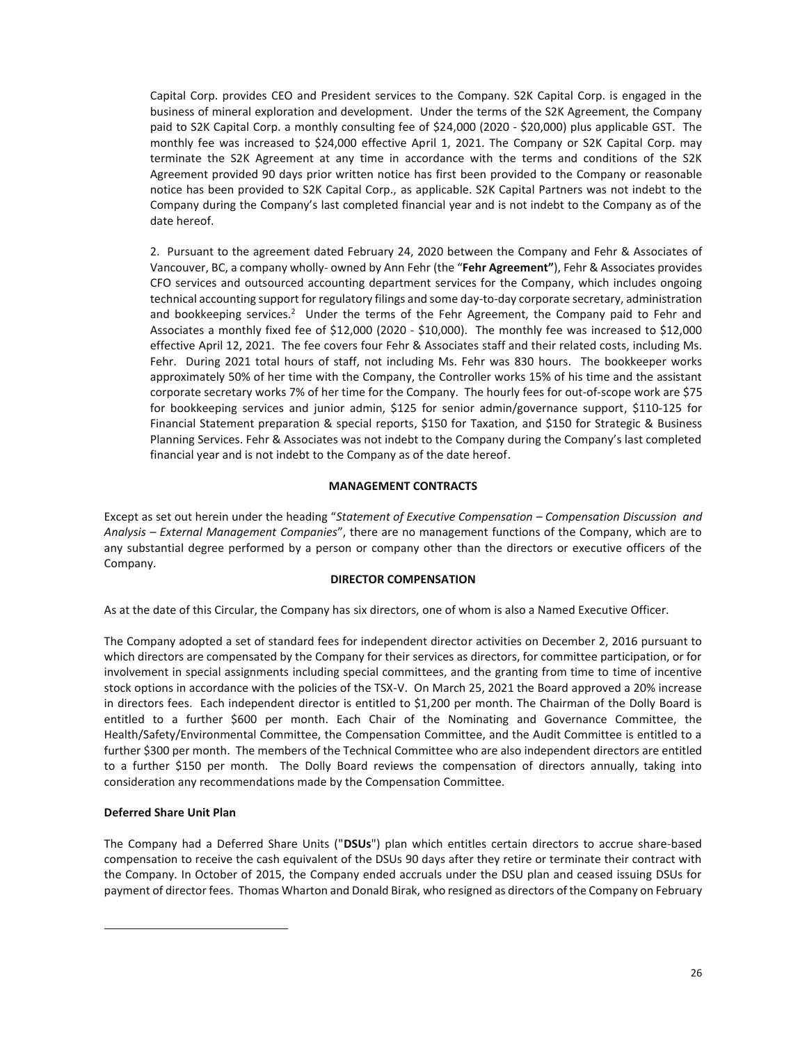Capital Corp. provides CEO and President services to the Company. S2K Capital Corp. is engaged in the business of mineral exploration and development. Under the terms of the S2K Agreement, the Company paid to S2K Capital Corp. a monthly consulting fee of $24,000 (2020 - $20,000) plus applicable GST. The monthly fee was increased to $24,000 effective April 1, 2021. The Company or S2K Capital Corp. may terminate the S2K Agreement at any time in accordance with the terms and conditions of the S2K Agreement provided 90 days prior written notice has first been provided to the Company or reasonable notice has been provided to S2K Capital Corp., as applicable. S2K Capital Partners was not indebt to the Company during the Company's last completed financial year and is not indebt to the Company as of the date hereof.

2. Pursuant to the agreement dated February 24, 2020 between the Company and Fehr & Associates of Vancouver, BC, a company wholly- owned by Ann Fehr (the "**Fehr Agreement"**), Fehr & Associates provides CFO services and outsourced accounting department services for the Company, which includes ongoing technical accounting support for regulatory filings and some day-to-day corporate secretary, administration and bookkeeping services.[2] Under the terms of the Fehr Agreement, the Company paid to Fehr and Associates a monthly fixed fee of $12,000 (2020 - $10,000). The monthly fee was increased to $12,000 effective April 12, 2021. The fee covers four Fehr & Associates staff and their related costs, including Ms. Fehr. During 2021 total hours of staff, not including Ms. Fehr was 830 hours. The bookkeeper works approximately 50% of her time with the Company, the Controller works 15% of his time and the assistant corporate secretary works 7% of her time for the Company. The hourly fees for out-of-scope work are $75 for bookkeeping services and junior admin, $125 for senior admin/governance support, $110-125 for Financial Statement preparation & special reports, $150 for Taxation, and $150 for Strategic & Business Planning Services. Fehr & Associates was not indebt to the Company during the Company's last completed financial year and is not indebt to the Company as of the date hereof.

## MANAGEMENT CONTRACTS

Except as set out herein under the heading "*Statement of Executive Compensation – Compensation Discussion and Analysis – External Management Companies*", there are no management functions of the Company, which are to any substantial degree performed by a person or company other than the directors or executive officers of the Company.

## DIRECTOR COMPENSATION

As at the date of this Circular, the Company has six directors, one of whom is also a Named Executive Officer.

The Company adopted a set of standard fees for independent director activities on December 2, 2016 pursuant to which directors are compensated by the Company for their services as directors, for committee participation, or for involvement in special assignments including special committees, and the granting from time to time of incentive stock options in accordance with the policies of the TSX-V. On March 25, 2021 the Board approved a 20% increase in directors fees. Each independent director is entitled to $1,200 per month. The Chairman of the Dolly Board is entitled to a further $600 per month. Each Chair of the Nominating and Governance Committee, the Health/Safety/Environmental Committee, the Compensation Committee, and the Audit Committee is entitled to a further $300 per month. The members of the Technical Committee who are also independent directors are entitled to a further $150 per month. The Dolly Board reviews the compensation of directors annually, taking into consideration any recommendations made by the Compensation Committee.

### Deferred Share Unit Plan

The Company had a Deferred Share Units ("**DSUs**") plan which entitles certain directors to accrue share-based compensation to receive the cash equivalent of the DSUs 90 days after they retire or terminate their contract with the Company. In October of 2015, the Company ended accruals under the DSU plan and ceased issuing DSUs for payment of director fees. Thomas Wharton and Donald Birak, who resigned as directors of the Company on February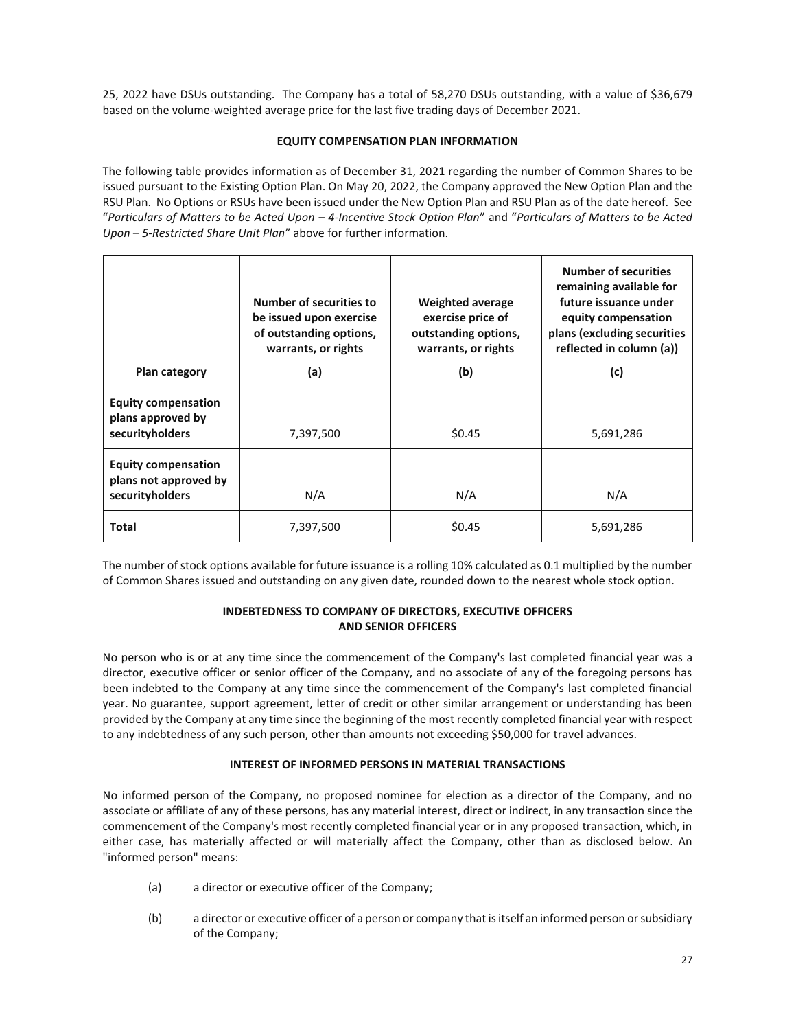25, 2022 have DSUs outstanding. The Company has a total of 58,270 DSUs outstanding, with a value of $36,679 based on the volume-weighted average price for the last five trading days of December 2021.

## EQUITY COMPENSATION PLAN INFORMATION

The following table provides information as of December 31, 2021 regarding the number of Common Shares to be issued pursuant to the Existing Option Plan. On May 20, 2022, the Company approved the New Option Plan and the RSU Plan. No Options or RSUs have been issued under the New Option Plan and RSU Plan as of the date hereof. See "*Particulars of Matters to be Acted Upon – 4-Incentive Stock Option Plan*" and "*Particulars of Matters to be Acted Upon – 5-Restricted Share Unit Plan*" above for further information.

| Plan category | Number of securities to be issued upon exercise of outstanding options, warrants, or rights (a) | Weighted average exercise price of outstanding options, warrants, or rights (b) | Number of securities remaining available for future issuance under equity compensation plans (excluding securities reflected in column (a)) (c) |
|---|---|---|---|
| **Equity compensation plans approved by securityholders** | 7,397,500 | $0.45 | 5,691,286 |
| **Equity compensation plans not approved by securityholders** | N/A | N/A | N/A |
| **Total** | 7,397,500 | $0.45 | 5,691,286 |

The number of stock options available for future issuance is a rolling 10% calculated as 0.1 multiplied by the number of Common Shares issued and outstanding on any given date, rounded down to the nearest whole stock option.

## INDEBTEDNESS TO COMPANY OF DIRECTORS, EXECUTIVE OFFICERS AND SENIOR OFFICERS

No person who is or at any time since the commencement of the Company's last completed financial year was a director, executive officer or senior officer of the Company, and no associate of any of the foregoing persons has been indebted to the Company at any time since the commencement of the Company's last completed financial year. No guarantee, support agreement, letter of credit or other similar arrangement or understanding has been provided by the Company at any time since the beginning of the most recently completed financial year with respect to any indebtedness of any such person, other than amounts not exceeding $50,000 for travel advances.

## INTEREST OF INFORMED PERSONS IN MATERIAL TRANSACTIONS

No informed person of the Company, no proposed nominee for election as a director of the Company, and no associate or affiliate of any of these persons, has any material interest, direct or indirect, in any transaction since the commencement of the Company's most recently completed financial year or in any proposed transaction, which, in either case, has materially affected or will materially affect the Company, other than as disclosed below. An "informed person" means:

(a) a director or executive officer of the Company;

(b) a director or executive officer of a person or company that is itself an informed person or subsidiary of the Company;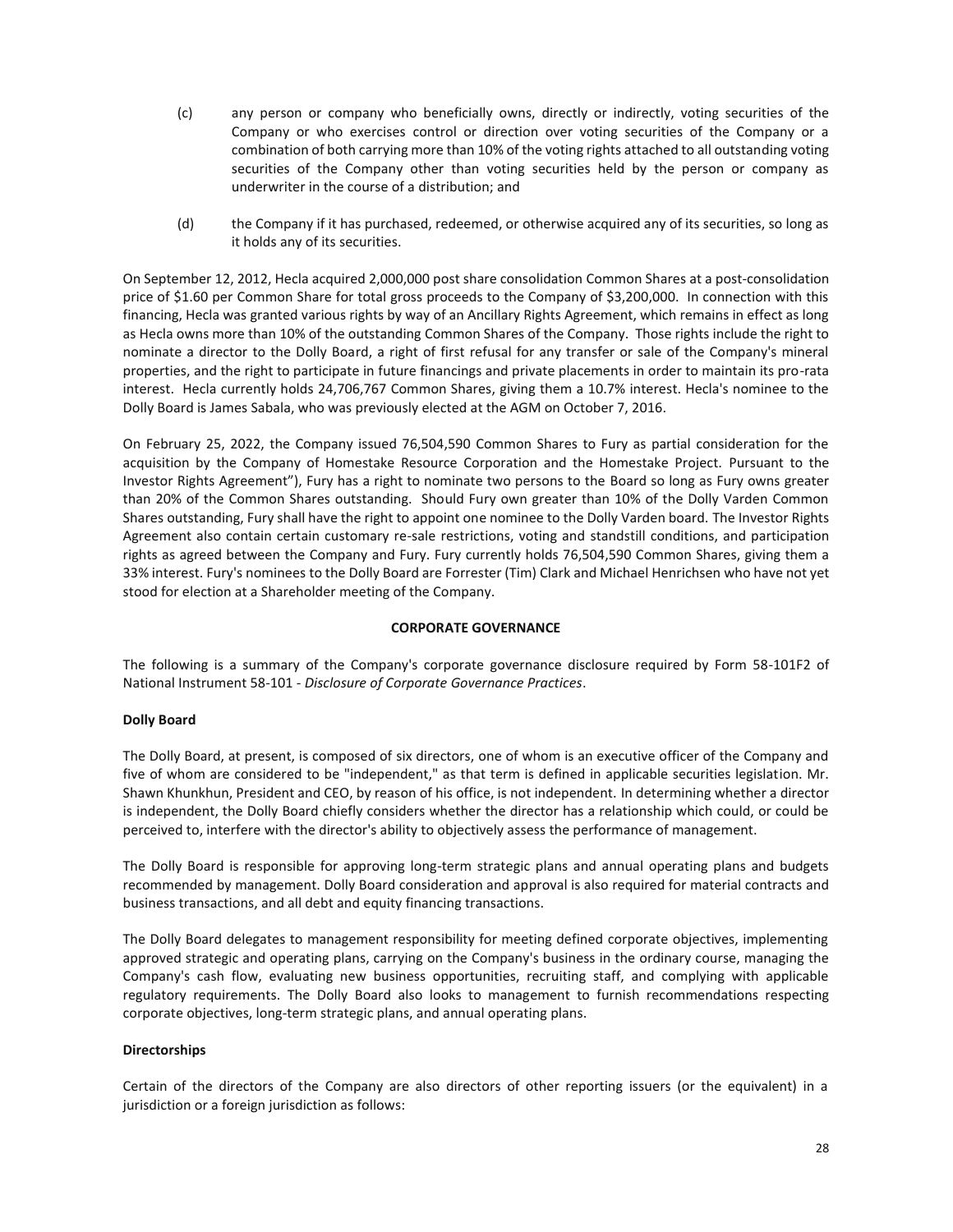(c) any person or company who beneficially owns, directly or indirectly, voting securities of the Company or who exercises control or direction over voting securities of the Company or a combination of both carrying more than 10% of the voting rights attached to all outstanding voting securities of the Company other than voting securities held by the person or company as underwriter in the course of a distribution; and

(d) the Company if it has purchased, redeemed, or otherwise acquired any of its securities, so long as it holds any of its securities.

On September 12, 2012, Hecla acquired 2,000,000 post share consolidation Common Shares at a post-consolidation price of $1.60 per Common Share for total gross proceeds to the Company of $3,200,000. In connection with this financing, Hecla was granted various rights by way of an Ancillary Rights Agreement, which remains in effect as long as Hecla owns more than 10% of the outstanding Common Shares of the Company. Those rights include the right to nominate a director to the Dolly Board, a right of first refusal for any transfer or sale of the Company's mineral properties, and the right to participate in future financings and private placements in order to maintain its pro-rata interest. Hecla currently holds 24,706,767 Common Shares, giving them a 10.7% interest. Hecla's nominee to the Dolly Board is James Sabala, who was previously elected at the AGM on October 7, 2016.

On February 25, 2022, the Company issued 76,504,590 Common Shares to Fury as partial consideration for the acquisition by the Company of Homestake Resource Corporation and the Homestake Project. Pursuant to the Investor Rights Agreement"), Fury has a right to nominate two persons to the Board so long as Fury owns greater than 20% of the Common Shares outstanding. Should Fury own greater than 10% of the Dolly Varden Common Shares outstanding, Fury shall have the right to appoint one nominee to the Dolly Varden board. The Investor Rights Agreement also contain certain customary re-sale restrictions, voting and standstill conditions, and participation rights as agreed between the Company and Fury. Fury currently holds 76,504,590 Common Shares, giving them a 33% interest. Fury's nominees to the Dolly Board are Forrester (Tim) Clark and Michael Henrichsen who have not yet stood for election at a Shareholder meeting of the Company.

## CORPORATE GOVERNANCE

The following is a summary of the Company's corporate governance disclosure required by Form 58-101F2 of National Instrument 58-101 - *Disclosure of Corporate Governance Practices*.

### Dolly Board

The Dolly Board, at present, is composed of six directors, one of whom is an executive officer of the Company and five of whom are considered to be "independent," as that term is defined in applicable securities legislation. Mr. Shawn Khunkhun, President and CEO, by reason of his office, is not independent. In determining whether a director is independent, the Dolly Board chiefly considers whether the director has a relationship which could, or could be perceived to, interfere with the director's ability to objectively assess the performance of management.

The Dolly Board is responsible for approving long-term strategic plans and annual operating plans and budgets recommended by management. Dolly Board consideration and approval is also required for material contracts and business transactions, and all debt and equity financing transactions.

The Dolly Board delegates to management responsibility for meeting defined corporate objectives, implementing approved strategic and operating plans, carrying on the Company's business in the ordinary course, managing the Company's cash flow, evaluating new business opportunities, recruiting staff, and complying with applicable regulatory requirements. The Dolly Board also looks to management to furnish recommendations respecting corporate objectives, long-term strategic plans, and annual operating plans.

### Directorships

Certain of the directors of the Company are also directors of other reporting issuers (or the equivalent) in a jurisdiction or a foreign jurisdiction as follows: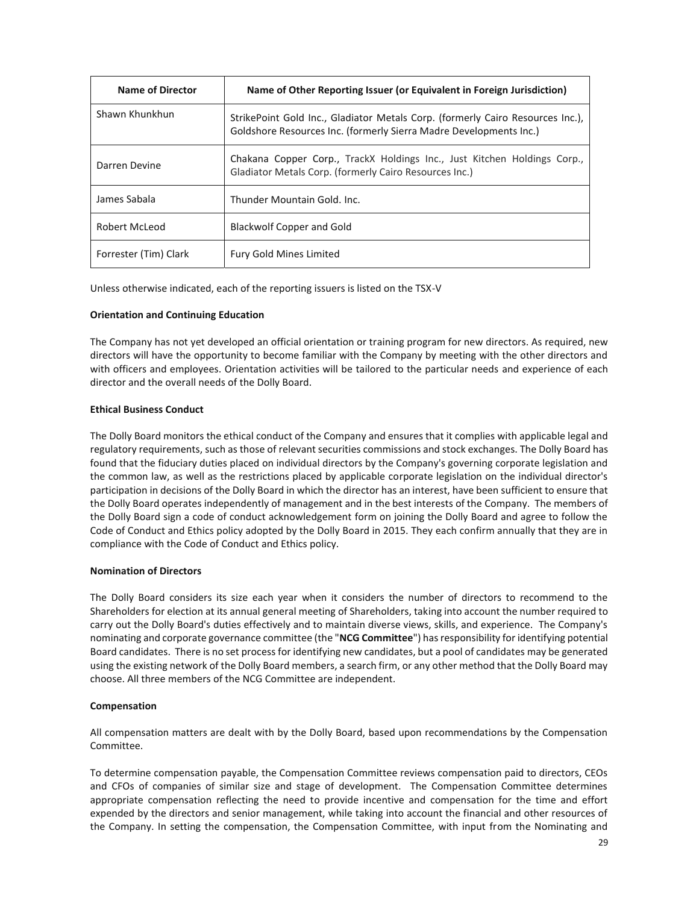| Name of Director | Name of Other Reporting Issuer (or Equivalent in Foreign Jurisdiction) |
|---|---|
| Shawn Khunkhun | StrikePoint Gold Inc., Gladiator Metals Corp. (formerly Cairo Resources Inc.), Goldshore Resources Inc. (formerly Sierra Madre Developments Inc.) |
| Darren Devine | Chakana Copper Corp., TrackX Holdings Inc., Just Kitchen Holdings Corp., Gladiator Metals Corp. (formerly Cairo Resources Inc.) |
| James Sabala | Thunder Mountain Gold. Inc. |
| Robert McLeod | Blackwolf Copper and Gold |
| Forrester (Tim) Clark | Fury Gold Mines Limited |

Unless otherwise indicated, each of the reporting issuers is listed on the TSX-V

**Orientation and Continuing Education**

The Company has not yet developed an official orientation or training program for new directors. As required, new directors will have the opportunity to become familiar with the Company by meeting with the other directors and with officers and employees. Orientation activities will be tailored to the particular needs and experience of each director and the overall needs of the Dolly Board.

**Ethical Business Conduct**

The Dolly Board monitors the ethical conduct of the Company and ensures that it complies with applicable legal and regulatory requirements, such as those of relevant securities commissions and stock exchanges. The Dolly Board has found that the fiduciary duties placed on individual directors by the Company's governing corporate legislation and the common law, as well as the restrictions placed by applicable corporate legislation on the individual director's participation in decisions of the Dolly Board in which the director has an interest, have been sufficient to ensure that the Dolly Board operates independently of management and in the best interests of the Company. The members of the Dolly Board sign a code of conduct acknowledgement form on joining the Dolly Board and agree to follow the Code of Conduct and Ethics policy adopted by the Dolly Board in 2015. They each confirm annually that they are in compliance with the Code of Conduct and Ethics policy.

**Nomination of Directors**

The Dolly Board considers its size each year when it considers the number of directors to recommend to the Shareholders for election at its annual general meeting of Shareholders, taking into account the number required to carry out the Dolly Board's duties effectively and to maintain diverse views, skills, and experience. The Company's nominating and corporate governance committee (the "**NCG Committee**") has responsibility for identifying potential Board candidates. There is no set process for identifying new candidates, but a pool of candidates may be generated using the existing network of the Dolly Board members, a search firm, or any other method that the Dolly Board may choose. All three members of the NCG Committee are independent.

**Compensation**

All compensation matters are dealt with by the Dolly Board, based upon recommendations by the Compensation Committee.

To determine compensation payable, the Compensation Committee reviews compensation paid to directors, CEOs and CFOs of companies of similar size and stage of development. The Compensation Committee determines appropriate compensation reflecting the need to provide incentive and compensation for the time and effort expended by the directors and senior management, while taking into account the financial and other resources of the Company. In setting the compensation, the Compensation Committee, with input from the Nominating and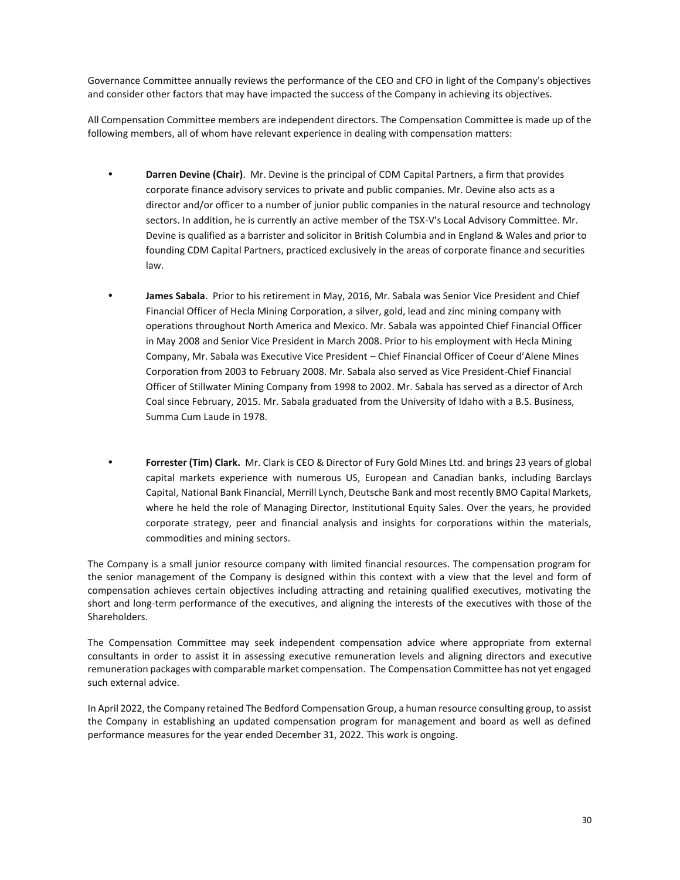Governance Committee annually reviews the performance of the CEO and CFO in light of the Company's objectives and consider other factors that may have impacted the success of the Company in achieving its objectives.

All Compensation Committee members are independent directors. The Compensation Committee is made up of the following members, all of whom have relevant experience in dealing with compensation matters:

- **Darren Devine (Chair)**. Mr. Devine is the principal of CDM Capital Partners, a firm that provides corporate finance advisory services to private and public companies. Mr. Devine also acts as a director and/or officer to a number of junior public companies in the natural resource and technology sectors. In addition, he is currently an active member of the TSX-V's Local Advisory Committee. Mr. Devine is qualified as a barrister and solicitor in British Columbia and in England & Wales and prior to founding CDM Capital Partners, practiced exclusively in the areas of corporate finance and securities law.

- **James Sabala**. Prior to his retirement in May, 2016, Mr. Sabala was Senior Vice President and Chief Financial Officer of Hecla Mining Corporation, a silver, gold, lead and zinc mining company with operations throughout North America and Mexico. Mr. Sabala was appointed Chief Financial Officer in May 2008 and Senior Vice President in March 2008. Prior to his employment with Hecla Mining Company, Mr. Sabala was Executive Vice President – Chief Financial Officer of Coeur d'Alene Mines Corporation from 2003 to February 2008. Mr. Sabala also served as Vice President-Chief Financial Officer of Stillwater Mining Company from 1998 to 2002. Mr. Sabala has served as a director of Arch Coal since February, 2015. Mr. Sabala graduated from the University of Idaho with a B.S. Business, Summa Cum Laude in 1978.

- **Forrester (Tim) Clark.** Mr. Clark is CEO & Director of Fury Gold Mines Ltd. and brings 23 years of global capital markets experience with numerous US, European and Canadian banks, including Barclays Capital, National Bank Financial, Merrill Lynch, Deutsche Bank and most recently BMO Capital Markets, where he held the role of Managing Director, Institutional Equity Sales. Over the years, he provided corporate strategy, peer and financial analysis and insights for corporations within the materials, commodities and mining sectors.

The Company is a small junior resource company with limited financial resources. The compensation program for the senior management of the Company is designed within this context with a view that the level and form of compensation achieves certain objectives including attracting and retaining qualified executives, motivating the short and long-term performance of the executives, and aligning the interests of the executives with those of the Shareholders.

The Compensation Committee may seek independent compensation advice where appropriate from external consultants in order to assist it in assessing executive remuneration levels and aligning directors and executive remuneration packages with comparable market compensation. The Compensation Committee has not yet engaged such external advice.

In April 2022, the Company retained The Bedford Compensation Group, a human resource consulting group, to assist the Company in establishing an updated compensation program for management and board as well as defined performance measures for the year ended December 31, 2022. This work is ongoing.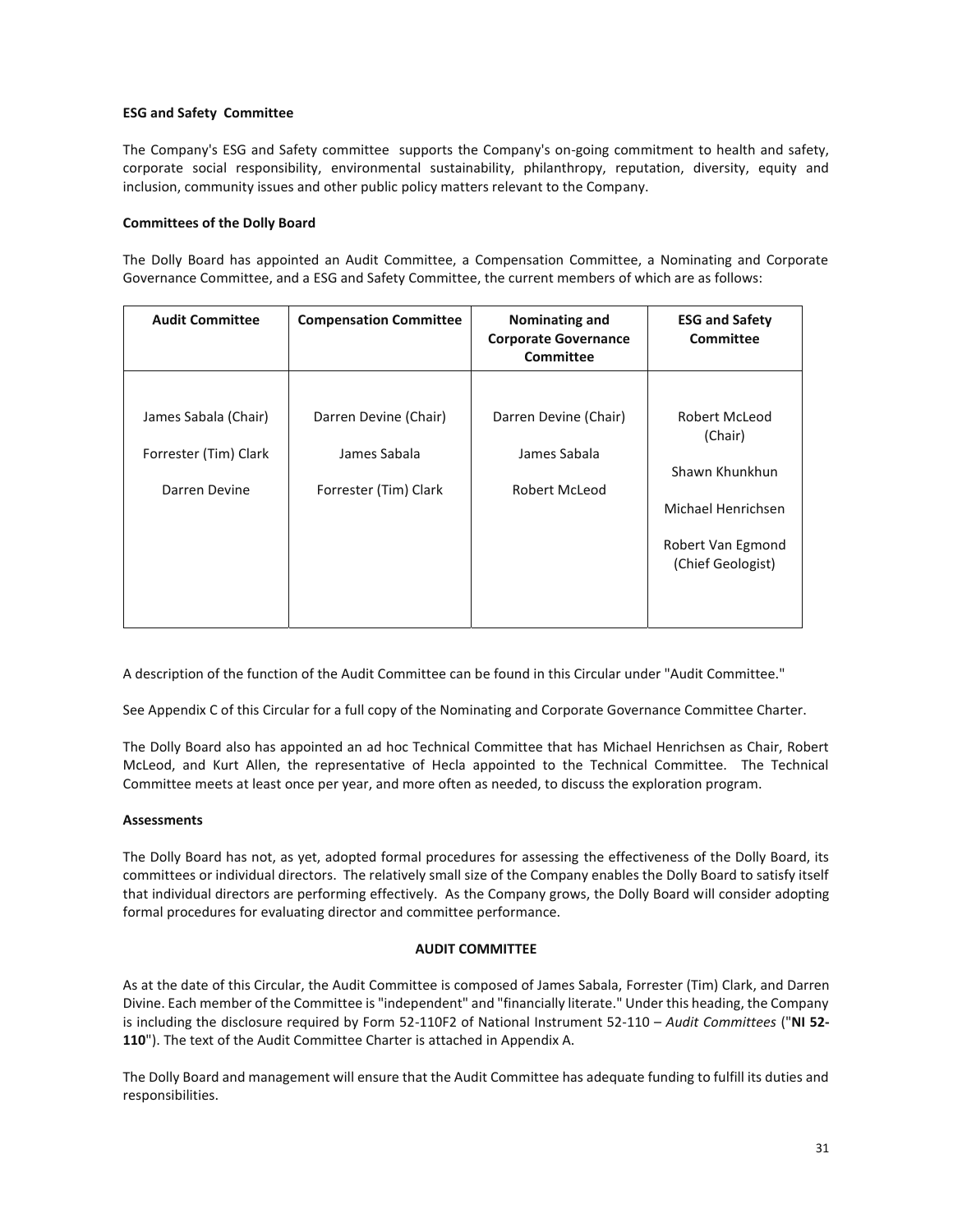**ESG and Safety Committee**

The Company's ESG and Safety committee supports the Company's on-going commitment to health and safety, corporate social responsibility, environmental sustainability, philanthropy, reputation, diversity, equity and inclusion, community issues and other public policy matters relevant to the Company.

**Committees of the Dolly Board**

The Dolly Board has appointed an Audit Committee, a Compensation Committee, a Nominating and Corporate Governance Committee, and a ESG and Safety Committee, the current members of which are as follows:

| Audit Committee | Compensation Committee | Nominating and Corporate Governance Committee | ESG and Safety Committee |
|---|---|---|---|
| James Sabala (Chair)<br>Forrester (Tim) Clark<br>Darren Devine | Darren Devine (Chair)<br>James Sabala<br>Forrester (Tim) Clark | Darren Devine (Chair)<br>James Sabala<br>Robert McLeod | Robert McLeod (Chair)<br>Shawn Khunkhun<br>Michael Henrichsen<br>Robert Van Egmond (Chief Geologist) |

A description of the function of the Audit Committee can be found in this Circular under "Audit Committee."

See Appendix C of this Circular for a full copy of the Nominating and Corporate Governance Committee Charter.

The Dolly Board also has appointed an ad hoc Technical Committee that has Michael Henrichsen as Chair, Robert McLeod, and Kurt Allen, the representative of Hecla appointed to the Technical Committee. The Technical Committee meets at least once per year, and more often as needed, to discuss the exploration program.

**Assessments**

The Dolly Board has not, as yet, adopted formal procedures for assessing the effectiveness of the Dolly Board, its committees or individual directors. The relatively small size of the Company enables the Dolly Board to satisfy itself that individual directors are performing effectively. As the Company grows, the Dolly Board will consider adopting formal procedures for evaluating director and committee performance.

## AUDIT COMMITTEE

As at the date of this Circular, the Audit Committee is composed of James Sabala, Forrester (Tim) Clark, and Darren Divine. Each member of the Committee is "independent" and "financially literate." Under this heading, the Company is including the disclosure required by Form 52-110F2 of National Instrument 52-110 – *Audit Committees* ("**NI 52-110**"). The text of the Audit Committee Charter is attached in Appendix A.

The Dolly Board and management will ensure that the Audit Committee has adequate funding to fulfill its duties and responsibilities.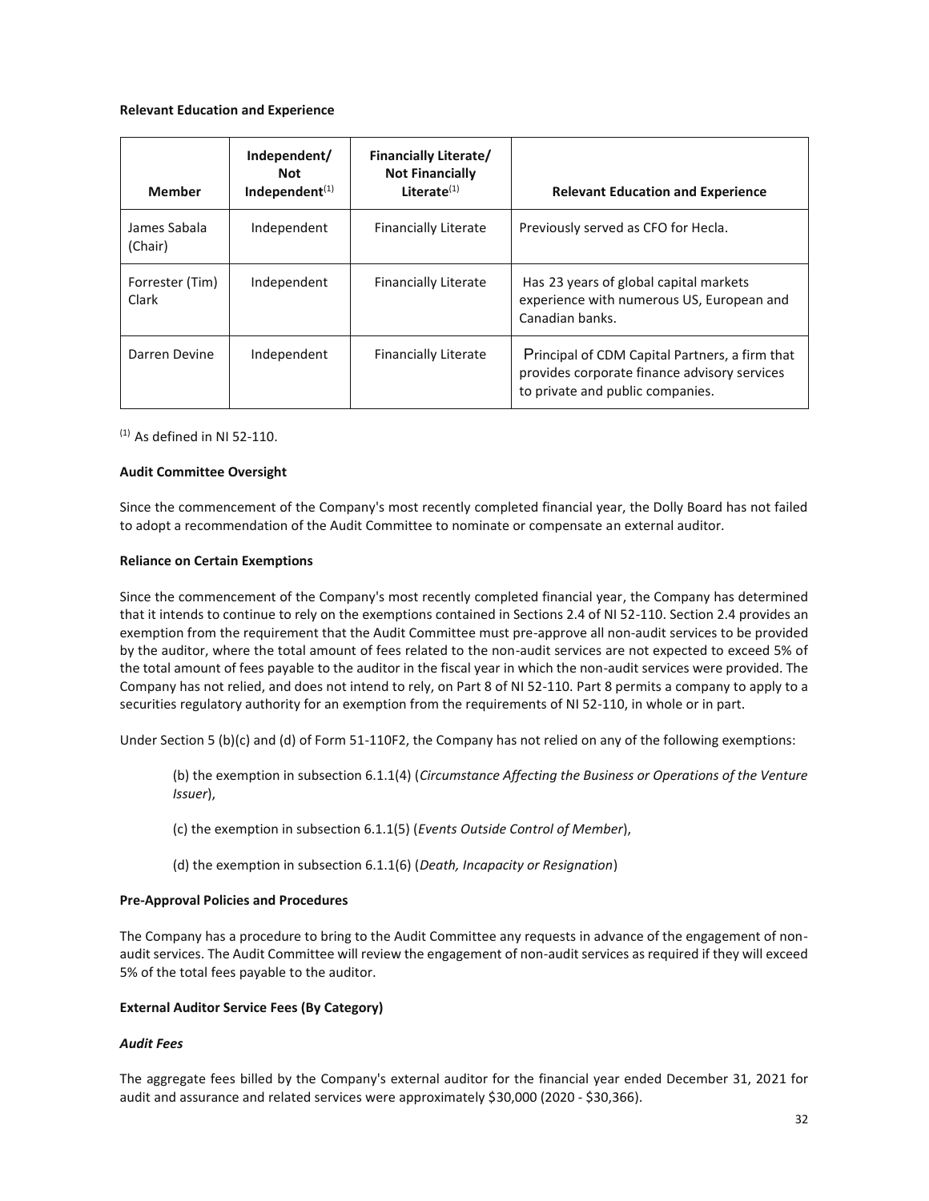**Relevant Education and Experience**

| Member | Independent/ Not Independent[1] | Financially Literate/ Not Financially Literate[1] | Relevant Education and Experience |
|---|---|---|---|
| James Sabala (Chair) | Independent | Financially Literate | Previously served as CFO for Hecla. |
| Forrester (Tim) Clark | Independent | Financially Literate | Has 23 years of global capital markets experience with numerous US, European and Canadian banks. |
| Darren Devine | Independent | Financially Literate | Principal of CDM Capital Partners, a firm that provides corporate finance advisory services to private and public companies. |

[1] As defined in NI 52-110.

**Audit Committee Oversight**

Since the commencement of the Company's most recently completed financial year, the Dolly Board has not failed to adopt a recommendation of the Audit Committee to nominate or compensate an external auditor.

**Reliance on Certain Exemptions**

Since the commencement of the Company's most recently completed financial year, the Company has determined that it intends to continue to rely on the exemptions contained in Sections 2.4 of NI 52-110. Section 2.4 provides an exemption from the requirement that the Audit Committee must pre-approve all non-audit services to be provided by the auditor, where the total amount of fees related to the non-audit services are not expected to exceed 5% of the total amount of fees payable to the auditor in the fiscal year in which the non-audit services were provided. The Company has not relied, and does not intend to rely, on Part 8 of NI 52-110. Part 8 permits a company to apply to a securities regulatory authority for an exemption from the requirements of NI 52-110, in whole or in part.

Under Section 5 (b)(c) and (d) of Form 51-110F2, the Company has not relied on any of the following exemptions:

(b) the exemption in subsection 6.1.1(4) (*Circumstance Affecting the Business or Operations of the Venture Issuer*),

(c) the exemption in subsection 6.1.1(5) (*Events Outside Control of Member*),

(d) the exemption in subsection 6.1.1(6) (*Death, Incapacity or Resignation*)

**Pre-Approval Policies and Procedures**

The Company has a procedure to bring to the Audit Committee any requests in advance of the engagement of non-audit services. The Audit Committee will review the engagement of non-audit services as required if they will exceed 5% of the total fees payable to the auditor.

**External Auditor Service Fees (By Category)**

***Audit Fees***

The aggregate fees billed by the Company's external auditor for the financial year ended December 31, 2021 for audit and assurance and related services were approximately $30,000 (2020 - $30,366).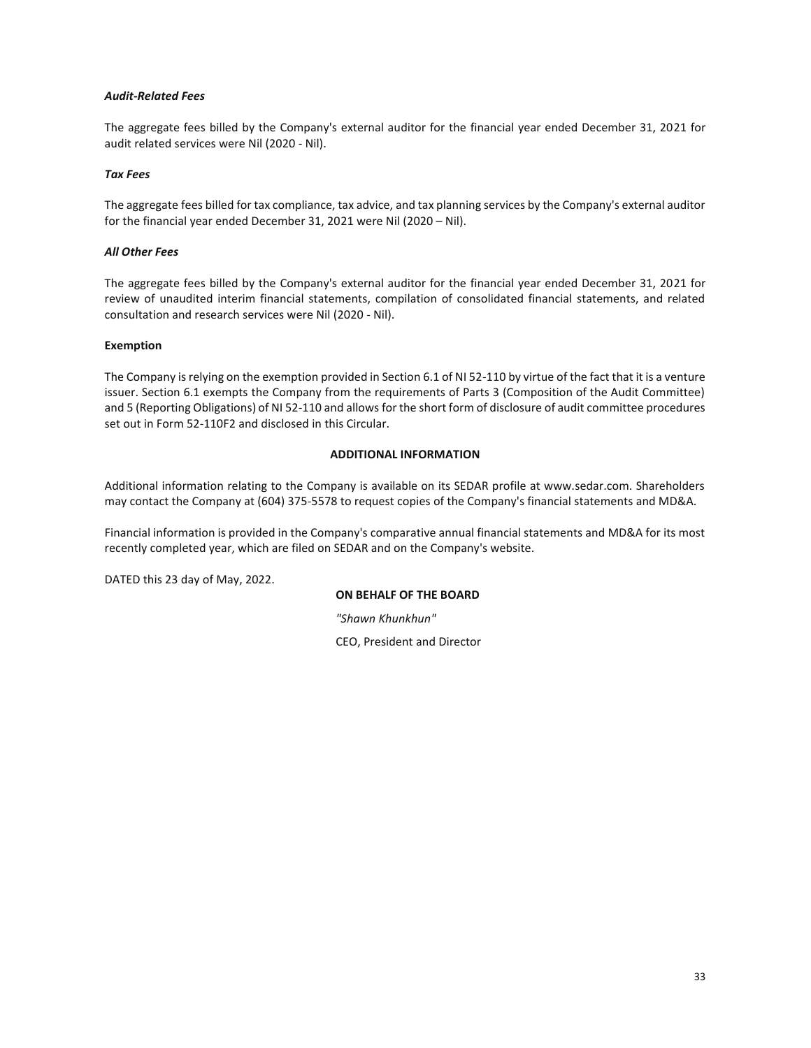*Audit-Related Fees*

The aggregate fees billed by the Company's external auditor for the financial year ended December 31, 2021 for audit related services were Nil (2020 - Nil).

*Tax Fees*

The aggregate fees billed for tax compliance, tax advice, and tax planning services by the Company's external auditor for the financial year ended December 31, 2021 were Nil (2020 – Nil).

*All Other Fees*

The aggregate fees billed by the Company's external auditor for the financial year ended December 31, 2021 for review of unaudited interim financial statements, compilation of consolidated financial statements, and related consultation and research services were Nil (2020 - Nil).

**Exemption**

The Company is relying on the exemption provided in Section 6.1 of NI 52-110 by virtue of the fact that it is a venture issuer. Section 6.1 exempts the Company from the requirements of Parts 3 (Composition of the Audit Committee) and 5 (Reporting Obligations) of NI 52-110 and allows for the short form of disclosure of audit committee procedures set out in Form 52-110F2 and disclosed in this Circular.

## ADDITIONAL INFORMATION

Additional information relating to the Company is available on its SEDAR profile at www.sedar.com. Shareholders may contact the Company at (604) 375-5578 to request copies of the Company's financial statements and MD&A.

Financial information is provided in the Company's comparative annual financial statements and MD&A for its most recently completed year, which are filed on SEDAR and on the Company's website.

DATED this 23 day of May, 2022.

**ON BEHALF OF THE BOARD**

*"Shawn Khunkhun"*

CEO, President and Director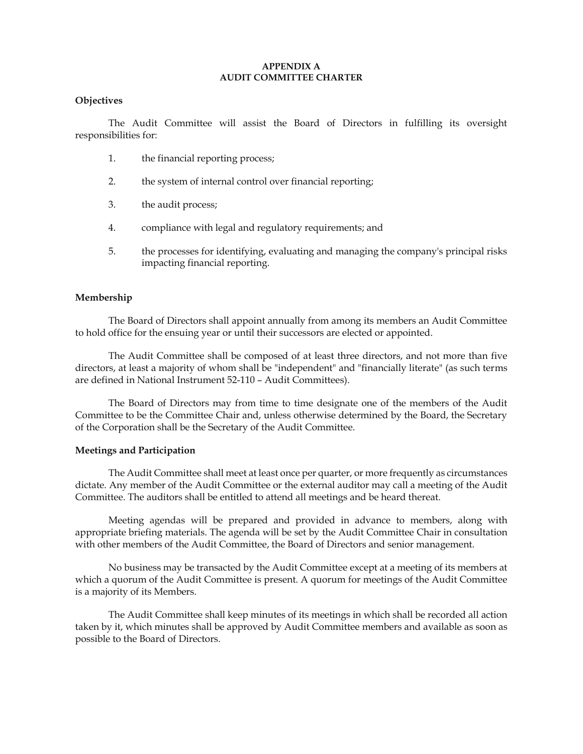# APPENDIX A
# AUDIT COMMITTEE CHARTER

**Objectives**

The Audit Committee will assist the Board of Directors in fulfilling its oversight responsibilities for:

1. the financial reporting process;
2. the system of internal control over financial reporting;
3. the audit process;
4. compliance with legal and regulatory requirements; and
5. the processes for identifying, evaluating and managing the company's principal risks impacting financial reporting.

**Membership**

The Board of Directors shall appoint annually from among its members an Audit Committee to hold office for the ensuing year or until their successors are elected or appointed.

The Audit Committee shall be composed of at least three directors, and not more than five directors, at least a majority of whom shall be "independent" and "financially literate" (as such terms are defined in National Instrument 52-110 – Audit Committees).

The Board of Directors may from time to time designate one of the members of the Audit Committee to be the Committee Chair and, unless otherwise determined by the Board, the Secretary of the Corporation shall be the Secretary of the Audit Committee.

**Meetings and Participation**

The Audit Committee shall meet at least once per quarter, or more frequently as circumstances dictate. Any member of the Audit Committee or the external auditor may call a meeting of the Audit Committee. The auditors shall be entitled to attend all meetings and be heard thereat.

Meeting agendas will be prepared and provided in advance to members, along with appropriate briefing materials. The agenda will be set by the Audit Committee Chair in consultation with other members of the Audit Committee, the Board of Directors and senior management.

No business may be transacted by the Audit Committee except at a meeting of its members at which a quorum of the Audit Committee is present. A quorum for meetings of the Audit Committee is a majority of its Members.

The Audit Committee shall keep minutes of its meetings in which shall be recorded all action taken by it, which minutes shall be approved by Audit Committee members and available as soon as possible to the Board of Directors.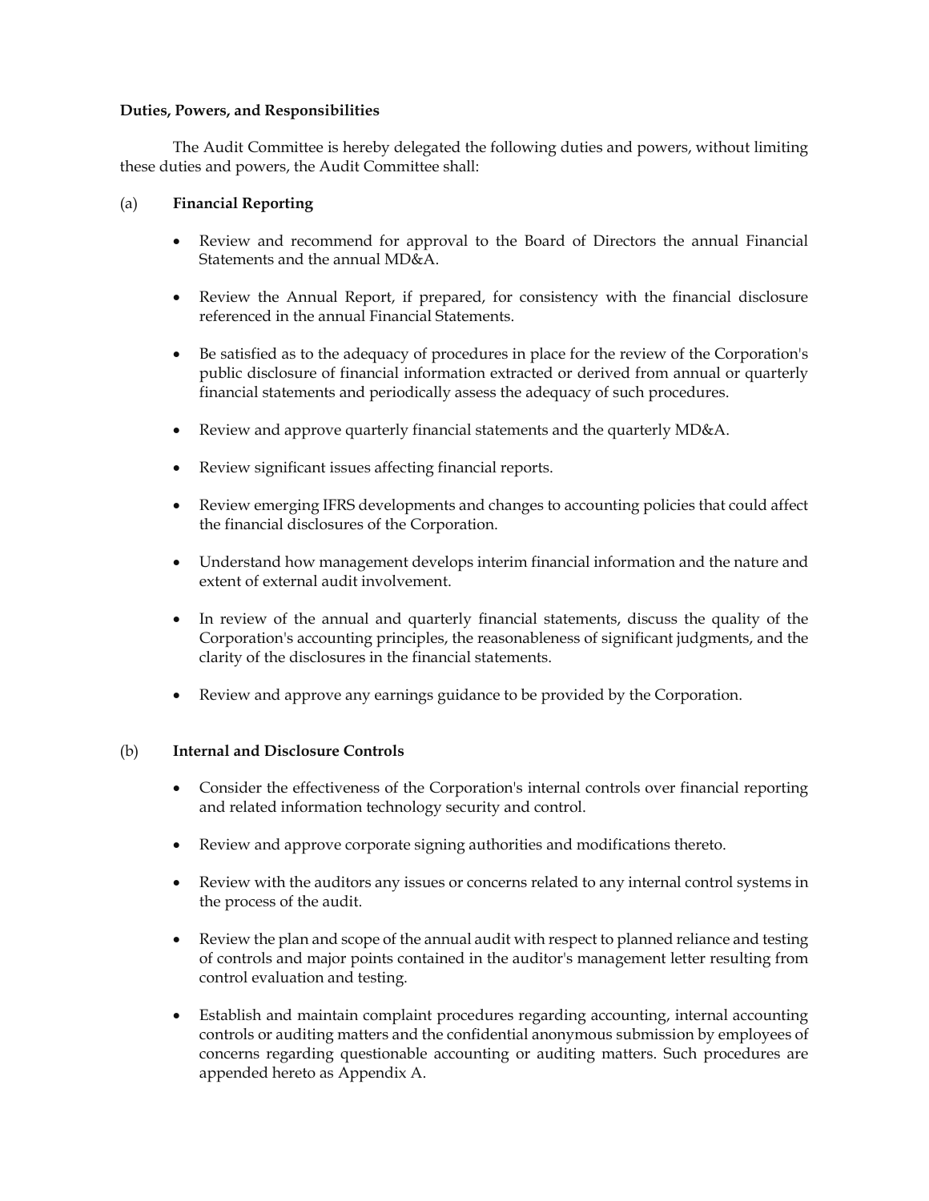**Duties, Powers, and Responsibilities**

The Audit Committee is hereby delegated the following duties and powers, without limiting these duties and powers, the Audit Committee shall:

(a) **Financial Reporting**

- Review and recommend for approval to the Board of Directors the annual Financial Statements and the annual MD&A.
- Review the Annual Report, if prepared, for consistency with the financial disclosure referenced in the annual Financial Statements.
- Be satisfied as to the adequacy of procedures in place for the review of the Corporation's public disclosure of financial information extracted or derived from annual or quarterly financial statements and periodically assess the adequacy of such procedures.
- Review and approve quarterly financial statements and the quarterly MD&A.
- Review significant issues affecting financial reports.
- Review emerging IFRS developments and changes to accounting policies that could affect the financial disclosures of the Corporation.
- Understand how management develops interim financial information and the nature and extent of external audit involvement.
- In review of the annual and quarterly financial statements, discuss the quality of the Corporation's accounting principles, the reasonableness of significant judgments, and the clarity of the disclosures in the financial statements.
- Review and approve any earnings guidance to be provided by the Corporation.

(b) **Internal and Disclosure Controls**

- Consider the effectiveness of the Corporation's internal controls over financial reporting and related information technology security and control.
- Review and approve corporate signing authorities and modifications thereto.
- Review with the auditors any issues or concerns related to any internal control systems in the process of the audit.
- Review the plan and scope of the annual audit with respect to planned reliance and testing of controls and major points contained in the auditor's management letter resulting from control evaluation and testing.
- Establish and maintain complaint procedures regarding accounting, internal accounting controls or auditing matters and the confidential anonymous submission by employees of concerns regarding questionable accounting or auditing matters. Such procedures are appended hereto as Appendix A.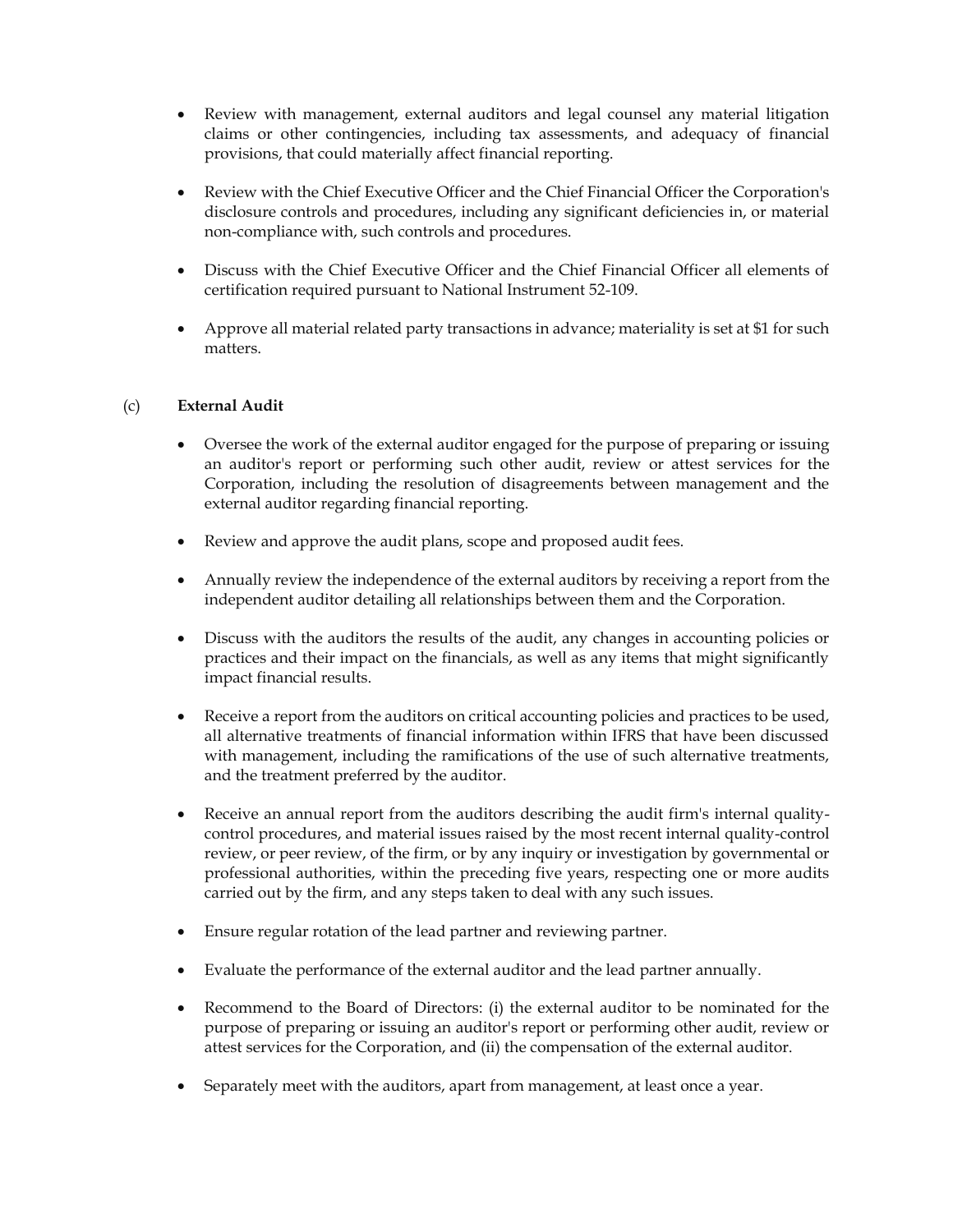- Review with management, external auditors and legal counsel any material litigation claims or other contingencies, including tax assessments, and adequacy of financial provisions, that could materially affect financial reporting.

- Review with the Chief Executive Officer and the Chief Financial Officer the Corporation's disclosure controls and procedures, including any significant deficiencies in, or material non-compliance with, such controls and procedures.

- Discuss with the Chief Executive Officer and the Chief Financial Officer all elements of certification required pursuant to National Instrument 52-109.

- Approve all material related party transactions in advance; materiality is set at $1 for such matters.

(c) **External Audit**

- Oversee the work of the external auditor engaged for the purpose of preparing or issuing an auditor's report or performing such other audit, review or attest services for the Corporation, including the resolution of disagreements between management and the external auditor regarding financial reporting.

- Review and approve the audit plans, scope and proposed audit fees.

- Annually review the independence of the external auditors by receiving a report from the independent auditor detailing all relationships between them and the Corporation.

- Discuss with the auditors the results of the audit, any changes in accounting policies or practices and their impact on the financials, as well as any items that might significantly impact financial results.

- Receive a report from the auditors on critical accounting policies and practices to be used, all alternative treatments of financial information within IFRS that have been discussed with management, including the ramifications of the use of such alternative treatments, and the treatment preferred by the auditor.

- Receive an annual report from the auditors describing the audit firm's internal quality-control procedures, and material issues raised by the most recent internal quality-control review, or peer review, of the firm, or by any inquiry or investigation by governmental or professional authorities, within the preceding five years, respecting one or more audits carried out by the firm, and any steps taken to deal with any such issues.

- Ensure regular rotation of the lead partner and reviewing partner.

- Evaluate the performance of the external auditor and the lead partner annually.

- Recommend to the Board of Directors: (i) the external auditor to be nominated for the purpose of preparing or issuing an auditor's report or performing other audit, review or attest services for the Corporation, and (ii) the compensation of the external auditor.

- Separately meet with the auditors, apart from management, at least once a year.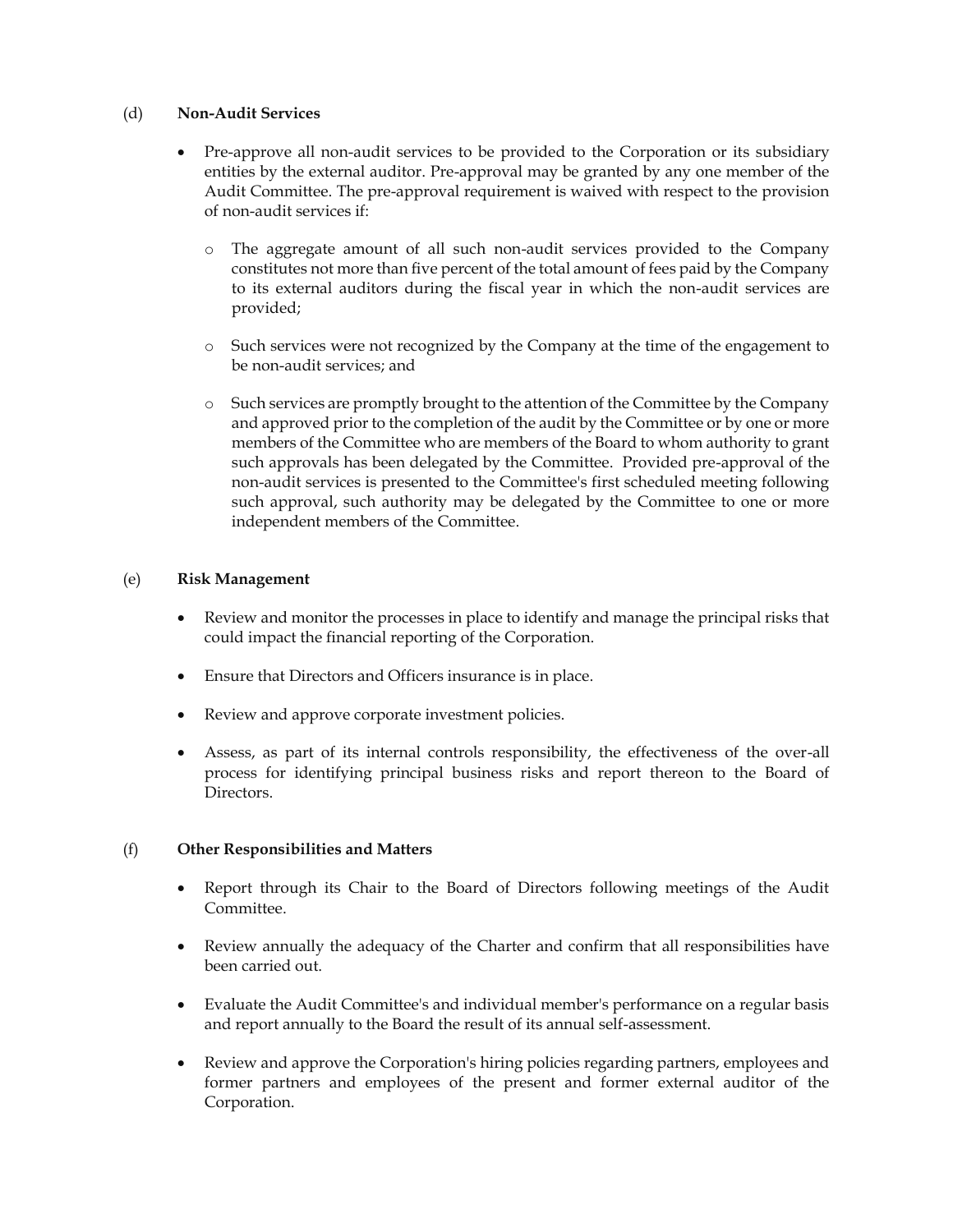(d) **Non-Audit Services**

- Pre-approve all non-audit services to be provided to the Corporation or its subsidiary entities by the external auditor. Pre-approval may be granted by any one member of the Audit Committee. The pre-approval requirement is waived with respect to the provision of non-audit services if:

    - The aggregate amount of all such non-audit services provided to the Company constitutes not more than five percent of the total amount of fees paid by the Company to its external auditors during the fiscal year in which the non-audit services are provided;

    - Such services were not recognized by the Company at the time of the engagement to be non-audit services; and

    - Such services are promptly brought to the attention of the Committee by the Company and approved prior to the completion of the audit by the Committee or by one or more members of the Committee who are members of the Board to whom authority to grant such approvals has been delegated by the Committee. Provided pre-approval of the non-audit services is presented to the Committee's first scheduled meeting following such approval, such authority may be delegated by the Committee to one or more independent members of the Committee.

(e) **Risk Management**

- Review and monitor the processes in place to identify and manage the principal risks that could impact the financial reporting of the Corporation.

- Ensure that Directors and Officers insurance is in place.

- Review and approve corporate investment policies.

- Assess, as part of its internal controls responsibility, the effectiveness of the over-all process for identifying principal business risks and report thereon to the Board of Directors.

(f) **Other Responsibilities and Matters**

- Report through its Chair to the Board of Directors following meetings of the Audit Committee.

- Review annually the adequacy of the Charter and confirm that all responsibilities have been carried out.

- Evaluate the Audit Committee's and individual member's performance on a regular basis and report annually to the Board the result of its annual self-assessment.

- Review and approve the Corporation's hiring policies regarding partners, employees and former partners and employees of the present and former external auditor of the Corporation.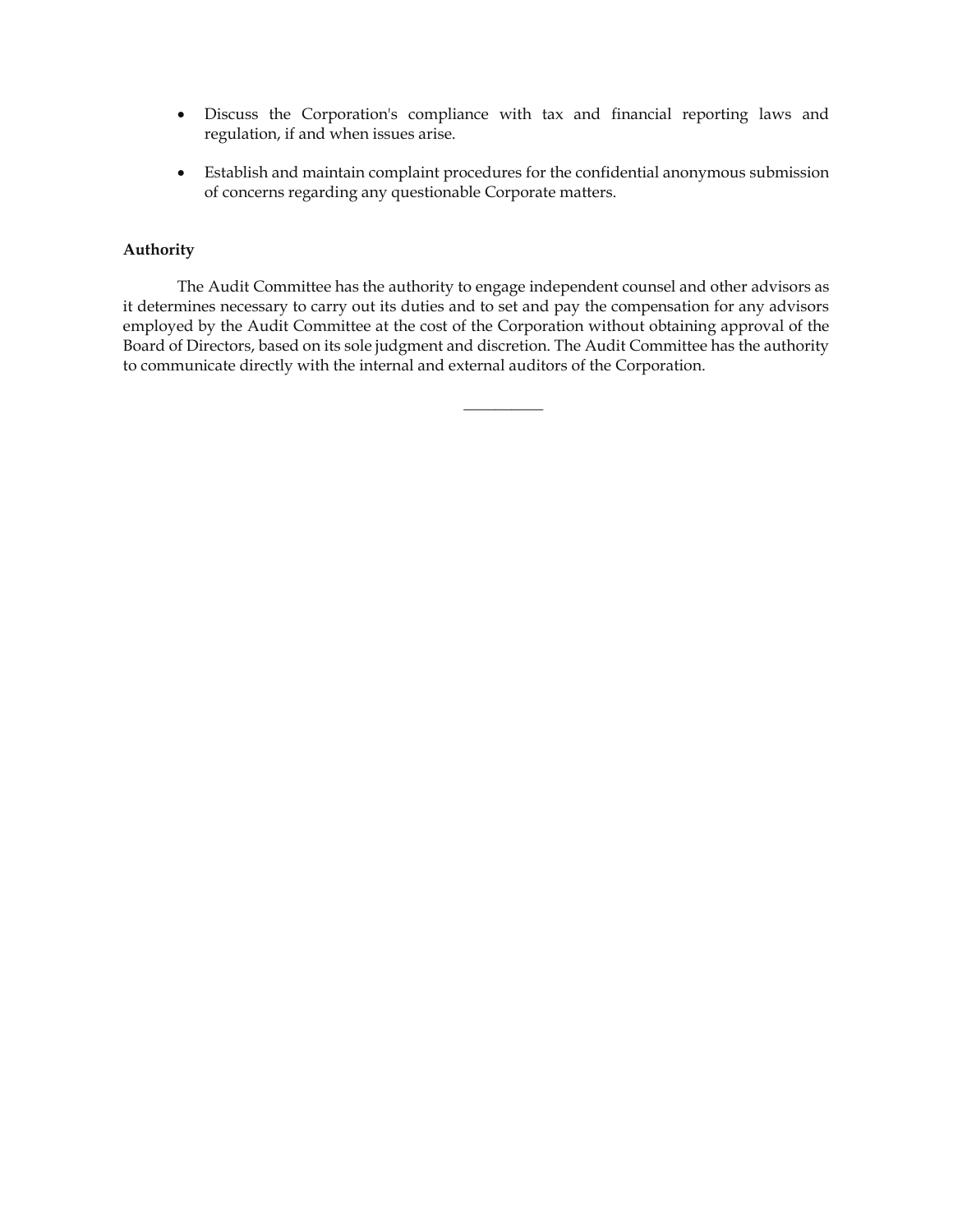- Discuss the Corporation's compliance with tax and financial reporting laws and regulation, if and when issues arise.

- Establish and maintain complaint procedures for the confidential anonymous submission of concerns regarding any questionable Corporate matters.

**Authority**

The Audit Committee has the authority to engage independent counsel and other advisors as it determines necessary to carry out its duties and to set and pay the compensation for any advisors employed by the Audit Committee at the cost of the Corporation without obtaining approval of the Board of Directors, based on its sole judgment and discretion. The Audit Committee has the authority to communicate directly with the internal and external auditors of the Corporation.

\_\_\_\_\_\_\_\_\_\_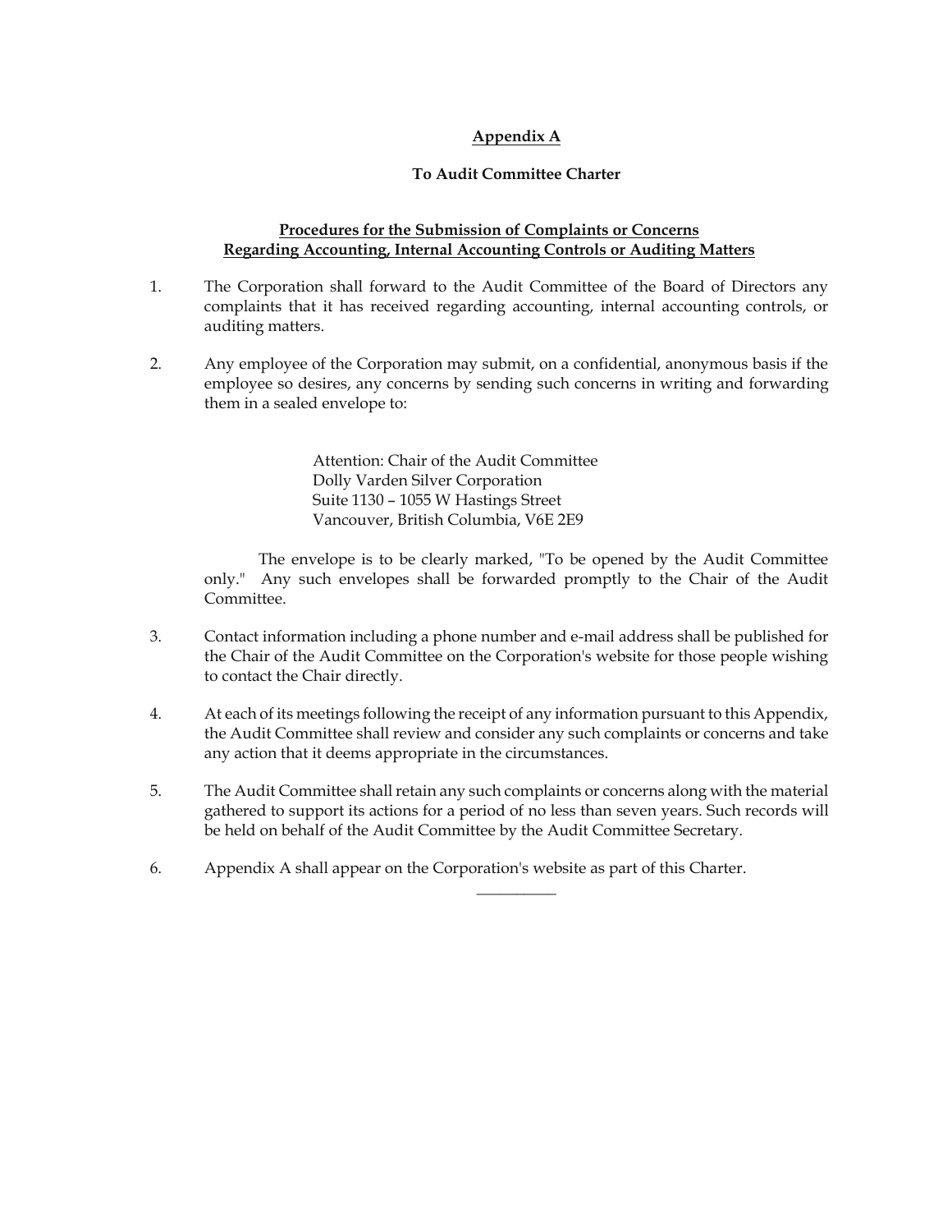## Appendix A

### To Audit Committee Charter

### Procedures for the Submission of Complaints or Concerns Regarding Accounting, Internal Accounting Controls or Auditing Matters

1. The Corporation shall forward to the Audit Committee of the Board of Directors any complaints that it has received regarding accounting, internal accounting controls, or auditing matters.

2. Any employee of the Corporation may submit, on a confidential, anonymous basis if the employee so desires, any concerns by sending such concerns in writing and forwarding them in a sealed envelope to:

   Attention: Chair of the Audit Committee
   Dolly Varden Silver Corporation
   Suite 1130 – 1055 W Hastings Street
   Vancouver, British Columbia, V6E 2E9

   The envelope is to be clearly marked, "To be opened by the Audit Committee only." Any such envelopes shall be forwarded promptly to the Chair of the Audit Committee.

3. Contact information including a phone number and e-mail address shall be published for the Chair of the Audit Committee on the Corporation's website for those people wishing to contact the Chair directly.

4. At each of its meetings following the receipt of any information pursuant to this Appendix, the Audit Committee shall review and consider any such complaints or concerns and take any action that it deems appropriate in the circumstances.

5. The Audit Committee shall retain any such complaints or concerns along with the material gathered to support its actions for a period of no less than seven years. Such records will be held on behalf of the Audit Committee by the Audit Committee Secretary.

6. Appendix A shall appear on the Corporation's website as part of this Charter.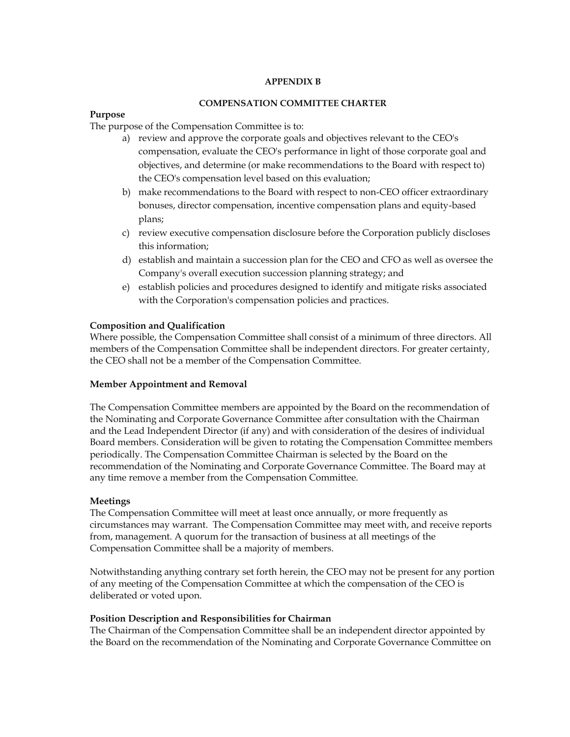**APPENDIX B**

**COMPENSATION COMMITTEE CHARTER**

**Purpose**

The purpose of the Compensation Committee is to:

a) review and approve the corporate goals and objectives relevant to the CEO's compensation, evaluate the CEO's performance in light of those corporate goal and objectives, and determine (or make recommendations to the Board with respect to) the CEO's compensation level based on this evaluation;
b) make recommendations to the Board with respect to non-CEO officer extraordinary bonuses, director compensation, incentive compensation plans and equity-based plans;
c) review executive compensation disclosure before the Corporation publicly discloses this information;
d) establish and maintain a succession plan for the CEO and CFO as well as oversee the Company's overall execution succession planning strategy; and
e) establish policies and procedures designed to identify and mitigate risks associated with the Corporation's compensation policies and practices.

**Composition and Qualification**

Where possible, the Compensation Committee shall consist of a minimum of three directors. All members of the Compensation Committee shall be independent directors. For greater certainty, the CEO shall not be a member of the Compensation Committee.

**Member Appointment and Removal**

The Compensation Committee members are appointed by the Board on the recommendation of the Nominating and Corporate Governance Committee after consultation with the Chairman and the Lead Independent Director (if any) and with consideration of the desires of individual Board members. Consideration will be given to rotating the Compensation Committee members periodically. The Compensation Committee Chairman is selected by the Board on the recommendation of the Nominating and Corporate Governance Committee. The Board may at any time remove a member from the Compensation Committee.

**Meetings**

The Compensation Committee will meet at least once annually, or more frequently as circumstances may warrant. The Compensation Committee may meet with, and receive reports from, management. A quorum for the transaction of business at all meetings of the Compensation Committee shall be a majority of members.

Notwithstanding anything contrary set forth herein, the CEO may not be present for any portion of any meeting of the Compensation Committee at which the compensation of the CEO is deliberated or voted upon.

**Position Description and Responsibilities for Chairman**

The Chairman of the Compensation Committee shall be an independent director appointed by the Board on the recommendation of the Nominating and Corporate Governance Committee on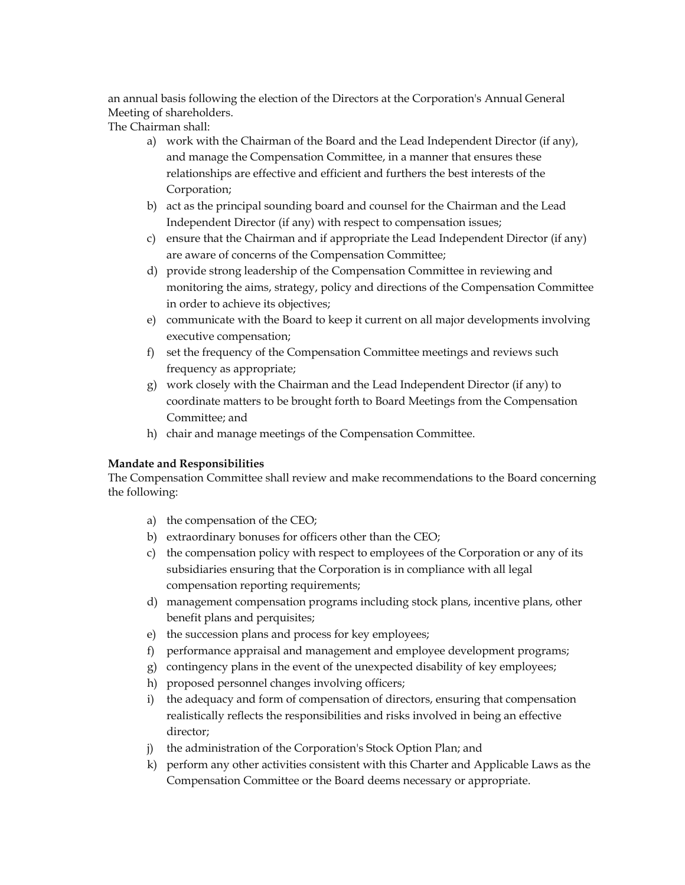an annual basis following the election of the Directors at the Corporation's Annual General Meeting of shareholders.

The Chairman shall:

a) work with the Chairman of the Board and the Lead Independent Director (if any), and manage the Compensation Committee, in a manner that ensures these relationships are effective and efficient and furthers the best interests of the Corporation;
b) act as the principal sounding board and counsel for the Chairman and the Lead Independent Director (if any) with respect to compensation issues;
c) ensure that the Chairman and if appropriate the Lead Independent Director (if any) are aware of concerns of the Compensation Committee;
d) provide strong leadership of the Compensation Committee in reviewing and monitoring the aims, strategy, policy and directions of the Compensation Committee in order to achieve its objectives;
e) communicate with the Board to keep it current on all major developments involving executive compensation;
f) set the frequency of the Compensation Committee meetings and reviews such frequency as appropriate;
g) work closely with the Chairman and the Lead Independent Director (if any) to coordinate matters to be brought forth to Board Meetings from the Compensation Committee; and
h) chair and manage meetings of the Compensation Committee.

**Mandate and Responsibilities**

The Compensation Committee shall review and make recommendations to the Board concerning the following:

a) the compensation of the CEO;
b) extraordinary bonuses for officers other than the CEO;
c) the compensation policy with respect to employees of the Corporation or any of its subsidiaries ensuring that the Corporation is in compliance with all legal compensation reporting requirements;
d) management compensation programs including stock plans, incentive plans, other benefit plans and perquisites;
e) the succession plans and process for key employees;
f) performance appraisal and management and employee development programs;
g) contingency plans in the event of the unexpected disability of key employees;
h) proposed personnel changes involving officers;
i) the adequacy and form of compensation of directors, ensuring that compensation realistically reflects the responsibilities and risks involved in being an effective director;
j) the administration of the Corporation's Stock Option Plan; and
k) perform any other activities consistent with this Charter and Applicable Laws as the Compensation Committee or the Board deems necessary or appropriate.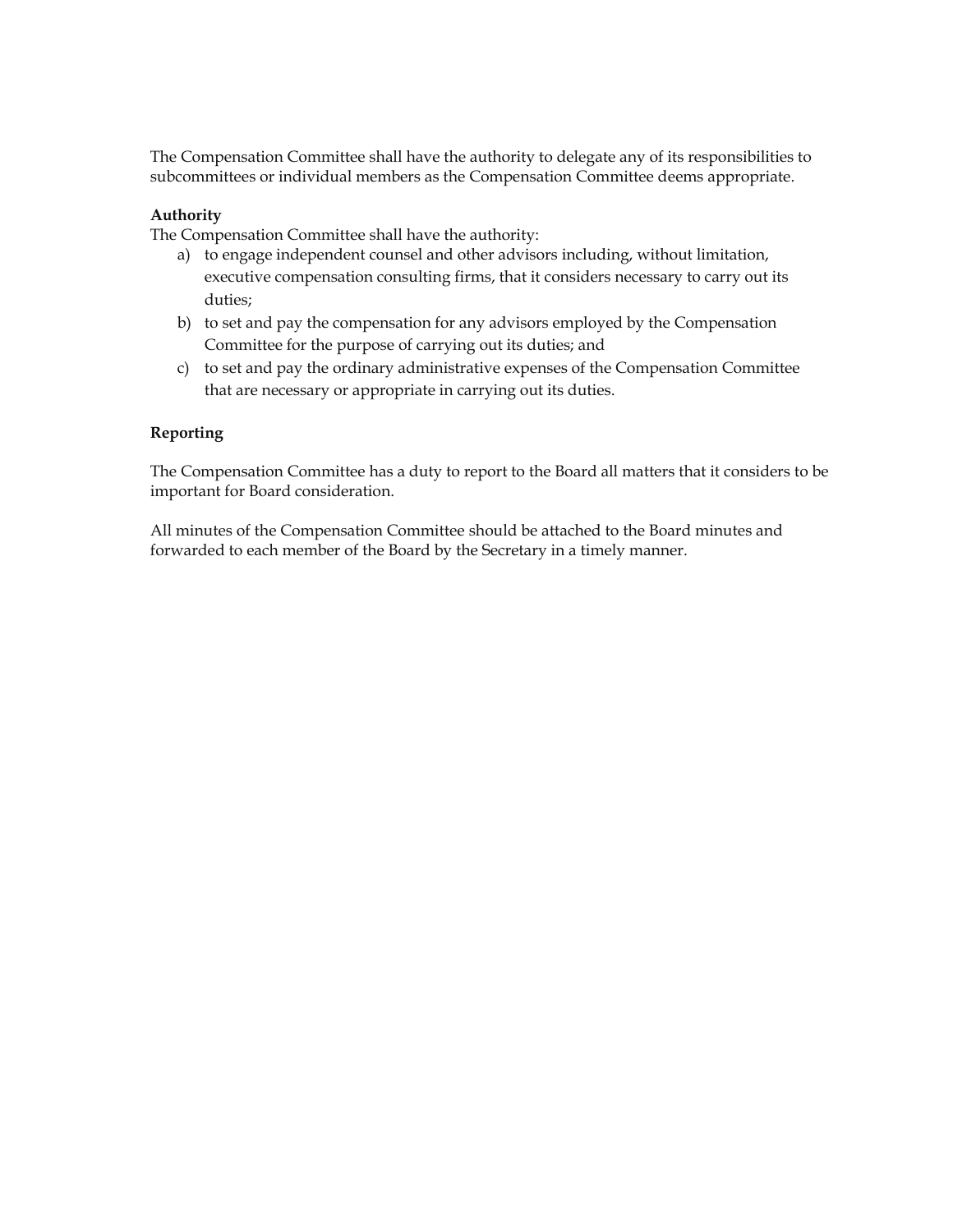The Compensation Committee shall have the authority to delegate any of its responsibilities to subcommittees or individual members as the Compensation Committee deems appropriate.

**Authority**

The Compensation Committee shall have the authority:

a) to engage independent counsel and other advisors including, without limitation, executive compensation consulting firms, that it considers necessary to carry out its duties;
b) to set and pay the compensation for any advisors employed by the Compensation Committee for the purpose of carrying out its duties; and
c) to set and pay the ordinary administrative expenses of the Compensation Committee that are necessary or appropriate in carrying out its duties.

**Reporting**

The Compensation Committee has a duty to report to the Board all matters that it considers to be important for Board consideration.

All minutes of the Compensation Committee should be attached to the Board minutes and forwarded to each member of the Board by the Secretary in a timely manner.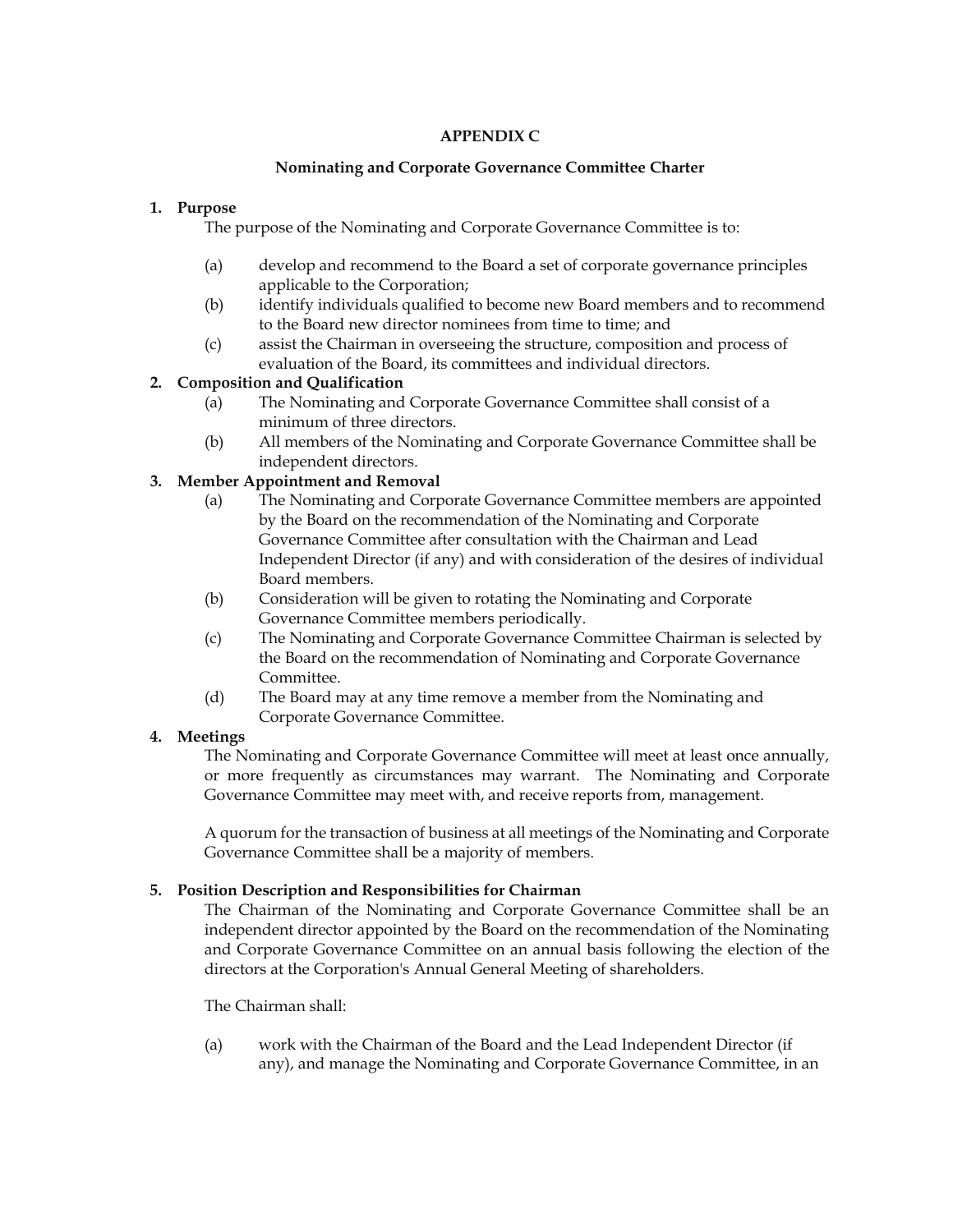# APPENDIX C

## Nominating and Corporate Governance Committee Charter

**1. Purpose**

The purpose of the Nominating and Corporate Governance Committee is to:

(a) develop and recommend to the Board a set of corporate governance principles applicable to the Corporation;

(b) identify individuals qualified to become new Board members and to recommend to the Board new director nominees from time to time; and

(c) assist the Chairman in overseeing the structure, composition and process of evaluation of the Board, its committees and individual directors.

**2. Composition and Qualification**

(a) The Nominating and Corporate Governance Committee shall consist of a minimum of three directors.

(b) All members of the Nominating and Corporate Governance Committee shall be independent directors.

**3. Member Appointment and Removal**

(a) The Nominating and Corporate Governance Committee members are appointed by the Board on the recommendation of the Nominating and Corporate Governance Committee after consultation with the Chairman and Lead Independent Director (if any) and with consideration of the desires of individual Board members.

(b) Consideration will be given to rotating the Nominating and Corporate Governance Committee members periodically.

(c) The Nominating and Corporate Governance Committee Chairman is selected by the Board on the recommendation of Nominating and Corporate Governance Committee.

(d) The Board may at any time remove a member from the Nominating and Corporate Governance Committee.

**4. Meetings**

The Nominating and Corporate Governance Committee will meet at least once annually, or more frequently as circumstances may warrant. The Nominating and Corporate Governance Committee may meet with, and receive reports from, management.

A quorum for the transaction of business at all meetings of the Nominating and Corporate Governance Committee shall be a majority of members.

**5. Position Description and Responsibilities for Chairman**

The Chairman of the Nominating and Corporate Governance Committee shall be an independent director appointed by the Board on the recommendation of the Nominating and Corporate Governance Committee on an annual basis following the election of the directors at the Corporation's Annual General Meeting of shareholders.

The Chairman shall:

(a) work with the Chairman of the Board and the Lead Independent Director (if any), and manage the Nominating and Corporate Governance Committee, in an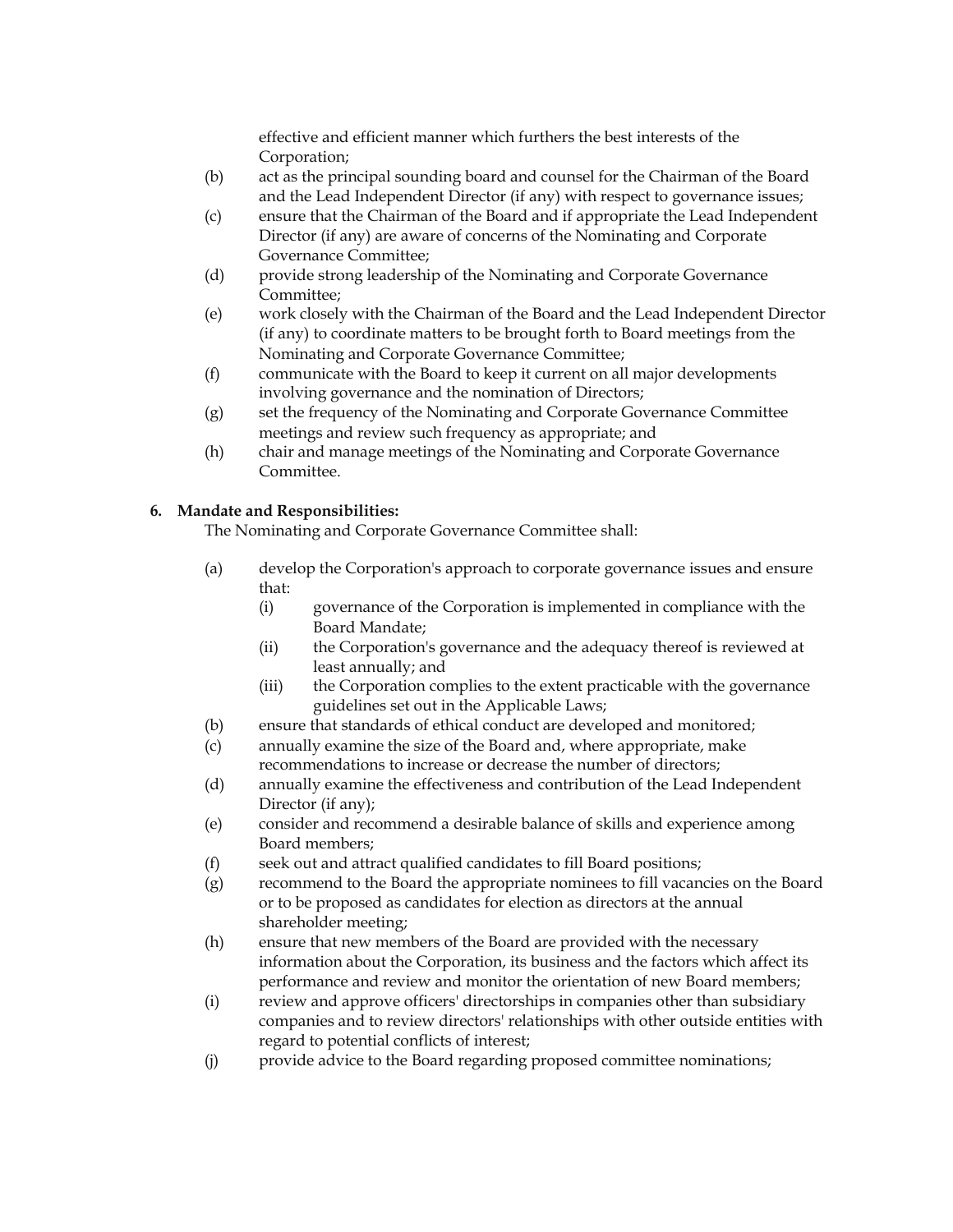effective and efficient manner which furthers the best interests of the Corporation;

(b) act as the principal sounding board and counsel for the Chairman of the Board and the Lead Independent Director (if any) with respect to governance issues;

(c) ensure that the Chairman of the Board and if appropriate the Lead Independent Director (if any) are aware of concerns of the Nominating and Corporate Governance Committee;

(d) provide strong leadership of the Nominating and Corporate Governance Committee;

(e) work closely with the Chairman of the Board and the Lead Independent Director (if any) to coordinate matters to be brought forth to Board meetings from the Nominating and Corporate Governance Committee;

(f) communicate with the Board to keep it current on all major developments involving governance and the nomination of Directors;

(g) set the frequency of the Nominating and Corporate Governance Committee meetings and review such frequency as appropriate; and

(h) chair and manage meetings of the Nominating and Corporate Governance Committee.

**6. Mandate and Responsibilities:**

The Nominating and Corporate Governance Committee shall:

(a) develop the Corporation's approach to corporate governance issues and ensure that:

  (i) governance of the Corporation is implemented in compliance with the Board Mandate;

  (ii) the Corporation's governance and the adequacy thereof is reviewed at least annually; and

  (iii) the Corporation complies to the extent practicable with the governance guidelines set out in the Applicable Laws;

(b) ensure that standards of ethical conduct are developed and monitored;

(c) annually examine the size of the Board and, where appropriate, make recommendations to increase or decrease the number of directors;

(d) annually examine the effectiveness and contribution of the Lead Independent Director (if any);

(e) consider and recommend a desirable balance of skills and experience among Board members;

(f) seek out and attract qualified candidates to fill Board positions;

(g) recommend to the Board the appropriate nominees to fill vacancies on the Board or to be proposed as candidates for election as directors at the annual shareholder meeting;

(h) ensure that new members of the Board are provided with the necessary information about the Corporation, its business and the factors which affect its performance and review and monitor the orientation of new Board members;

(i) review and approve officers' directorships in companies other than subsidiary companies and to review directors' relationships with other outside entities with regard to potential conflicts of interest;

(j) provide advice to the Board regarding proposed committee nominations;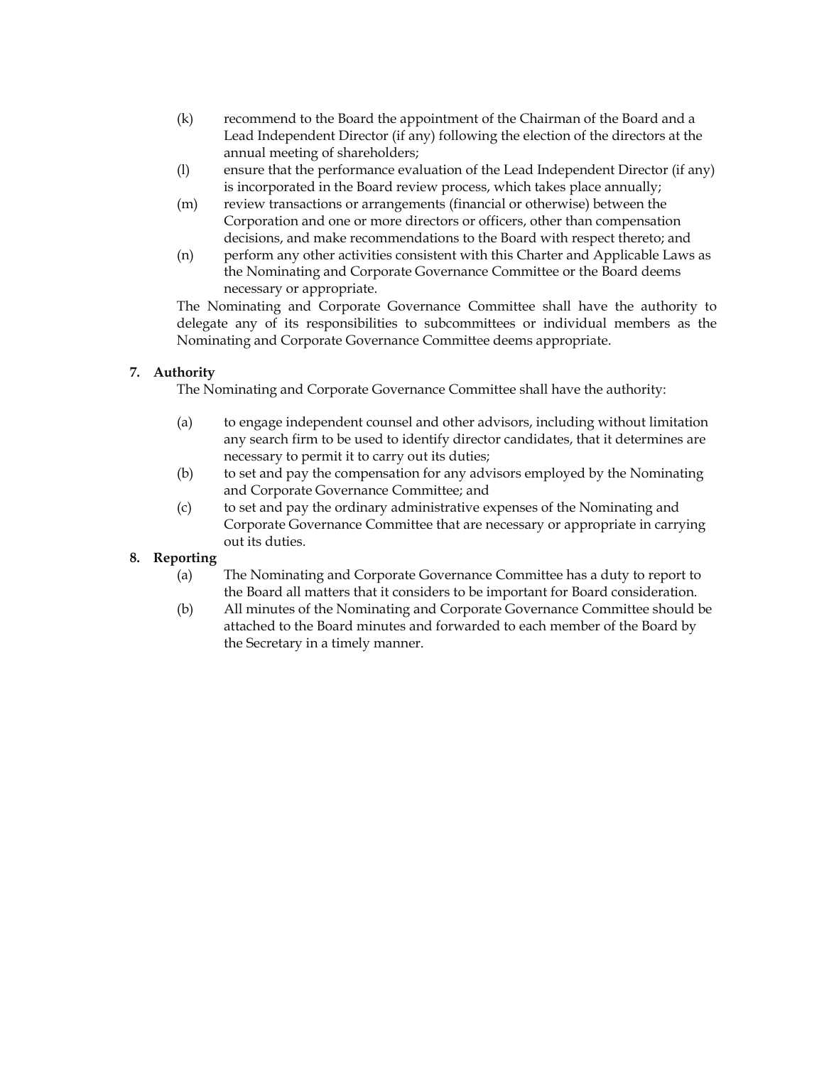(k) recommend to the Board the appointment of the Chairman of the Board and a Lead Independent Director (if any) following the election of the directors at the annual meeting of shareholders;

(l) ensure that the performance evaluation of the Lead Independent Director (if any) is incorporated in the Board review process, which takes place annually;

(m) review transactions or arrangements (financial or otherwise) between the Corporation and one or more directors or officers, other than compensation decisions, and make recommendations to the Board with respect thereto; and

(n) perform any other activities consistent with this Charter and Applicable Laws as the Nominating and Corporate Governance Committee or the Board deems necessary or appropriate.

The Nominating and Corporate Governance Committee shall have the authority to delegate any of its responsibilities to subcommittees or individual members as the Nominating and Corporate Governance Committee deems appropriate.

**7. Authority**

The Nominating and Corporate Governance Committee shall have the authority:

(a) to engage independent counsel and other advisors, including without limitation any search firm to be used to identify director candidates, that it determines are necessary to permit it to carry out its duties;

(b) to set and pay the compensation for any advisors employed by the Nominating and Corporate Governance Committee; and

(c) to set and pay the ordinary administrative expenses of the Nominating and Corporate Governance Committee that are necessary or appropriate in carrying out its duties.

**8. Reporting**

(a) The Nominating and Corporate Governance Committee has a duty to report to the Board all matters that it considers to be important for Board consideration.

(b) All minutes of the Nominating and Corporate Governance Committee should be attached to the Board minutes and forwarded to each member of the Board by the Secretary in a timely manner.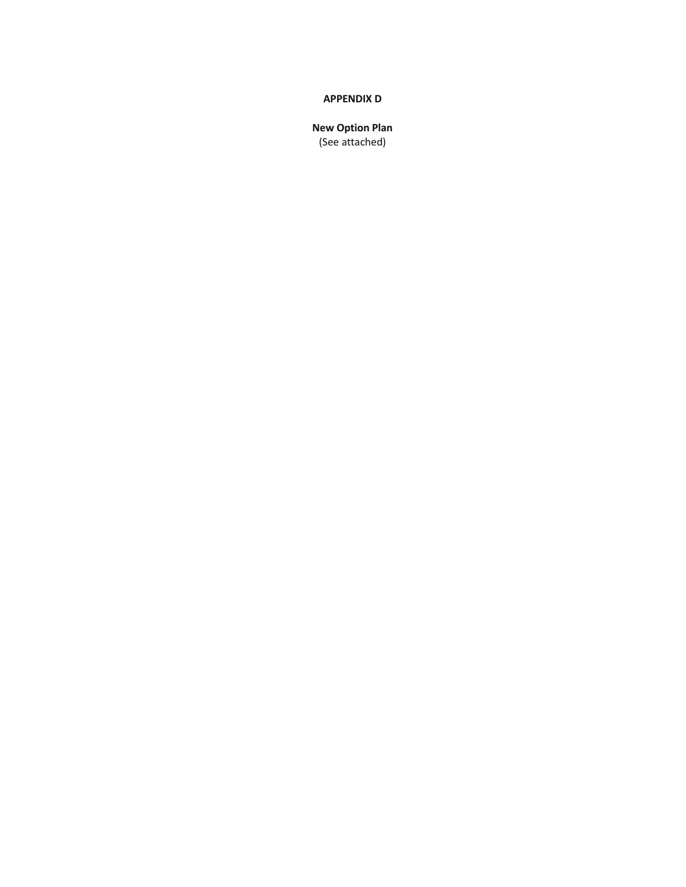**APPENDIX D**

**New Option Plan**
(See attached)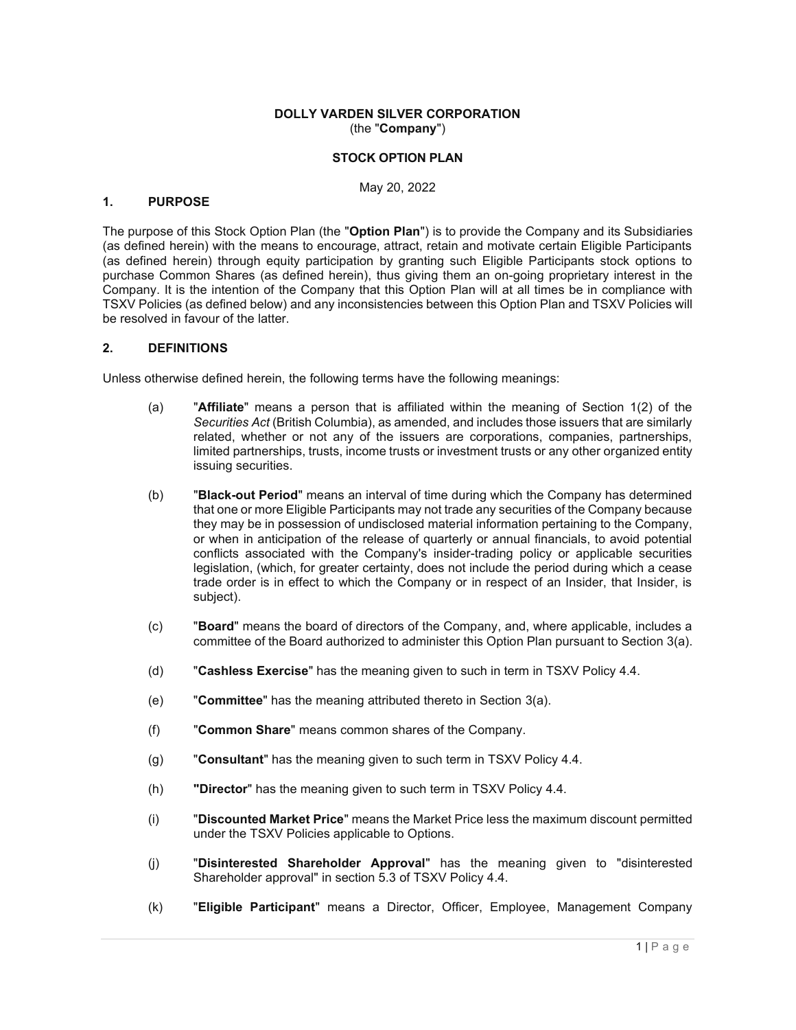**DOLLY VARDEN SILVER CORPORATION**
(the "**Company**")

**STOCK OPTION PLAN**

May 20, 2022

## 1. PURPOSE

The purpose of this Stock Option Plan (the "**Option Plan**") is to provide the Company and its Subsidiaries (as defined herein) with the means to encourage, attract, retain and motivate certain Eligible Participants (as defined herein) through equity participation by granting such Eligible Participants stock options to purchase Common Shares (as defined herein), thus giving them an on-going proprietary interest in the Company. It is the intention of the Company that this Option Plan will at all times be in compliance with TSXV Policies (as defined below) and any inconsistencies between this Option Plan and TSXV Policies will be resolved in favour of the latter.

## 2. DEFINITIONS

Unless otherwise defined herein, the following terms have the following meanings:

(a) "**Affiliate**" means a person that is affiliated within the meaning of Section 1(2) of the *Securities Act* (British Columbia), as amended, and includes those issuers that are similarly related, whether or not any of the issuers are corporations, companies, partnerships, limited partnerships, trusts, income trusts or investment trusts or any other organized entity issuing securities.

(b) "**Black-out Period**" means an interval of time during which the Company has determined that one or more Eligible Participants may not trade any securities of the Company because they may be in possession of undisclosed material information pertaining to the Company, or when in anticipation of the release of quarterly or annual financials, to avoid potential conflicts associated with the Company's insider-trading policy or applicable securities legislation, (which, for greater certainty, does not include the period during which a cease trade order is in effect to which the Company or in respect of an Insider, that Insider, is subject).

(c) "**Board**" means the board of directors of the Company, and, where applicable, includes a committee of the Board authorized to administer this Option Plan pursuant to Section 3(a).

(d) "**Cashless Exercise**" has the meaning given to such in term in TSXV Policy 4.4.

(e) "**Committee**" has the meaning attributed thereto in Section 3(a).

(f) "**Common Share**" means common shares of the Company.

(g) "**Consultant**" has the meaning given to such term in TSXV Policy 4.4.

(h) "**Director**" has the meaning given to such term in TSXV Policy 4.4.

(i) "**Discounted Market Price**" means the Market Price less the maximum discount permitted under the TSXV Policies applicable to Options.

(j) "**Disinterested Shareholder Approval**" has the meaning given to "disinterested Shareholder approval" in section 5.3 of TSXV Policy 4.4.

(k) "**Eligible Participant**" means a Director, Officer, Employee, Management Company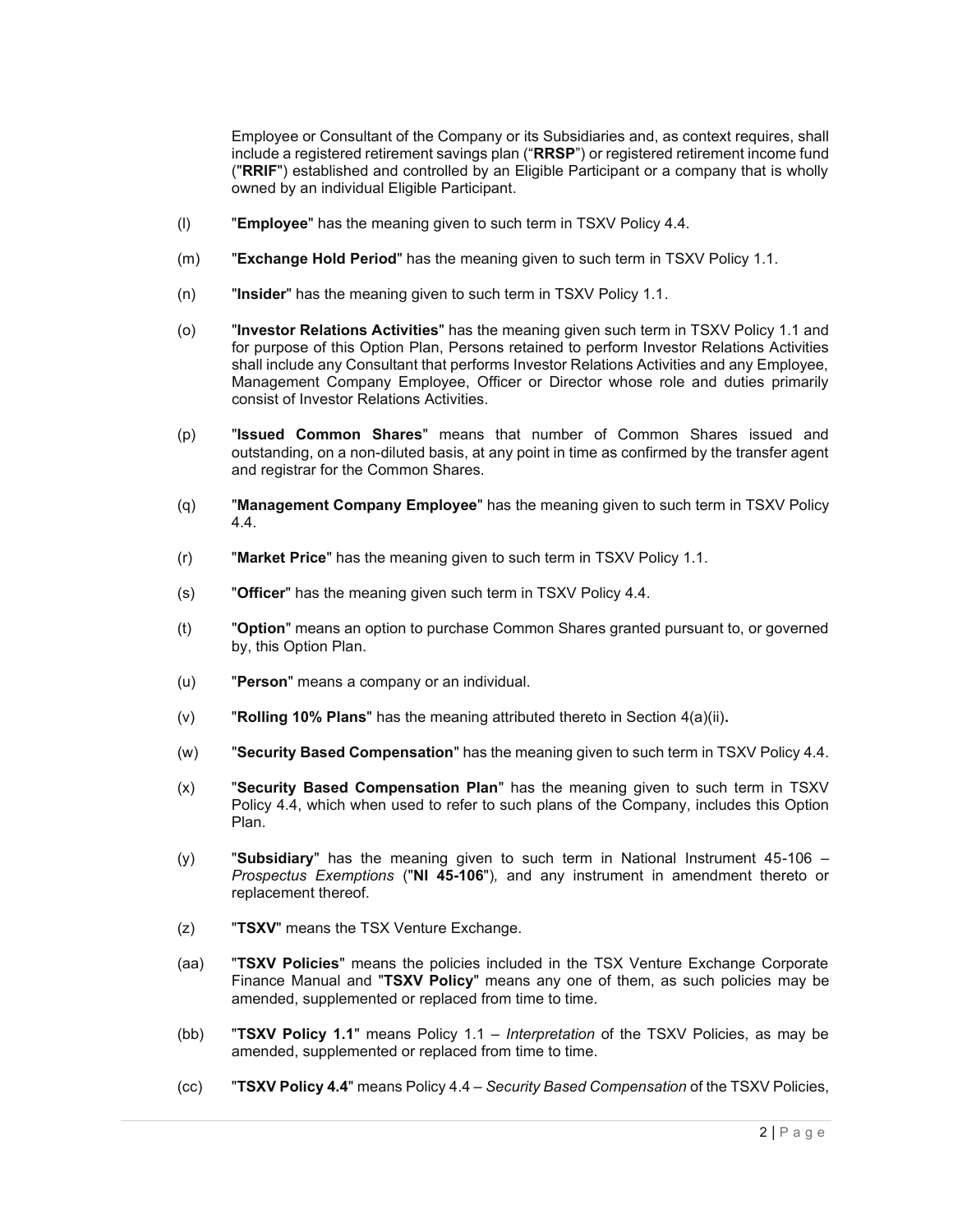Employee or Consultant of the Company or its Subsidiaries and, as context requires, shall include a registered retirement savings plan ("**RRSP**") or registered retirement income fund ("**RRIF**") established and controlled by an Eligible Participant or a company that is wholly owned by an individual Eligible Participant.

(l) "**Employee**" has the meaning given to such term in TSXV Policy 4.4.

(m) "**Exchange Hold Period**" has the meaning given to such term in TSXV Policy 1.1.

(n) "**Insider**" has the meaning given to such term in TSXV Policy 1.1.

(o) "**Investor Relations Activities**" has the meaning given such term in TSXV Policy 1.1 and for purpose of this Option Plan, Persons retained to perform Investor Relations Activities shall include any Consultant that performs Investor Relations Activities and any Employee, Management Company Employee, Officer or Director whose role and duties primarily consist of Investor Relations Activities.

(p) "**Issued Common Shares**" means that number of Common Shares issued and outstanding, on a non-diluted basis, at any point in time as confirmed by the transfer agent and registrar for the Common Shares.

(q) "**Management Company Employee**" has the meaning given to such term in TSXV Policy 4.4.

(r) "**Market Price**" has the meaning given to such term in TSXV Policy 1.1.

(s) "**Officer**" has the meaning given such term in TSXV Policy 4.4.

(t) "**Option**" means an option to purchase Common Shares granted pursuant to, or governed by, this Option Plan.

(u) "**Person**" means a company or an individual.

(v) "**Rolling 10% Plans**" has the meaning attributed thereto in Section 4(a)(ii)**.**

(w) "**Security Based Compensation**" has the meaning given to such term in TSXV Policy 4.4.

(x) "**Security Based Compensation Plan**" has the meaning given to such term in TSXV Policy 4.4, which when used to refer to such plans of the Company, includes this Option Plan.

(y) "**Subsidiary**" has the meaning given to such term in National Instrument 45-106 – *Prospectus Exemptions* ("**NI 45-106**")*,* and any instrument in amendment thereto or replacement thereof.

(z) "**TSXV**" means the TSX Venture Exchange.

(aa) "**TSXV Policies**" means the policies included in the TSX Venture Exchange Corporate Finance Manual and "**TSXV Policy**" means any one of them, as such policies may be amended, supplemented or replaced from time to time.

(bb) "**TSXV Policy 1.1**" means Policy 1.1 – *Interpretation* of the TSXV Policies, as may be amended, supplemented or replaced from time to time.

(cc) "**TSXV Policy 4.4**" means Policy 4.4 – *Security Based Compensation* of the TSXV Policies,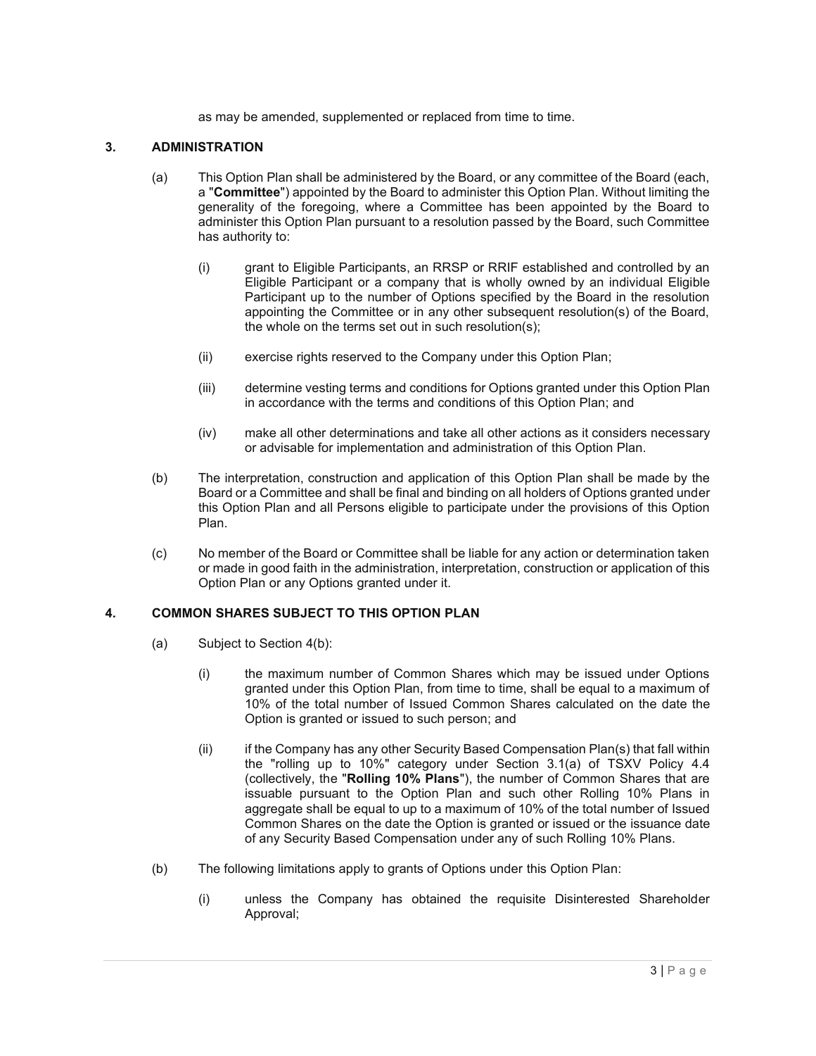as may be amended, supplemented or replaced from time to time.

## 3. ADMINISTRATION

(a) This Option Plan shall be administered by the Board, or any committee of the Board (each, a "**Committee**") appointed by the Board to administer this Option Plan. Without limiting the generality of the foregoing, where a Committee has been appointed by the Board to administer this Option Plan pursuant to a resolution passed by the Board, such Committee has authority to:

> (i) grant to Eligible Participants, an RRSP or RRIF established and controlled by an Eligible Participant or a company that is wholly owned by an individual Eligible Participant up to the number of Options specified by the Board in the resolution appointing the Committee or in any other subsequent resolution(s) of the Board, the whole on the terms set out in such resolution(s);
>
> (ii) exercise rights reserved to the Company under this Option Plan;
>
> (iii) determine vesting terms and conditions for Options granted under this Option Plan in accordance with the terms and conditions of this Option Plan; and
>
> (iv) make all other determinations and take all other actions as it considers necessary or advisable for implementation and administration of this Option Plan.

(b) The interpretation, construction and application of this Option Plan shall be made by the Board or a Committee and shall be final and binding on all holders of Options granted under this Option Plan and all Persons eligible to participate under the provisions of this Option Plan.

(c) No member of the Board or Committee shall be liable for any action or determination taken or made in good faith in the administration, interpretation, construction or application of this Option Plan or any Options granted under it.

## 4. COMMON SHARES SUBJECT TO THIS OPTION PLAN

(a) Subject to Section 4(b):

> (i) the maximum number of Common Shares which may be issued under Options granted under this Option Plan, from time to time, shall be equal to a maximum of 10% of the total number of Issued Common Shares calculated on the date the Option is granted or issued to such person; and
>
> (ii) if the Company has any other Security Based Compensation Plan(s) that fall within the "rolling up to 10%" category under Section 3.1(a) of TSXV Policy 4.4 (collectively, the "**Rolling 10% Plans**"), the number of Common Shares that are issuable pursuant to the Option Plan and such other Rolling 10% Plans in aggregate shall be equal to up to a maximum of 10% of the total number of Issued Common Shares on the date the Option is granted or issued or the issuance date of any Security Based Compensation under any of such Rolling 10% Plans.

(b) The following limitations apply to grants of Options under this Option Plan:

> (i) unless the Company has obtained the requisite Disinterested Shareholder Approval;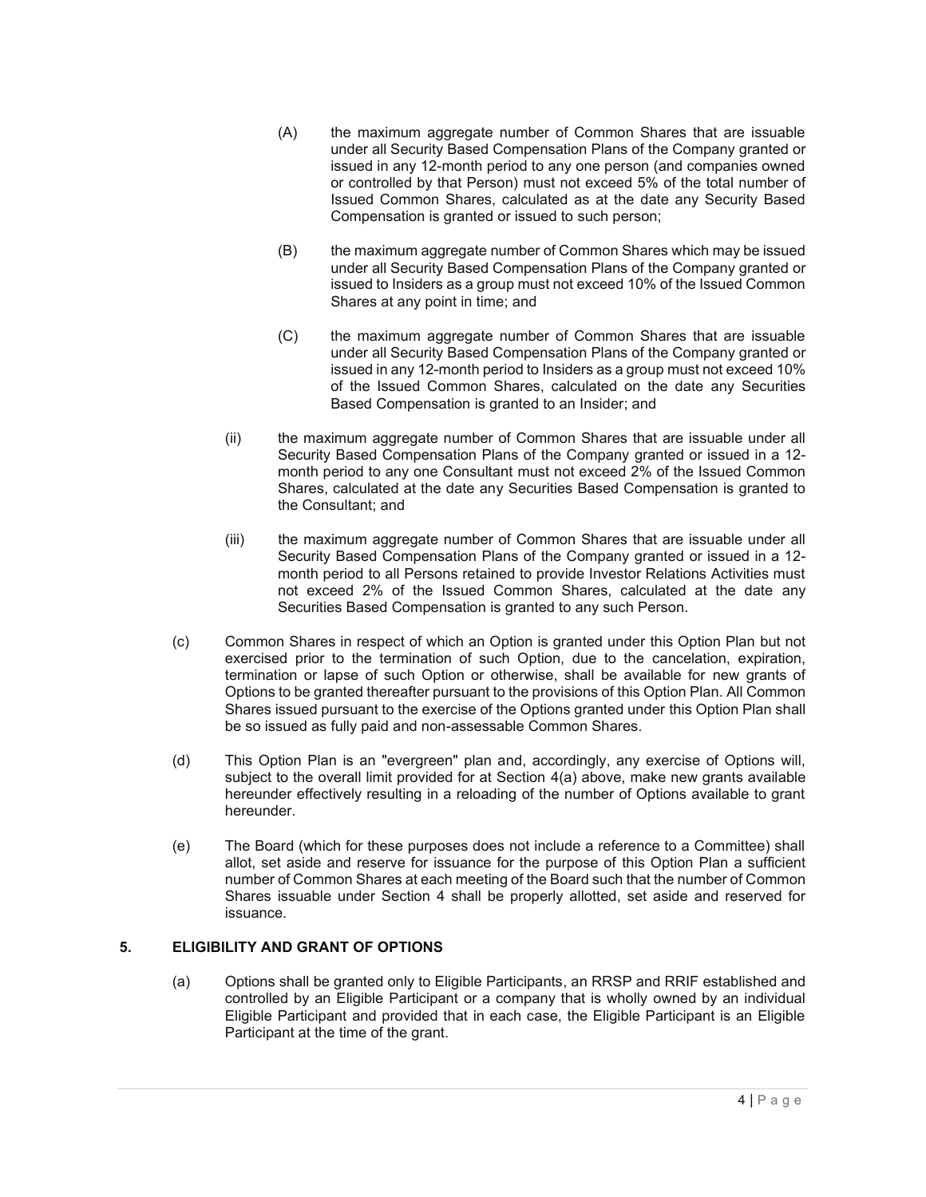(A) the maximum aggregate number of Common Shares that are issuable under all Security Based Compensation Plans of the Company granted or issued in any 12-month period to any one person (and companies owned or controlled by that Person) must not exceed 5% of the total number of Issued Common Shares, calculated as at the date any Security Based Compensation is granted or issued to such person;

(B) the maximum aggregate number of Common Shares which may be issued under all Security Based Compensation Plans of the Company granted or issued to Insiders as a group must not exceed 10% of the Issued Common Shares at any point in time; and

(C) the maximum aggregate number of Common Shares that are issuable under all Security Based Compensation Plans of the Company granted or issued in any 12-month period to Insiders as a group must not exceed 10% of the Issued Common Shares, calculated on the date any Securities Based Compensation is granted to an Insider; and

(ii) the maximum aggregate number of Common Shares that are issuable under all Security Based Compensation Plans of the Company granted or issued in a 12-month period to any one Consultant must not exceed 2% of the Issued Common Shares, calculated at the date any Securities Based Compensation is granted to the Consultant; and

(iii) the maximum aggregate number of Common Shares that are issuable under all Security Based Compensation Plans of the Company granted or issued in a 12-month period to all Persons retained to provide Investor Relations Activities must not exceed 2% of the Issued Common Shares, calculated at the date any Securities Based Compensation is granted to any such Person.

(c) Common Shares in respect of which an Option is granted under this Option Plan but not exercised prior to the termination of such Option, due to the cancelation, expiration, termination or lapse of such Option or otherwise, shall be available for new grants of Options to be granted thereafter pursuant to the provisions of this Option Plan. All Common Shares issued pursuant to the exercise of the Options granted under this Option Plan shall be so issued as fully paid and non-assessable Common Shares.

(d) This Option Plan is an "evergreen" plan and, accordingly, any exercise of Options will, subject to the overall limit provided for at Section 4(a) above, make new grants available hereunder effectively resulting in a reloading of the number of Options available to grant hereunder.

(e) The Board (which for these purposes does not include a reference to a Committee) shall allot, set aside and reserve for issuance for the purpose of this Option Plan a sufficient number of Common Shares at each meeting of the Board such that the number of Common Shares issuable under Section 4 shall be properly allotted, set aside and reserved for issuance.

## 5. ELIGIBILITY AND GRANT OF OPTIONS

(a) Options shall be granted only to Eligible Participants, an RRSP and RRIF established and controlled by an Eligible Participant or a company that is wholly owned by an individual Eligible Participant and provided that in each case, the Eligible Participant is an Eligible Participant at the time of the grant.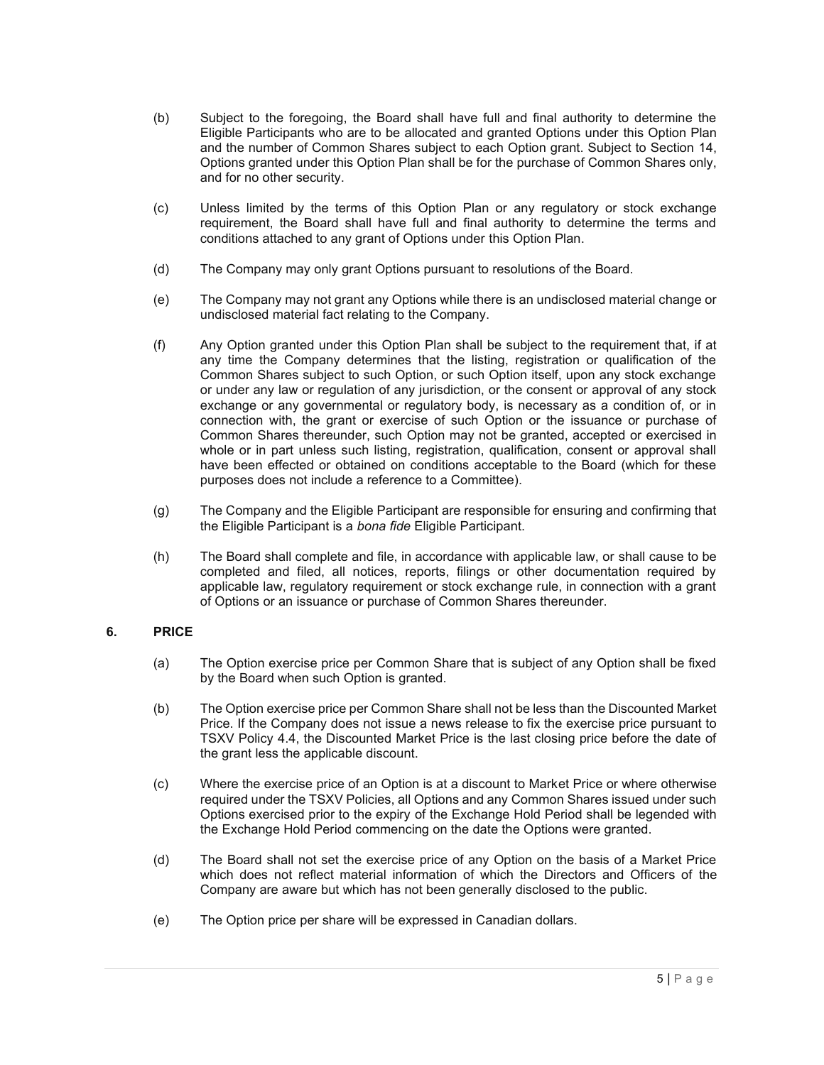(b) Subject to the foregoing, the Board shall have full and final authority to determine the Eligible Participants who are to be allocated and granted Options under this Option Plan and the number of Common Shares subject to each Option grant. Subject to Section 14, Options granted under this Option Plan shall be for the purchase of Common Shares only, and for no other security.

(c) Unless limited by the terms of this Option Plan or any regulatory or stock exchange requirement, the Board shall have full and final authority to determine the terms and conditions attached to any grant of Options under this Option Plan.

(d) The Company may only grant Options pursuant to resolutions of the Board.

(e) The Company may not grant any Options while there is an undisclosed material change or undisclosed material fact relating to the Company.

(f) Any Option granted under this Option Plan shall be subject to the requirement that, if at any time the Company determines that the listing, registration or qualification of the Common Shares subject to such Option, or such Option itself, upon any stock exchange or under any law or regulation of any jurisdiction, or the consent or approval of any stock exchange or any governmental or regulatory body, is necessary as a condition of, or in connection with, the grant or exercise of such Option or the issuance or purchase of Common Shares thereunder, such Option may not be granted, accepted or exercised in whole or in part unless such listing, registration, qualification, consent or approval shall have been effected or obtained on conditions acceptable to the Board (which for these purposes does not include a reference to a Committee).

(g) The Company and the Eligible Participant are responsible for ensuring and confirming that the Eligible Participant is a *bona fide* Eligible Participant.

(h) The Board shall complete and file, in accordance with applicable law, or shall cause to be completed and filed, all notices, reports, filings or other documentation required by applicable law, regulatory requirement or stock exchange rule, in connection with a grant of Options or an issuance or purchase of Common Shares thereunder.

## 6. PRICE

(a) The Option exercise price per Common Share that is subject of any Option shall be fixed by the Board when such Option is granted.

(b) The Option exercise price per Common Share shall not be less than the Discounted Market Price. If the Company does not issue a news release to fix the exercise price pursuant to TSXV Policy 4.4, the Discounted Market Price is the last closing price before the date of the grant less the applicable discount.

(c) Where the exercise price of an Option is at a discount to Market Price or where otherwise required under the TSXV Policies, all Options and any Common Shares issued under such Options exercised prior to the expiry of the Exchange Hold Period shall be legended with the Exchange Hold Period commencing on the date the Options were granted.

(d) The Board shall not set the exercise price of any Option on the basis of a Market Price which does not reflect material information of which the Directors and Officers of the Company are aware but which has not been generally disclosed to the public.

(e) The Option price per share will be expressed in Canadian dollars.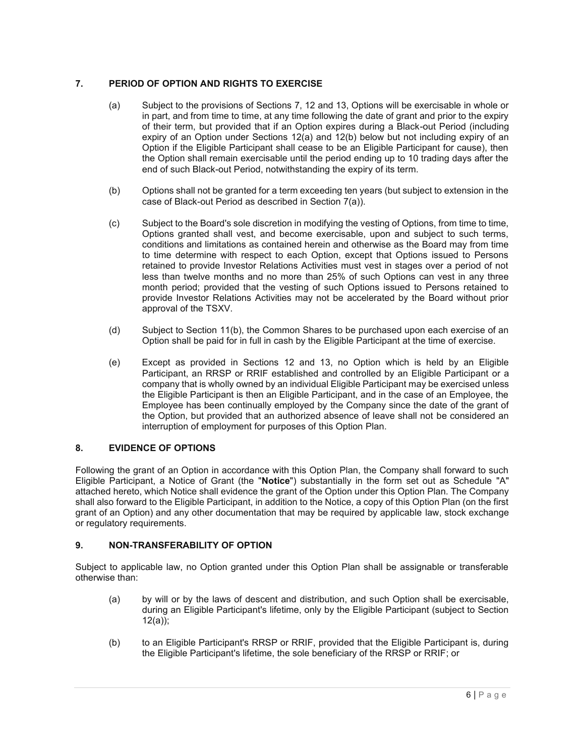## 7. PERIOD OF OPTION AND RIGHTS TO EXERCISE

(a) Subject to the provisions of Sections 7, 12 and 13, Options will be exercisable in whole or in part, and from time to time, at any time following the date of grant and prior to the expiry of their term, but provided that if an Option expires during a Black-out Period (including expiry of an Option under Sections 12(a) and 12(b) below but not including expiry of an Option if the Eligible Participant shall cease to be an Eligible Participant for cause), then the Option shall remain exercisable until the period ending up to 10 trading days after the end of such Black-out Period, notwithstanding the expiry of its term.

(b) Options shall not be granted for a term exceeding ten years (but subject to extension in the case of Black-out Period as described in Section 7(a)).

(c) Subject to the Board's sole discretion in modifying the vesting of Options, from time to time, Options granted shall vest, and become exercisable, upon and subject to such terms, conditions and limitations as contained herein and otherwise as the Board may from time to time determine with respect to each Option, except that Options issued to Persons retained to provide Investor Relations Activities must vest in stages over a period of not less than twelve months and no more than 25% of such Options can vest in any three month period; provided that the vesting of such Options issued to Persons retained to provide Investor Relations Activities may not be accelerated by the Board without prior approval of the TSXV.

(d) Subject to Section 11(b), the Common Shares to be purchased upon each exercise of an Option shall be paid for in full in cash by the Eligible Participant at the time of exercise.

(e) Except as provided in Sections 12 and 13, no Option which is held by an Eligible Participant, an RRSP or RRIF established and controlled by an Eligible Participant or a company that is wholly owned by an individual Eligible Participant may be exercised unless the Eligible Participant is then an Eligible Participant, and in the case of an Employee, the Employee has been continually employed by the Company since the date of the grant of the Option, but provided that an authorized absence of leave shall not be considered an interruption of employment for purposes of this Option Plan.

## 8. EVIDENCE OF OPTIONS

Following the grant of an Option in accordance with this Option Plan, the Company shall forward to such Eligible Participant, a Notice of Grant (the "**Notice**") substantially in the form set out as Schedule "A" attached hereto, which Notice shall evidence the grant of the Option under this Option Plan. The Company shall also forward to the Eligible Participant, in addition to the Notice, a copy of this Option Plan (on the first grant of an Option) and any other documentation that may be required by applicable law, stock exchange or regulatory requirements.

## 9. NON-TRANSFERABILITY OF OPTION

Subject to applicable law, no Option granted under this Option Plan shall be assignable or transferable otherwise than:

(a) by will or by the laws of descent and distribution, and such Option shall be exercisable, during an Eligible Participant's lifetime, only by the Eligible Participant (subject to Section 12(a));

(b) to an Eligible Participant's RRSP or RRIF, provided that the Eligible Participant is, during the Eligible Participant's lifetime, the sole beneficiary of the RRSP or RRIF; or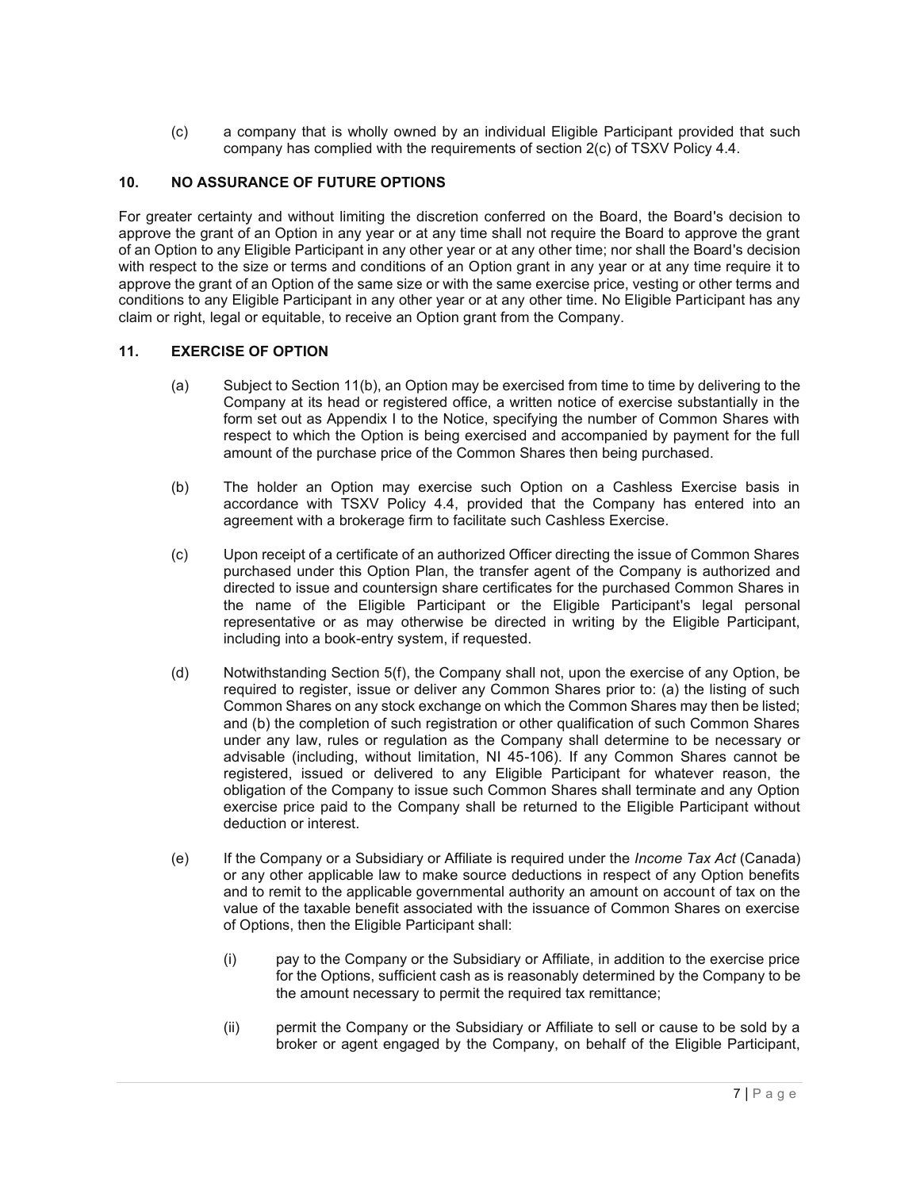(c) a company that is wholly owned by an individual Eligible Participant provided that such company has complied with the requirements of section 2(c) of TSXV Policy 4.4.

## 10. NO ASSURANCE OF FUTURE OPTIONS

For greater certainty and without limiting the discretion conferred on the Board, the Board's decision to approve the grant of an Option in any year or at any time shall not require the Board to approve the grant of an Option to any Eligible Participant in any other year or at any other time; nor shall the Board's decision with respect to the size or terms and conditions of an Option grant in any year or at any time require it to approve the grant of an Option of the same size or with the same exercise price, vesting or other terms and conditions to any Eligible Participant in any other year or at any other time. No Eligible Participant has any claim or right, legal or equitable, to receive an Option grant from the Company.

## 11. EXERCISE OF OPTION

(a) Subject to Section 11(b), an Option may be exercised from time to time by delivering to the Company at its head or registered office, a written notice of exercise substantially in the form set out as Appendix I to the Notice, specifying the number of Common Shares with respect to which the Option is being exercised and accompanied by payment for the full amount of the purchase price of the Common Shares then being purchased.

(b) The holder an Option may exercise such Option on a Cashless Exercise basis in accordance with TSXV Policy 4.4, provided that the Company has entered into an agreement with a brokerage firm to facilitate such Cashless Exercise.

(c) Upon receipt of a certificate of an authorized Officer directing the issue of Common Shares purchased under this Option Plan, the transfer agent of the Company is authorized and directed to issue and countersign share certificates for the purchased Common Shares in the name of the Eligible Participant or the Eligible Participant's legal personal representative or as may otherwise be directed in writing by the Eligible Participant, including into a book-entry system, if requested.

(d) Notwithstanding Section 5(f), the Company shall not, upon the exercise of any Option, be required to register, issue or deliver any Common Shares prior to: (a) the listing of such Common Shares on any stock exchange on which the Common Shares may then be listed; and (b) the completion of such registration or other qualification of such Common Shares under any law, rules or regulation as the Company shall determine to be necessary or advisable (including, without limitation, NI 45-106). If any Common Shares cannot be registered, issued or delivered to any Eligible Participant for whatever reason, the obligation of the Company to issue such Common Shares shall terminate and any Option exercise price paid to the Company shall be returned to the Eligible Participant without deduction or interest.

(e) If the Company or a Subsidiary or Affiliate is required under the *Income Tax Act* (Canada) or any other applicable law to make source deductions in respect of any Option benefits and to remit to the applicable governmental authority an amount on account of tax on the value of the taxable benefit associated with the issuance of Common Shares on exercise of Options, then the Eligible Participant shall:

   (i) pay to the Company or the Subsidiary or Affiliate, in addition to the exercise price for the Options, sufficient cash as is reasonably determined by the Company to be the amount necessary to permit the required tax remittance;

   (ii) permit the Company or the Subsidiary or Affiliate to sell or cause to be sold by a broker or agent engaged by the Company, on behalf of the Eligible Participant,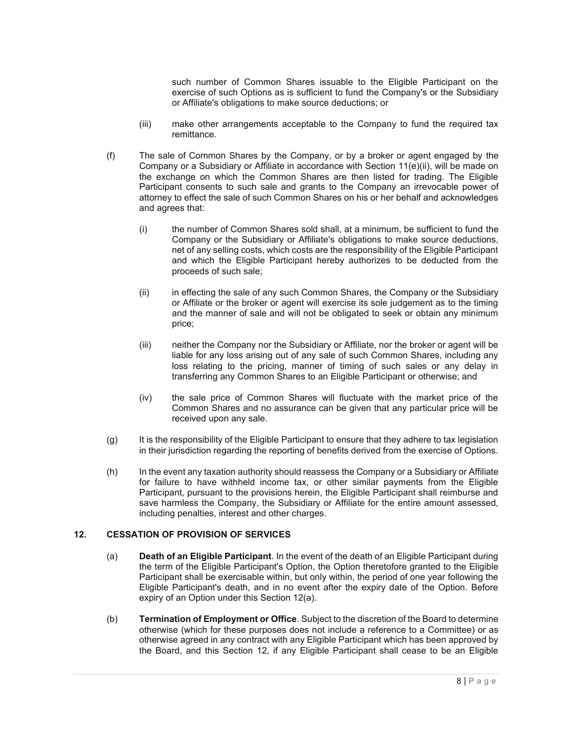such number of Common Shares issuable to the Eligible Participant on the exercise of such Options as is sufficient to fund the Company's or the Subsidiary or Affiliate's obligations to make source deductions; or

(iii) make other arrangements acceptable to the Company to fund the required tax remittance.

(f) The sale of Common Shares by the Company, or by a broker or agent engaged by the Company or a Subsidiary or Affiliate in accordance with Section 11(e)(ii), will be made on the exchange on which the Common Shares are then listed for trading. The Eligible Participant consents to such sale and grants to the Company an irrevocable power of attorney to effect the sale of such Common Shares on his or her behalf and acknowledges and agrees that:

(i) the number of Common Shares sold shall, at a minimum, be sufficient to fund the Company or the Subsidiary or Affiliate's obligations to make source deductions, net of any selling costs, which costs are the responsibility of the Eligible Participant and which the Eligible Participant hereby authorizes to be deducted from the proceeds of such sale;

(ii) in effecting the sale of any such Common Shares, the Company or the Subsidiary or Affiliate or the broker or agent will exercise its sole judgement as to the timing and the manner of sale and will not be obligated to seek or obtain any minimum price;

(iii) neither the Company nor the Subsidiary or Affiliate, nor the broker or agent will be liable for any loss arising out of any sale of such Common Shares, including any loss relating to the pricing, manner of timing of such sales or any delay in transferring any Common Shares to an Eligible Participant or otherwise; and

(iv) the sale price of Common Shares will fluctuate with the market price of the Common Shares and no assurance can be given that any particular price will be received upon any sale.

(g) It is the responsibility of the Eligible Participant to ensure that they adhere to tax legislation in their jurisdiction regarding the reporting of benefits derived from the exercise of Options.

(h) In the event any taxation authority should reassess the Company or a Subsidiary or Affiliate for failure to have withheld income tax, or other similar payments from the Eligible Participant, pursuant to the provisions herein, the Eligible Participant shall reimburse and save harmless the Company, the Subsidiary or Affiliate for the entire amount assessed, including penalties, interest and other charges.

## 12. CESSATION OF PROVISION OF SERVICES

(a) **Death of an Eligible Participant**. In the event of the death of an Eligible Participant during the term of the Eligible Participant's Option, the Option theretofore granted to the Eligible Participant shall be exercisable within, but only within, the period of one year following the Eligible Participant's death, and in no event after the expiry date of the Option. Before expiry of an Option under this Section 12(a).

(b) **Termination of Employment or Office**. Subject to the discretion of the Board to determine otherwise (which for these purposes does not include a reference to a Committee) or as otherwise agreed in any contract with any Eligible Participant which has been approved by the Board, and this Section 12, if any Eligible Participant shall cease to be an Eligible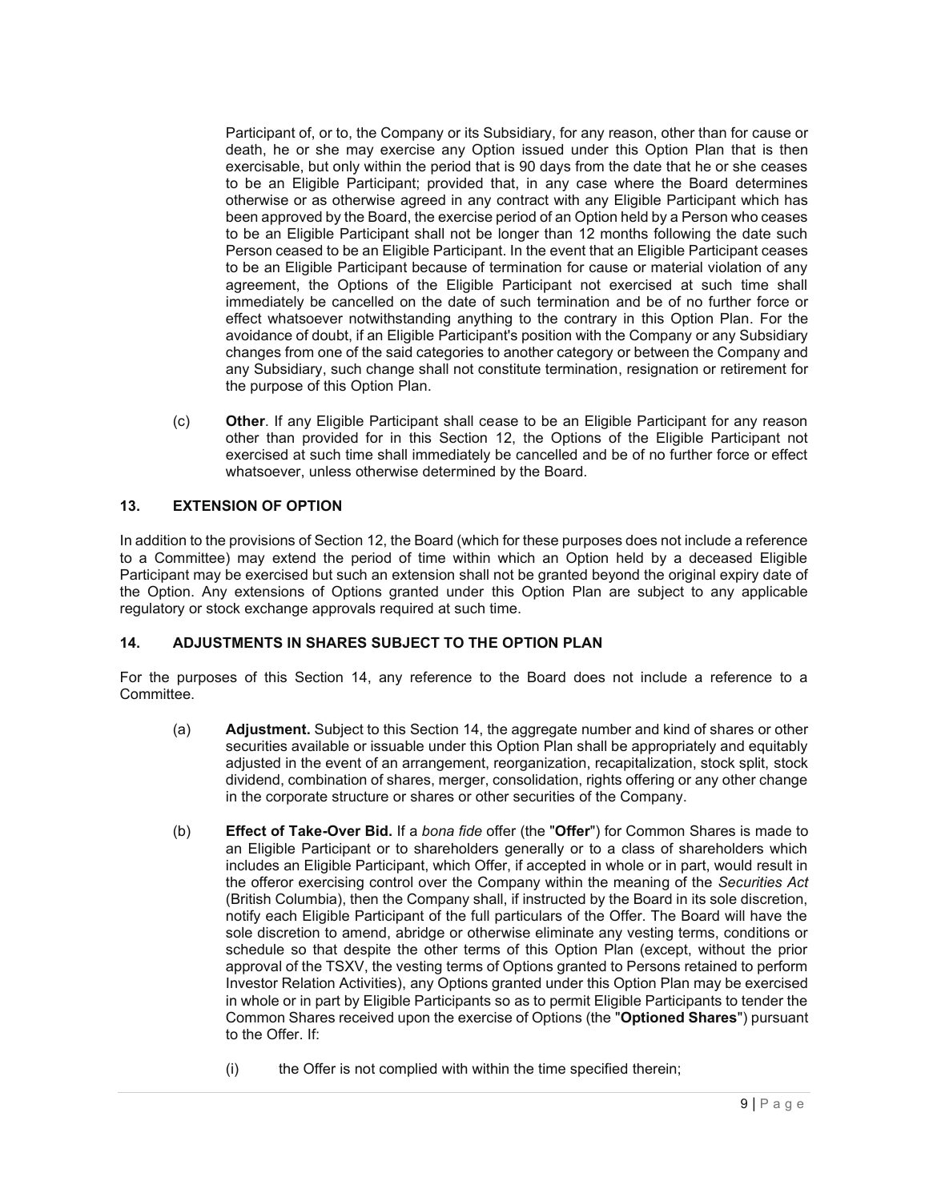Participant of, or to, the Company or its Subsidiary, for any reason, other than for cause or death, he or she may exercise any Option issued under this Option Plan that is then exercisable, but only within the period that is 90 days from the date that he or she ceases to be an Eligible Participant; provided that, in any case where the Board determines otherwise or as otherwise agreed in any contract with any Eligible Participant which has been approved by the Board, the exercise period of an Option held by a Person who ceases to be an Eligible Participant shall not be longer than 12 months following the date such Person ceased to be an Eligible Participant. In the event that an Eligible Participant ceases to be an Eligible Participant because of termination for cause or material violation of any agreement, the Options of the Eligible Participant not exercised at such time shall immediately be cancelled on the date of such termination and be of no further force or effect whatsoever notwithstanding anything to the contrary in this Option Plan. For the avoidance of doubt, if an Eligible Participant's position with the Company or any Subsidiary changes from one of the said categories to another category or between the Company and any Subsidiary, such change shall not constitute termination, resignation or retirement for the purpose of this Option Plan.

(c) **Other**. If any Eligible Participant shall cease to be an Eligible Participant for any reason other than provided for in this Section 12, the Options of the Eligible Participant not exercised at such time shall immediately be cancelled and be of no further force or effect whatsoever, unless otherwise determined by the Board.

## 13. EXTENSION OF OPTION

In addition to the provisions of Section 12, the Board (which for these purposes does not include a reference to a Committee) may extend the period of time within which an Option held by a deceased Eligible Participant may be exercised but such an extension shall not be granted beyond the original expiry date of the Option. Any extensions of Options granted under this Option Plan are subject to any applicable regulatory or stock exchange approvals required at such time.

## 14. ADJUSTMENTS IN SHARES SUBJECT TO THE OPTION PLAN

For the purposes of this Section 14, any reference to the Board does not include a reference to a Committee.

(a) **Adjustment.** Subject to this Section 14, the aggregate number and kind of shares or other securities available or issuable under this Option Plan shall be appropriately and equitably adjusted in the event of an arrangement, reorganization, recapitalization, stock split, stock dividend, combination of shares, merger, consolidation, rights offering or any other change in the corporate structure or shares or other securities of the Company.

(b) **Effect of Take-Over Bid.** If a *bona fide* offer (the "**Offer**") for Common Shares is made to an Eligible Participant or to shareholders generally or to a class of shareholders which includes an Eligible Participant, which Offer, if accepted in whole or in part, would result in the offeror exercising control over the Company within the meaning of the *Securities Act* (British Columbia), then the Company shall, if instructed by the Board in its sole discretion, notify each Eligible Participant of the full particulars of the Offer. The Board will have the sole discretion to amend, abridge or otherwise eliminate any vesting terms, conditions or schedule so that despite the other terms of this Option Plan (except, without the prior approval of the TSXV, the vesting terms of Options granted to Persons retained to perform Investor Relation Activities), any Options granted under this Option Plan may be exercised in whole or in part by Eligible Participants so as to permit Eligible Participants to tender the Common Shares received upon the exercise of Options (the "**Optioned Shares**") pursuant to the Offer. If:

(i) the Offer is not complied with within the time specified therein;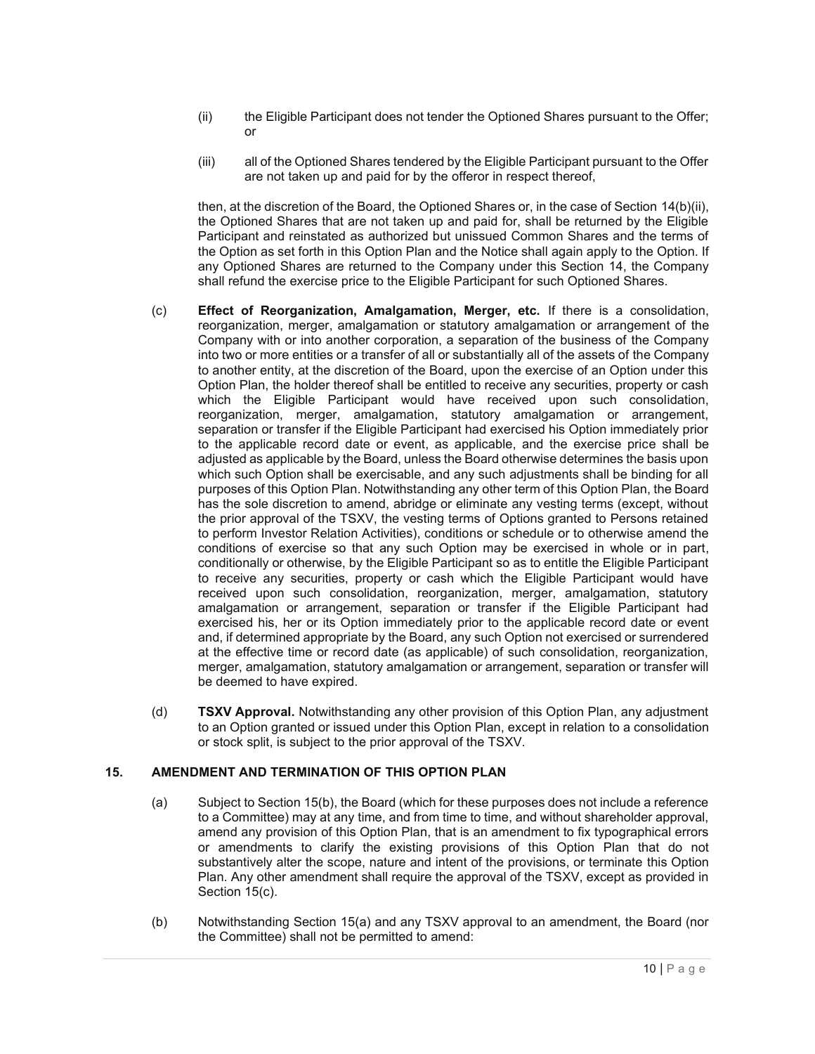(ii) the Eligible Participant does not tender the Optioned Shares pursuant to the Offer; or

(iii) all of the Optioned Shares tendered by the Eligible Participant pursuant to the Offer are not taken up and paid for by the offeror in respect thereof,

then, at the discretion of the Board, the Optioned Shares or, in the case of Section 14(b)(ii), the Optioned Shares that are not taken up and paid for, shall be returned by the Eligible Participant and reinstated as authorized but unissued Common Shares and the terms of the Option as set forth in this Option Plan and the Notice shall again apply to the Option. If any Optioned Shares are returned to the Company under this Section 14, the Company shall refund the exercise price to the Eligible Participant for such Optioned Shares.

(c) **Effect of Reorganization, Amalgamation, Merger, etc.** If there is a consolidation, reorganization, merger, amalgamation or statutory amalgamation or arrangement of the Company with or into another corporation, a separation of the business of the Company into two or more entities or a transfer of all or substantially all of the assets of the Company to another entity, at the discretion of the Board, upon the exercise of an Option under this Option Plan, the holder thereof shall be entitled to receive any securities, property or cash which the Eligible Participant would have received upon such consolidation, reorganization, merger, amalgamation, statutory amalgamation or arrangement, separation or transfer if the Eligible Participant had exercised his Option immediately prior to the applicable record date or event, as applicable, and the exercise price shall be adjusted as applicable by the Board, unless the Board otherwise determines the basis upon which such Option shall be exercisable, and any such adjustments shall be binding for all purposes of this Option Plan. Notwithstanding any other term of this Option Plan, the Board has the sole discretion to amend, abridge or eliminate any vesting terms (except, without the prior approval of the TSXV, the vesting terms of Options granted to Persons retained to perform Investor Relation Activities), conditions or schedule or to otherwise amend the conditions of exercise so that any such Option may be exercised in whole or in part, conditionally or otherwise, by the Eligible Participant so as to entitle the Eligible Participant to receive any securities, property or cash which the Eligible Participant would have received upon such consolidation, reorganization, merger, amalgamation, statutory amalgamation or arrangement, separation or transfer if the Eligible Participant had exercised his, her or its Option immediately prior to the applicable record date or event and, if determined appropriate by the Board, any such Option not exercised or surrendered at the effective time or record date (as applicable) of such consolidation, reorganization, merger, amalgamation, statutory amalgamation or arrangement, separation or transfer will be deemed to have expired.

(d) **TSXV Approval.** Notwithstanding any other provision of this Option Plan, any adjustment to an Option granted or issued under this Option Plan, except in relation to a consolidation or stock split, is subject to the prior approval of the TSXV.

## 15. AMENDMENT AND TERMINATION OF THIS OPTION PLAN

(a) Subject to Section 15(b), the Board (which for these purposes does not include a reference to a Committee) may at any time, and from time to time, and without shareholder approval, amend any provision of this Option Plan, that is an amendment to fix typographical errors or amendments to clarify the existing provisions of this Option Plan that do not substantively alter the scope, nature and intent of the provisions, or terminate this Option Plan. Any other amendment shall require the approval of the TSXV, except as provided in Section 15(c).

(b) Notwithstanding Section 15(a) and any TSXV approval to an amendment, the Board (nor the Committee) shall not be permitted to amend: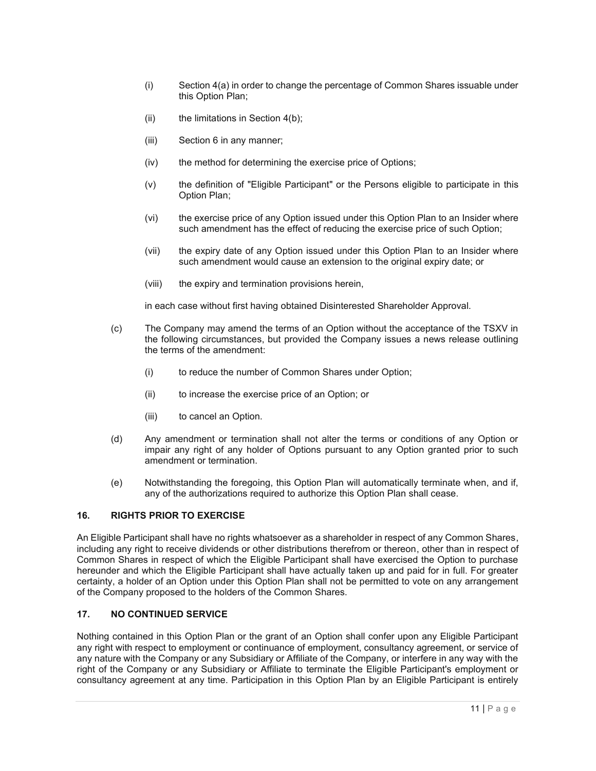(i) Section 4(a) in order to change the percentage of Common Shares issuable under this Option Plan;

(ii) the limitations in Section 4(b);

(iii) Section 6 in any manner;

(iv) the method for determining the exercise price of Options;

(v) the definition of "Eligible Participant" or the Persons eligible to participate in this Option Plan;

(vi) the exercise price of any Option issued under this Option Plan to an Insider where such amendment has the effect of reducing the exercise price of such Option;

(vii) the expiry date of any Option issued under this Option Plan to an Insider where such amendment would cause an extension to the original expiry date; or

(viii) the expiry and termination provisions herein,

in each case without first having obtained Disinterested Shareholder Approval.

(c) The Company may amend the terms of an Option without the acceptance of the TSXV in the following circumstances, but provided the Company issues a news release outlining the terms of the amendment:

(i) to reduce the number of Common Shares under Option;

(ii) to increase the exercise price of an Option; or

(iii) to cancel an Option.

(d) Any amendment or termination shall not alter the terms or conditions of any Option or impair any right of any holder of Options pursuant to any Option granted prior to such amendment or termination.

(e) Notwithstanding the foregoing, this Option Plan will automatically terminate when, and if, any of the authorizations required to authorize this Option Plan shall cease.

## 16. RIGHTS PRIOR TO EXERCISE

An Eligible Participant shall have no rights whatsoever as a shareholder in respect of any Common Shares, including any right to receive dividends or other distributions therefrom or thereon, other than in respect of Common Shares in respect of which the Eligible Participant shall have exercised the Option to purchase hereunder and which the Eligible Participant shall have actually taken up and paid for in full. For greater certainty, a holder of an Option under this Option Plan shall not be permitted to vote on any arrangement of the Company proposed to the holders of the Common Shares.

## 17. NO CONTINUED SERVICE

Nothing contained in this Option Plan or the grant of an Option shall confer upon any Eligible Participant any right with respect to employment or continuance of employment, consultancy agreement, or service of any nature with the Company or any Subsidiary or Affiliate of the Company, or interfere in any way with the right of the Company or any Subsidiary or Affiliate to terminate the Eligible Participant's employment or consultancy agreement at any time. Participation in this Option Plan by an Eligible Participant is entirely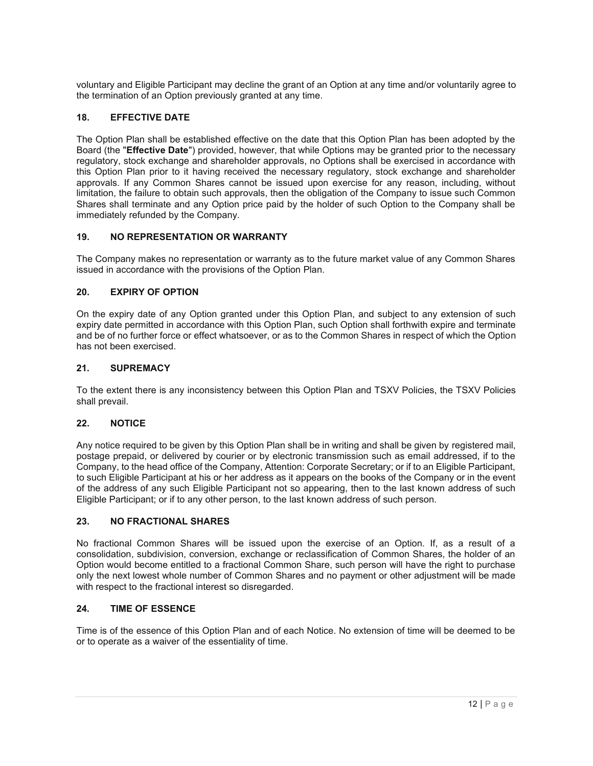voluntary and Eligible Participant may decline the grant of an Option at any time and/or voluntarily agree to the termination of an Option previously granted at any time.

## 18. EFFECTIVE DATE

The Option Plan shall be established effective on the date that this Option Plan has been adopted by the Board (the "**Effective Date**") provided, however, that while Options may be granted prior to the necessary regulatory, stock exchange and shareholder approvals, no Options shall be exercised in accordance with this Option Plan prior to it having received the necessary regulatory, stock exchange and shareholder approvals. If any Common Shares cannot be issued upon exercise for any reason, including, without limitation, the failure to obtain such approvals, then the obligation of the Company to issue such Common Shares shall terminate and any Option price paid by the holder of such Option to the Company shall be immediately refunded by the Company.

## 19. NO REPRESENTATION OR WARRANTY

The Company makes no representation or warranty as to the future market value of any Common Shares issued in accordance with the provisions of the Option Plan.

## 20. EXPIRY OF OPTION

On the expiry date of any Option granted under this Option Plan, and subject to any extension of such expiry date permitted in accordance with this Option Plan, such Option shall forthwith expire and terminate and be of no further force or effect whatsoever, or as to the Common Shares in respect of which the Option has not been exercised.

## 21. SUPREMACY

To the extent there is any inconsistency between this Option Plan and TSXV Policies, the TSXV Policies shall prevail.

## 22. NOTICE

Any notice required to be given by this Option Plan shall be in writing and shall be given by registered mail, postage prepaid, or delivered by courier or by electronic transmission such as email addressed, if to the Company, to the head office of the Company, Attention: Corporate Secretary; or if to an Eligible Participant, to such Eligible Participant at his or her address as it appears on the books of the Company or in the event of the address of any such Eligible Participant not so appearing, then to the last known address of such Eligible Participant; or if to any other person, to the last known address of such person.

## 23. NO FRACTIONAL SHARES

No fractional Common Shares will be issued upon the exercise of an Option. If, as a result of a consolidation, subdivision, conversion, exchange or reclassification of Common Shares, the holder of an Option would become entitled to a fractional Common Share, such person will have the right to purchase only the next lowest whole number of Common Shares and no payment or other adjustment will be made with respect to the fractional interest so disregarded.

## 24. TIME OF ESSENCE

Time is of the essence of this Option Plan and of each Notice. No extension of time will be deemed to be or to operate as a waiver of the essentiality of time.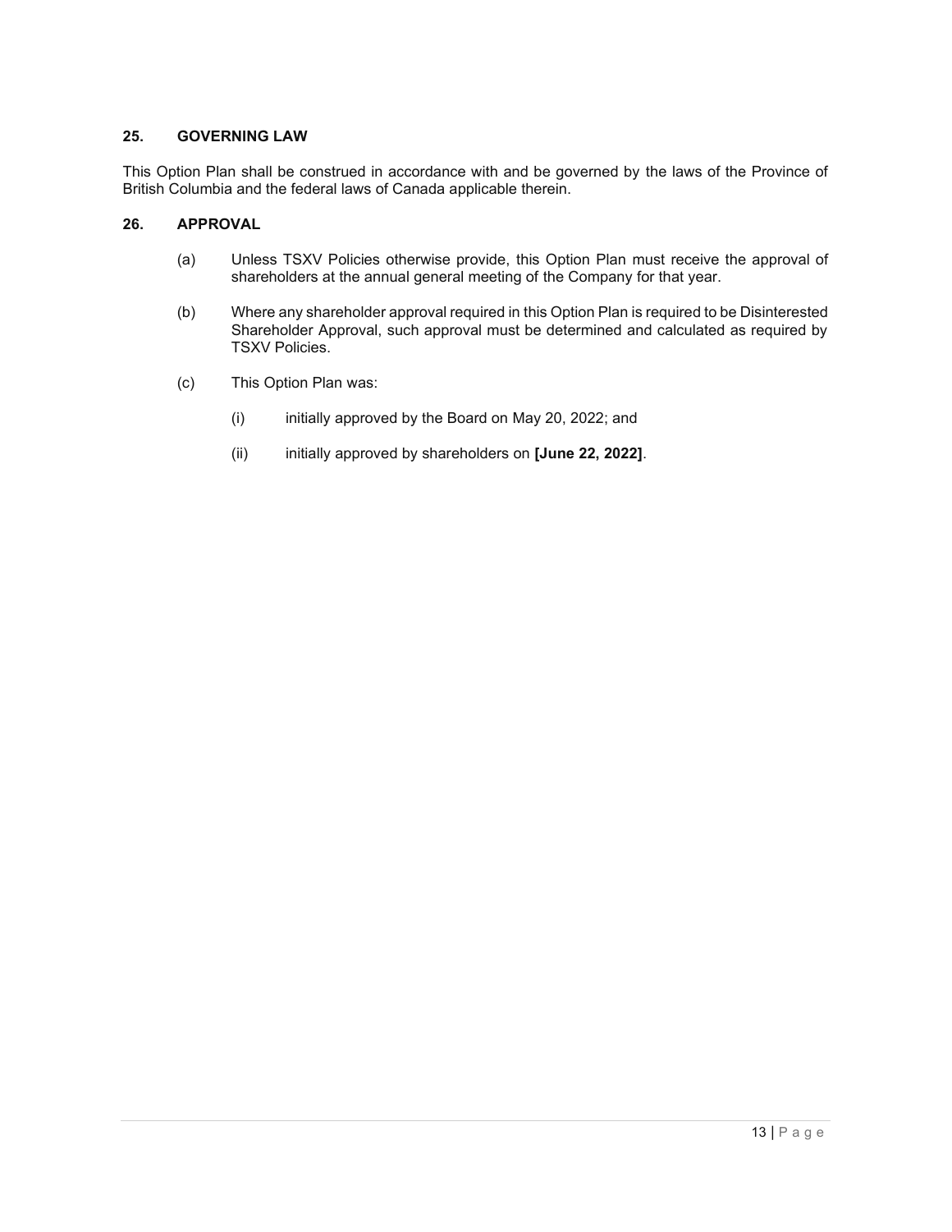## 25. GOVERNING LAW

This Option Plan shall be construed in accordance with and be governed by the laws of the Province of British Columbia and the federal laws of Canada applicable therein.

## 26. APPROVAL

(a) Unless TSXV Policies otherwise provide, this Option Plan must receive the approval of shareholders at the annual general meeting of the Company for that year.

(b) Where any shareholder approval required in this Option Plan is required to be Disinterested Shareholder Approval, such approval must be determined and calculated as required by TSXV Policies.

(c) This Option Plan was:

(i) initially approved by the Board on May 20, 2022; and

(ii) initially approved by shareholders on **[June 22, 2022]**.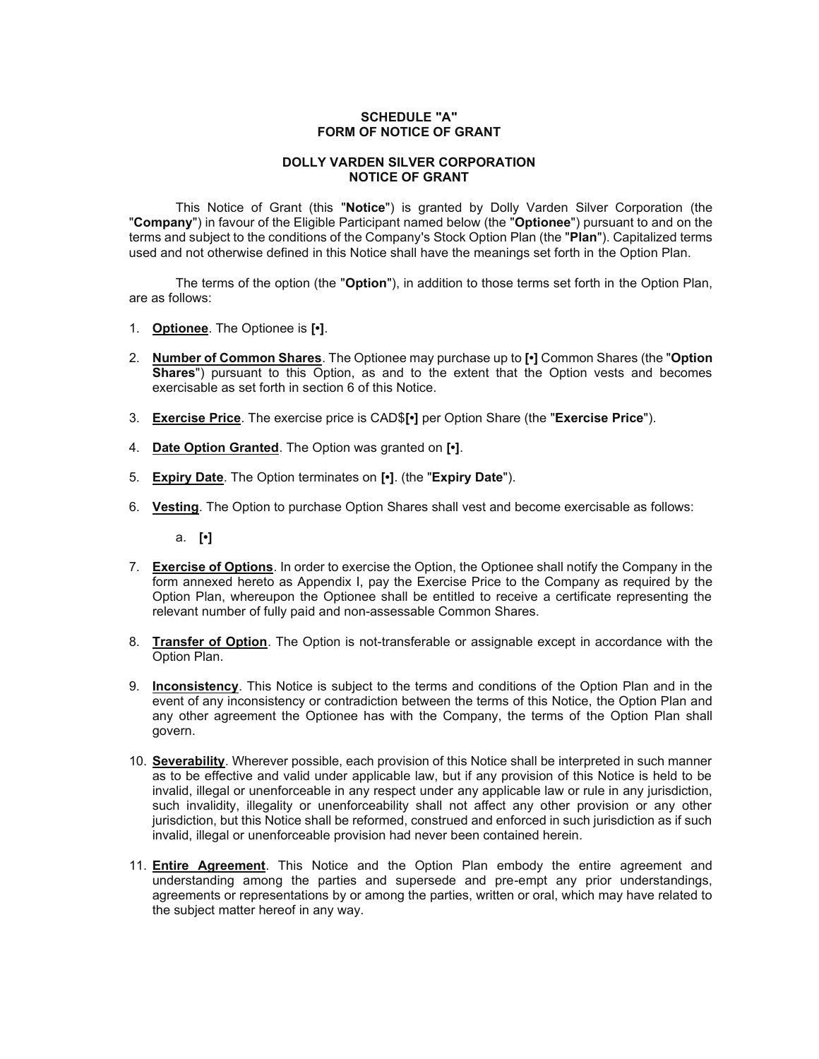**SCHEDULE "A"**
**FORM OF NOTICE OF GRANT**

**DOLLY VARDEN SILVER CORPORATION**
**NOTICE OF GRANT**

This Notice of Grant (this "**Notice**") is granted by Dolly Varden Silver Corporation (the "**Company**") in favour of the Eligible Participant named below (the "**Optionee**") pursuant to and on the terms and subject to the conditions of the Company's Stock Option Plan (the "**Plan**"). Capitalized terms used and not otherwise defined in this Notice shall have the meanings set forth in the Option Plan.

The terms of the option (the "**Option**"), in addition to those terms set forth in the Option Plan, are as follows:

1. **Optionee**. The Optionee is **[•]**.

2. **Number of Common Shares**. The Optionee may purchase up to **[•]** Common Shares (the "**Option Shares**") pursuant to this Option, as and to the extent that the Option vests and becomes exercisable as set forth in section 6 of this Notice.

3. **Exercise Price**. The exercise price is CAD$**[•]** per Option Share (the "**Exercise Price**").

4. **Date Option Granted**. The Option was granted on **[•]**.

5. **Expiry Date**. The Option terminates on **[•]**. (the "**Expiry Date**").

6. **Vesting**. The Option to purchase Option Shares shall vest and become exercisable as follows:

   a. **[•]**

7. **Exercise of Options**. In order to exercise the Option, the Optionee shall notify the Company in the form annexed hereto as Appendix I, pay the Exercise Price to the Company as required by the Option Plan, whereupon the Optionee shall be entitled to receive a certificate representing the relevant number of fully paid and non-assessable Common Shares.

8. **Transfer of Option**. The Option is not-transferable or assignable except in accordance with the Option Plan.

9. **Inconsistency**. This Notice is subject to the terms and conditions of the Option Plan and in the event of any inconsistency or contradiction between the terms of this Notice, the Option Plan and any other agreement the Optionee has with the Company, the terms of the Option Plan shall govern.

10. **Severability**. Wherever possible, each provision of this Notice shall be interpreted in such manner as to be effective and valid under applicable law, but if any provision of this Notice is held to be invalid, illegal or unenforceable in any respect under any applicable law or rule in any jurisdiction, such invalidity, illegality or unenforceability shall not affect any other provision or any other jurisdiction, but this Notice shall be reformed, construed and enforced in such jurisdiction as if such invalid, illegal or unenforceable provision had never been contained herein.

11. **Entire Agreement**. This Notice and the Option Plan embody the entire agreement and understanding among the parties and supersede and pre-empt any prior understandings, agreements or representations by or among the parties, written or oral, which may have related to the subject matter hereof in any way.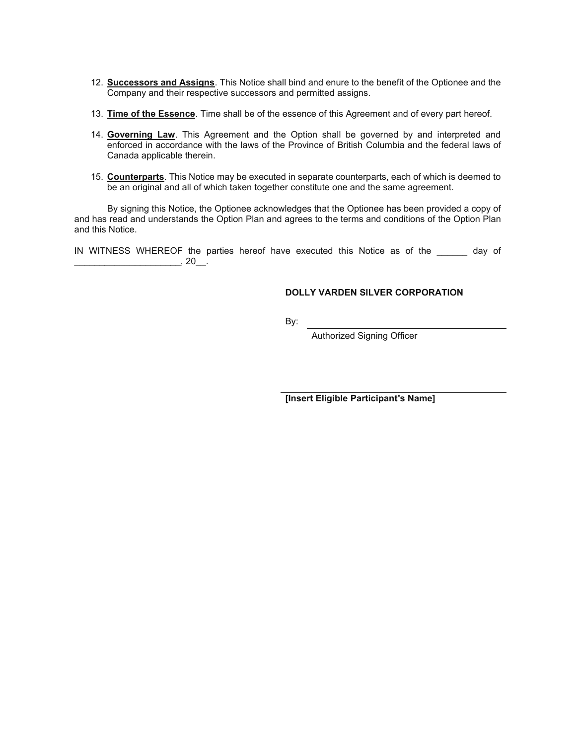12. **Successors and Assigns**. This Notice shall bind and enure to the benefit of the Optionee and the Company and their respective successors and permitted assigns.

13. **Time of the Essence**. Time shall be of the essence of this Agreement and of every part hereof.

14. **Governing Law**. This Agreement and the Option shall be governed by and interpreted and enforced in accordance with the laws of the Province of British Columbia and the federal laws of Canada applicable therein.

15. **Counterparts**. This Notice may be executed in separate counterparts, each of which is deemed to be an original and all of which taken together constitute one and the same agreement.

By signing this Notice, the Optionee acknowledges that the Optionee has been provided a copy of and has read and understands the Option Plan and agrees to the terms and conditions of the Option Plan and this Notice.

IN WITNESS WHEREOF the parties hereof have executed this Notice as of the ______ day of _____________________, 20__.

**DOLLY VARDEN SILVER CORPORATION**

By: ___________________________________

Authorized Signing Officer

___________________________________

**[Insert Eligible Participant's Name]**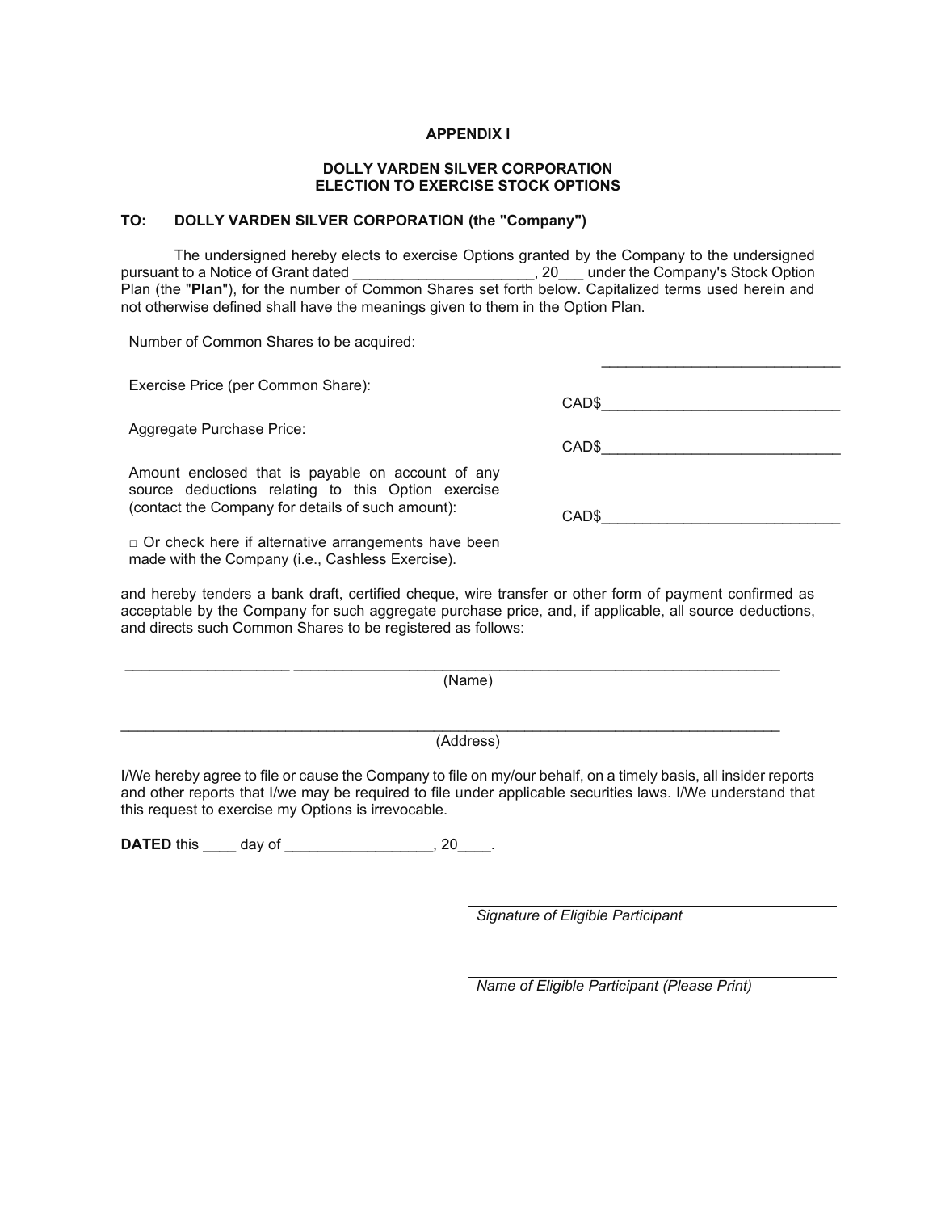**APPENDIX I**

**DOLLY VARDEN SILVER CORPORATION**
**ELECTION TO EXERCISE STOCK OPTIONS**

**TO: DOLLY VARDEN SILVER CORPORATION (the "Company")**

The undersigned hereby elects to exercise Options granted by the Company to the undersigned pursuant to a Notice of Grant dated ______________________, 20___ under the Company's Stock Option Plan (the "**Plan**"), for the number of Common Shares set forth below. Capitalized terms used herein and not otherwise defined shall have the meanings given to them in the Option Plan.

| | |
|---|---|
| Number of Common Shares to be acquired: | ______________________________ |
| Exercise Price (per Common Share): | CAD$______________________________ |
| Aggregate Purchase Price: | CAD$______________________________ |
| Amount enclosed that is payable on account of any source deductions relating to this Option exercise (contact the Company for details of such amount): | CAD$______________________________ |
| □ Or check here if alternative arrangements have been made with the Company (i.e., Cashless Exercise). | |

and hereby tenders a bank draft, certified cheque, wire transfer or other form of payment confirmed as acceptable by the Company for such aggregate purchase price, and, if applicable, all source deductions, and directs such Common Shares to be registered as follows:

____________________ ______________________________________________________________
(Name)

_________________________________________________________________________________
(Address)

I/We hereby agree to file or cause the Company to file on my/our behalf, on a timely basis, all insider reports and other reports that I/we may be required to file under applicable securities laws. I/We understand that this request to exercise my Options is irrevocable.

**DATED** this ____ day of __________________, 20____.

______________________________________
*Signature of Eligible Participant*

______________________________________
*Name of Eligible Participant (Please Print)*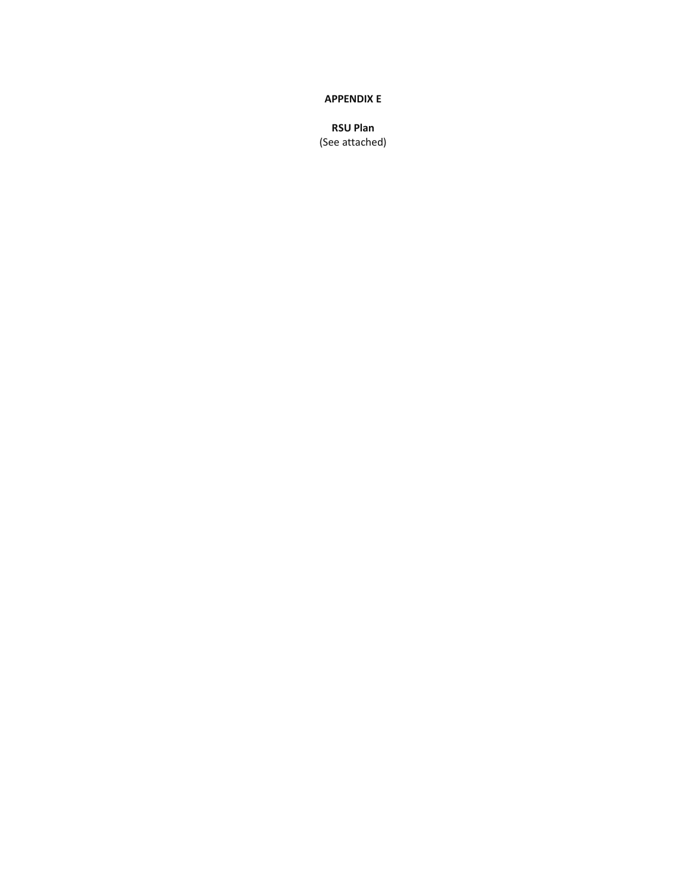**APPENDIX E**

**RSU Plan**

(See attached)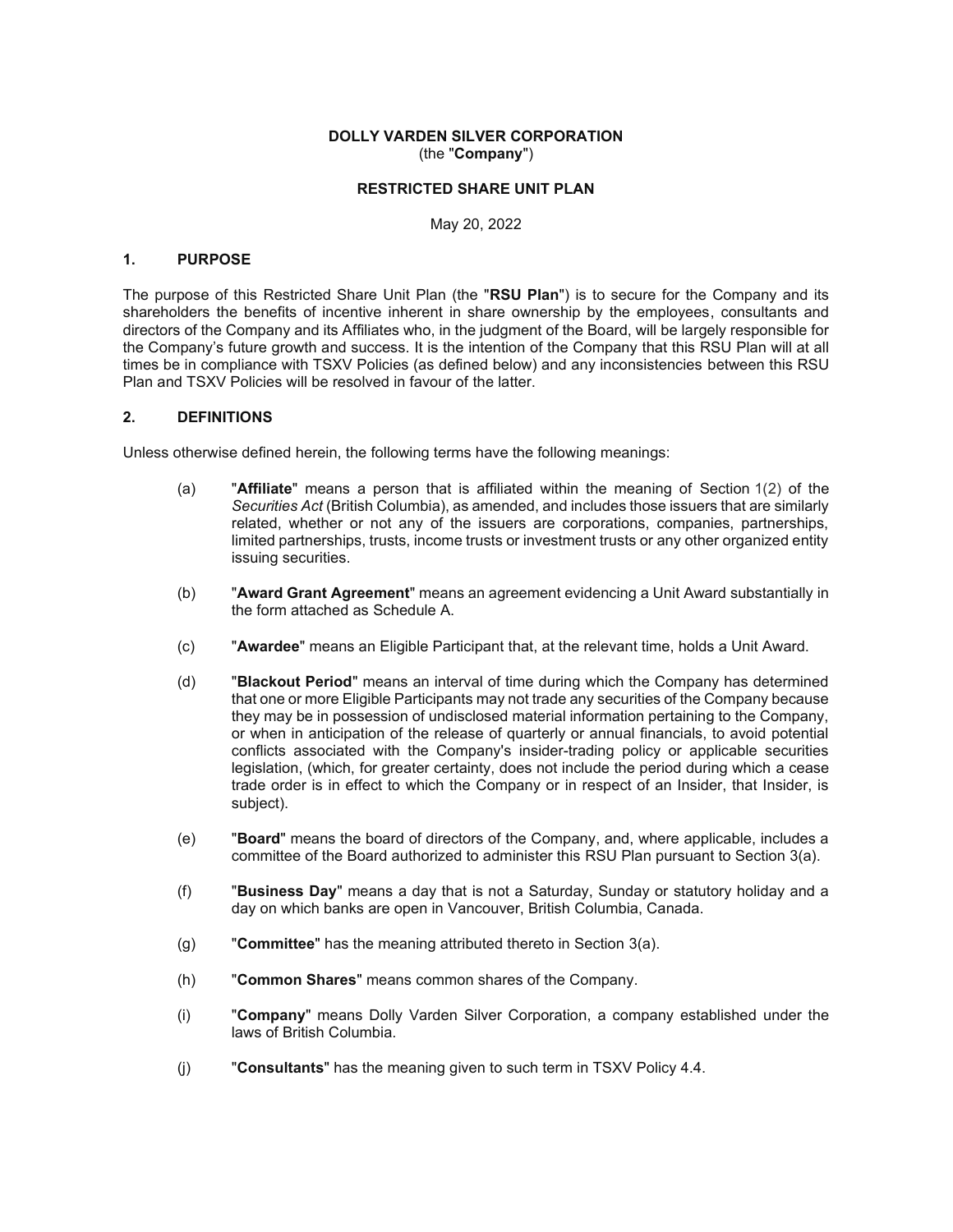**DOLLY VARDEN SILVER CORPORATION**
(the "**Company**")

**RESTRICTED SHARE UNIT PLAN**

May 20, 2022

## 1. PURPOSE

The purpose of this Restricted Share Unit Plan (the "**RSU Plan**") is to secure for the Company and its shareholders the benefits of incentive inherent in share ownership by the employees, consultants and directors of the Company and its Affiliates who, in the judgment of the Board, will be largely responsible for the Company's future growth and success. It is the intention of the Company that this RSU Plan will at all times be in compliance with TSXV Policies (as defined below) and any inconsistencies between this RSU Plan and TSXV Policies will be resolved in favour of the latter.

## 2. DEFINITIONS

Unless otherwise defined herein, the following terms have the following meanings:

(a) "**Affiliate**" means a person that is affiliated within the meaning of Section 1(2) of the *Securities Act* (British Columbia), as amended, and includes those issuers that are similarly related, whether or not any of the issuers are corporations, companies, partnerships, limited partnerships, trusts, income trusts or investment trusts or any other organized entity issuing securities.

(b) "**Award Grant Agreement**" means an agreement evidencing a Unit Award substantially in the form attached as Schedule A.

(c) "**Awardee**" means an Eligible Participant that, at the relevant time, holds a Unit Award.

(d) "**Blackout Period**" means an interval of time during which the Company has determined that one or more Eligible Participants may not trade any securities of the Company because they may be in possession of undisclosed material information pertaining to the Company, or when in anticipation of the release of quarterly or annual financials, to avoid potential conflicts associated with the Company's insider-trading policy or applicable securities legislation, (which, for greater certainty, does not include the period during which a cease trade order is in effect to which the Company or in respect of an Insider, that Insider, is subject).

(e) "**Board**" means the board of directors of the Company, and, where applicable, includes a committee of the Board authorized to administer this RSU Plan pursuant to Section 3(a).

(f) "**Business Day**" means a day that is not a Saturday, Sunday or statutory holiday and a day on which banks are open in Vancouver, British Columbia, Canada.

(g) "**Committee**" has the meaning attributed thereto in Section 3(a).

(h) "**Common Shares**" means common shares of the Company.

(i) "**Company**" means Dolly Varden Silver Corporation, a company established under the laws of British Columbia.

(j) "**Consultants**" has the meaning given to such term in TSXV Policy 4.4.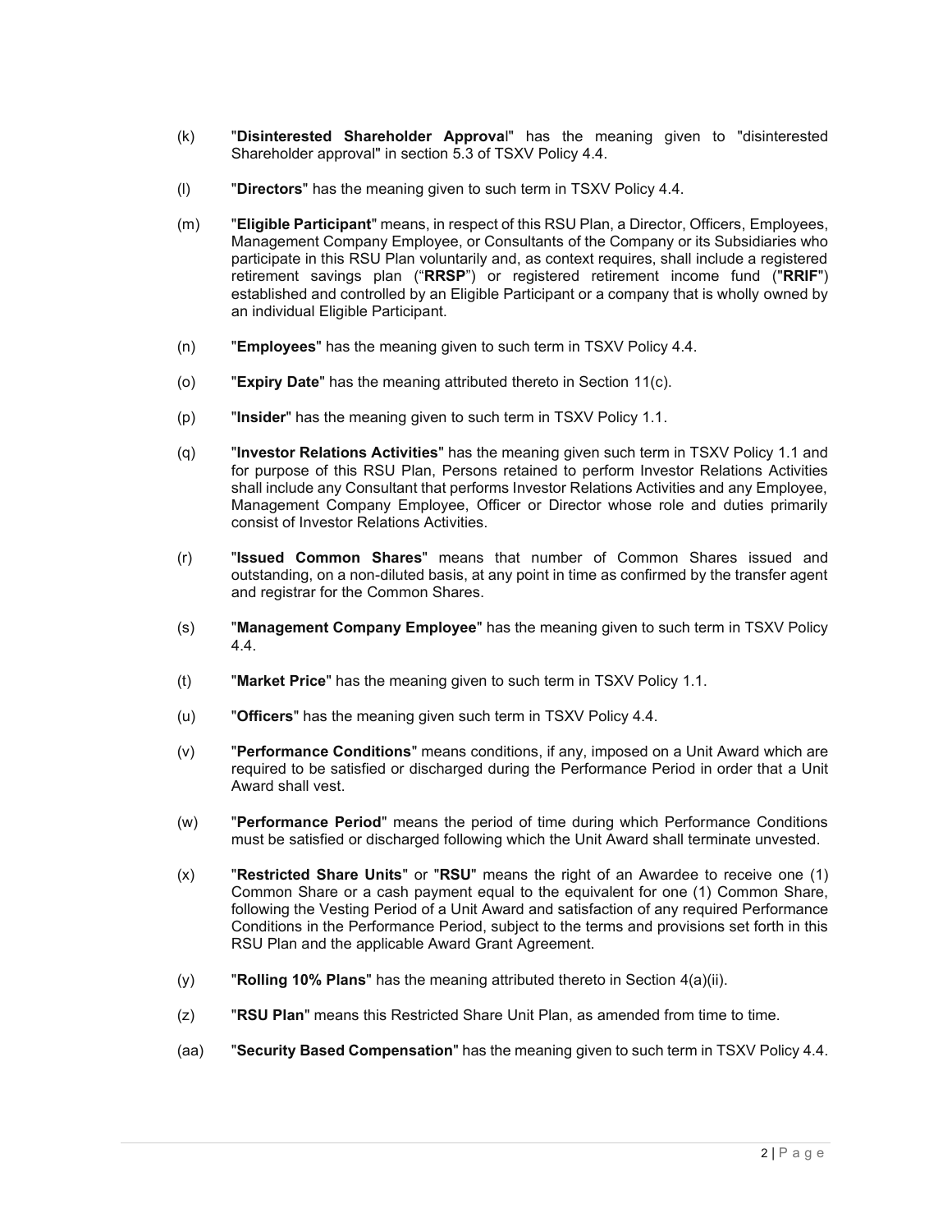(k) "**Disinterested Shareholder Approva**l" has the meaning given to "disinterested Shareholder approval" in section 5.3 of TSXV Policy 4.4.

(l) "**Directors**" has the meaning given to such term in TSXV Policy 4.4.

(m) "**Eligible Participant**" means, in respect of this RSU Plan, a Director, Officers, Employees, Management Company Employee, or Consultants of the Company or its Subsidiaries who participate in this RSU Plan voluntarily and, as context requires, shall include a registered retirement savings plan ("**RRSP**") or registered retirement income fund ("**RRIF**") established and controlled by an Eligible Participant or a company that is wholly owned by an individual Eligible Participant.

(n) "**Employees**" has the meaning given to such term in TSXV Policy 4.4.

(o) "**Expiry Date**" has the meaning attributed thereto in Section 11(c).

(p) "**Insider**" has the meaning given to such term in TSXV Policy 1.1.

(q) "**Investor Relations Activities**" has the meaning given such term in TSXV Policy 1.1 and for purpose of this RSU Plan, Persons retained to perform Investor Relations Activities shall include any Consultant that performs Investor Relations Activities and any Employee, Management Company Employee, Officer or Director whose role and duties primarily consist of Investor Relations Activities.

(r) "**Issued Common Shares**" means that number of Common Shares issued and outstanding, on a non-diluted basis, at any point in time as confirmed by the transfer agent and registrar for the Common Shares.

(s) "**Management Company Employee**" has the meaning given to such term in TSXV Policy 4.4.

(t) "**Market Price**" has the meaning given to such term in TSXV Policy 1.1.

(u) "**Officers**" has the meaning given such term in TSXV Policy 4.4.

(v) "**Performance Conditions**" means conditions, if any, imposed on a Unit Award which are required to be satisfied or discharged during the Performance Period in order that a Unit Award shall vest.

(w) "**Performance Period**" means the period of time during which Performance Conditions must be satisfied or discharged following which the Unit Award shall terminate unvested.

(x) "**Restricted Share Units**" or "**RSU**" means the right of an Awardee to receive one (1) Common Share or a cash payment equal to the equivalent for one (1) Common Share, following the Vesting Period of a Unit Award and satisfaction of any required Performance Conditions in the Performance Period, subject to the terms and provisions set forth in this RSU Plan and the applicable Award Grant Agreement.

(y) "**Rolling 10% Plans**" has the meaning attributed thereto in Section 4(a)(ii).

(z) "**RSU Plan**" means this Restricted Share Unit Plan, as amended from time to time.

(aa) "**Security Based Compensation**" has the meaning given to such term in TSXV Policy 4.4.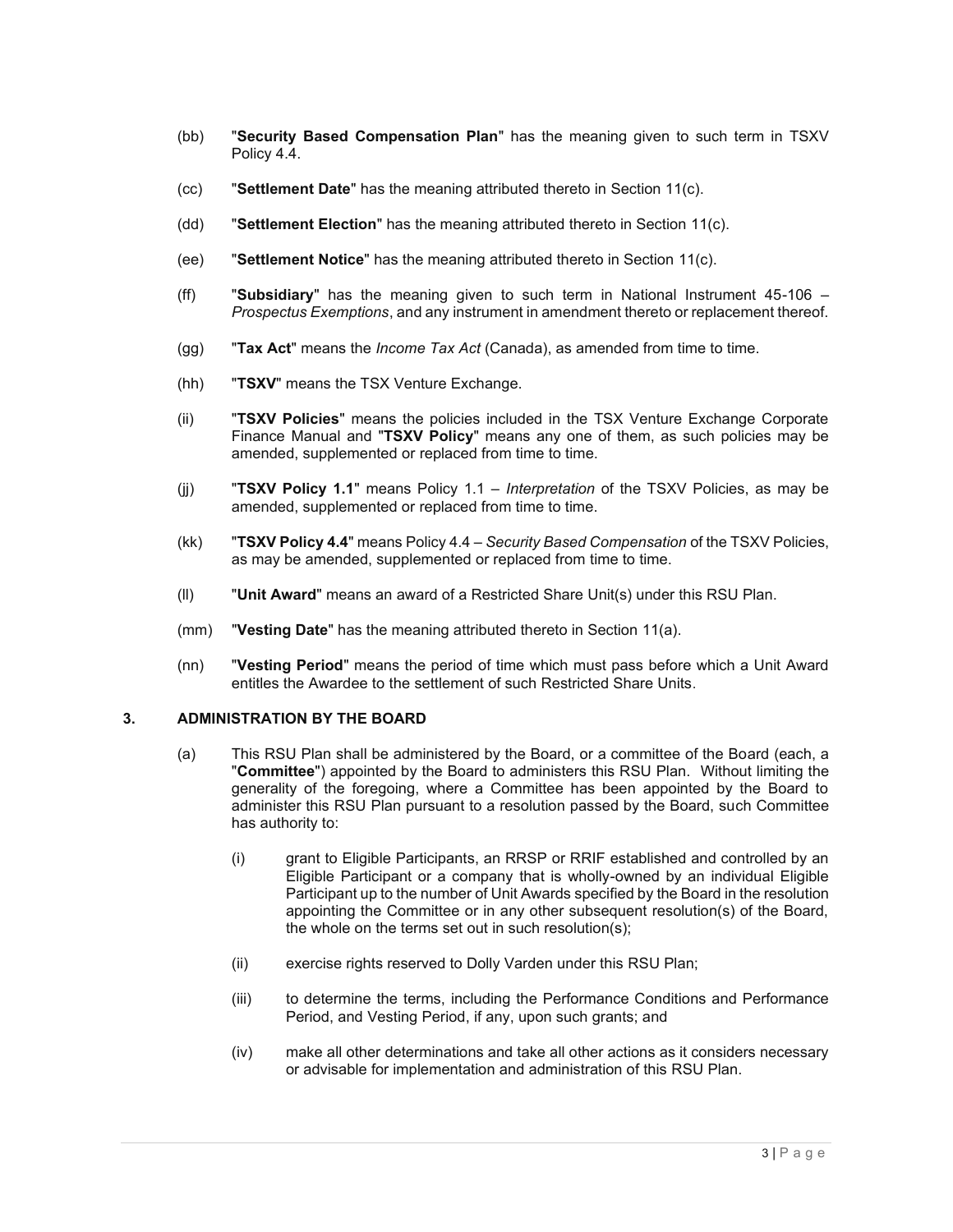(bb) "**Security Based Compensation Plan**" has the meaning given to such term in TSXV Policy 4.4.

(cc) "**Settlement Date**" has the meaning attributed thereto in Section 11(c).

(dd) "**Settlement Election**" has the meaning attributed thereto in Section 11(c).

(ee) "**Settlement Notice**" has the meaning attributed thereto in Section 11(c).

(ff) "**Subsidiary**" has the meaning given to such term in National Instrument 45-106 – *Prospectus Exemptions*, and any instrument in amendment thereto or replacement thereof.

(gg) "**Tax Act**" means the *Income Tax Act* (Canada), as amended from time to time.

(hh) "**TSXV**" means the TSX Venture Exchange.

(ii) "**TSXV Policies**" means the policies included in the TSX Venture Exchange Corporate Finance Manual and "**TSXV Policy**" means any one of them, as such policies may be amended, supplemented or replaced from time to time.

(jj) "**TSXV Policy 1.1**" means Policy 1.1 – *Interpretation* of the TSXV Policies, as may be amended, supplemented or replaced from time to time.

(kk) "**TSXV Policy 4.4**" means Policy 4.4 – *Security Based Compensation* of the TSXV Policies, as may be amended, supplemented or replaced from time to time.

(ll) "**Unit Award**" means an award of a Restricted Share Unit(s) under this RSU Plan.

(mm) "**Vesting Date**" has the meaning attributed thereto in Section 11(a).

(nn) "**Vesting Period**" means the period of time which must pass before which a Unit Award entitles the Awardee to the settlement of such Restricted Share Units.

## 3. ADMINISTRATION BY THE BOARD

(a) This RSU Plan shall be administered by the Board, or a committee of the Board (each, a "**Committee**") appointed by the Board to administers this RSU Plan. Without limiting the generality of the foregoing, where a Committee has been appointed by the Board to administer this RSU Plan pursuant to a resolution passed by the Board, such Committee has authority to:

(i) grant to Eligible Participants, an RRSP or RRIF established and controlled by an Eligible Participant or a company that is wholly-owned by an individual Eligible Participant up to the number of Unit Awards specified by the Board in the resolution appointing the Committee or in any other subsequent resolution(s) of the Board, the whole on the terms set out in such resolution(s);

(ii) exercise rights reserved to Dolly Varden under this RSU Plan;

(iii) to determine the terms, including the Performance Conditions and Performance Period, and Vesting Period, if any, upon such grants; and

(iv) make all other determinations and take all other actions as it considers necessary or advisable for implementation and administration of this RSU Plan.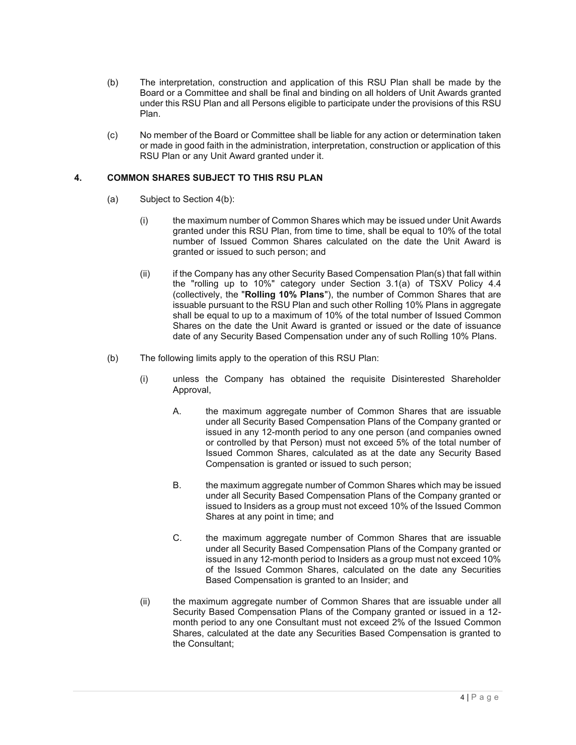(b) The interpretation, construction and application of this RSU Plan shall be made by the Board or a Committee and shall be final and binding on all holders of Unit Awards granted under this RSU Plan and all Persons eligible to participate under the provisions of this RSU Plan.

(c) No member of the Board or Committee shall be liable for any action or determination taken or made in good faith in the administration, interpretation, construction or application of this RSU Plan or any Unit Award granted under it.

## 4. COMMON SHARES SUBJECT TO THIS RSU PLAN

(a) Subject to Section 4(b):

(i) the maximum number of Common Shares which may be issued under Unit Awards granted under this RSU Plan, from time to time, shall be equal to 10% of the total number of Issued Common Shares calculated on the date the Unit Award is granted or issued to such person; and

(ii) if the Company has any other Security Based Compensation Plan(s) that fall within the "rolling up to 10%" category under Section 3.1(a) of TSXV Policy 4.4 (collectively, the "**Rolling 10% Plans**"), the number of Common Shares that are issuable pursuant to the RSU Plan and such other Rolling 10% Plans in aggregate shall be equal to up to a maximum of 10% of the total number of Issued Common Shares on the date the Unit Award is granted or issued or the date of issuance date of any Security Based Compensation under any of such Rolling 10% Plans.

(b) The following limits apply to the operation of this RSU Plan:

(i) unless the Company has obtained the requisite Disinterested Shareholder Approval,

A. the maximum aggregate number of Common Shares that are issuable under all Security Based Compensation Plans of the Company granted or issued in any 12-month period to any one person (and companies owned or controlled by that Person) must not exceed 5% of the total number of Issued Common Shares, calculated as at the date any Security Based Compensation is granted or issued to such person;

B. the maximum aggregate number of Common Shares which may be issued under all Security Based Compensation Plans of the Company granted or issued to Insiders as a group must not exceed 10% of the Issued Common Shares at any point in time; and

C. the maximum aggregate number of Common Shares that are issuable under all Security Based Compensation Plans of the Company granted or issued in any 12-month period to Insiders as a group must not exceed 10% of the Issued Common Shares, calculated on the date any Securities Based Compensation is granted to an Insider; and

(ii) the maximum aggregate number of Common Shares that are issuable under all Security Based Compensation Plans of the Company granted or issued in a 12-month period to any one Consultant must not exceed 2% of the Issued Common Shares, calculated at the date any Securities Based Compensation is granted to the Consultant;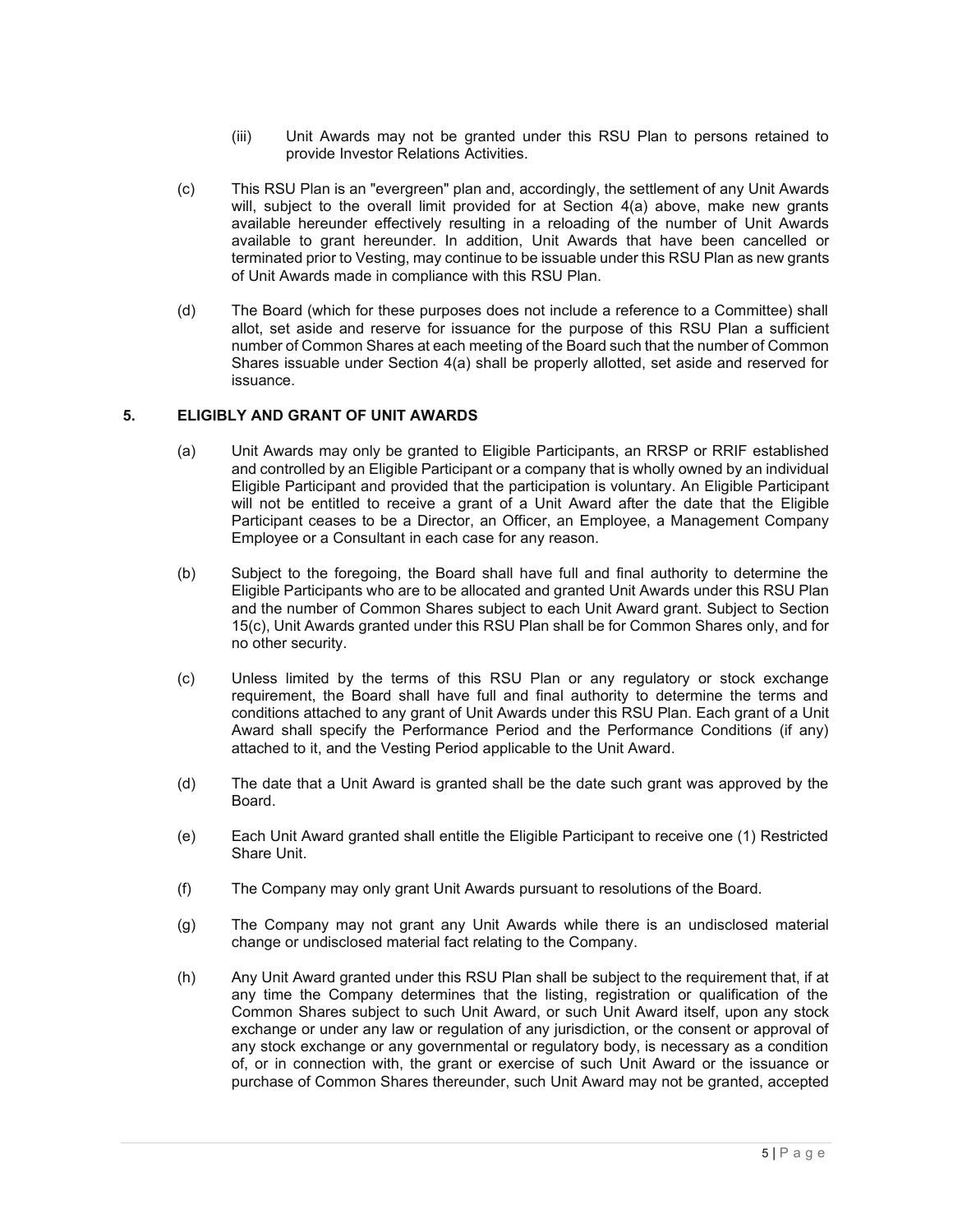(iii) Unit Awards may not be granted under this RSU Plan to persons retained to provide Investor Relations Activities.

(c) This RSU Plan is an "evergreen" plan and, accordingly, the settlement of any Unit Awards will, subject to the overall limit provided for at Section 4(a) above, make new grants available hereunder effectively resulting in a reloading of the number of Unit Awards available to grant hereunder. In addition, Unit Awards that have been cancelled or terminated prior to Vesting, may continue to be issuable under this RSU Plan as new grants of Unit Awards made in compliance with this RSU Plan.

(d) The Board (which for these purposes does not include a reference to a Committee) shall allot, set aside and reserve for issuance for the purpose of this RSU Plan a sufficient number of Common Shares at each meeting of the Board such that the number of Common Shares issuable under Section 4(a) shall be properly allotted, set aside and reserved for issuance.

## 5. ELIGIBLY AND GRANT OF UNIT AWARDS

(a) Unit Awards may only be granted to Eligible Participants, an RRSP or RRIF established and controlled by an Eligible Participant or a company that is wholly owned by an individual Eligible Participant and provided that the participation is voluntary. An Eligible Participant will not be entitled to receive a grant of a Unit Award after the date that the Eligible Participant ceases to be a Director, an Officer, an Employee, a Management Company Employee or a Consultant in each case for any reason.

(b) Subject to the foregoing, the Board shall have full and final authority to determine the Eligible Participants who are to be allocated and granted Unit Awards under this RSU Plan and the number of Common Shares subject to each Unit Award grant. Subject to Section 15(c), Unit Awards granted under this RSU Plan shall be for Common Shares only, and for no other security.

(c) Unless limited by the terms of this RSU Plan or any regulatory or stock exchange requirement, the Board shall have full and final authority to determine the terms and conditions attached to any grant of Unit Awards under this RSU Plan. Each grant of a Unit Award shall specify the Performance Period and the Performance Conditions (if any) attached to it, and the Vesting Period applicable to the Unit Award.

(d) The date that a Unit Award is granted shall be the date such grant was approved by the Board.

(e) Each Unit Award granted shall entitle the Eligible Participant to receive one (1) Restricted Share Unit.

(f) The Company may only grant Unit Awards pursuant to resolutions of the Board.

(g) The Company may not grant any Unit Awards while there is an undisclosed material change or undisclosed material fact relating to the Company.

(h) Any Unit Award granted under this RSU Plan shall be subject to the requirement that, if at any time the Company determines that the listing, registration or qualification of the Common Shares subject to such Unit Award, or such Unit Award itself, upon any stock exchange or under any law or regulation of any jurisdiction, or the consent or approval of any stock exchange or any governmental or regulatory body, is necessary as a condition of, or in connection with, the grant or exercise of such Unit Award or the issuance or purchase of Common Shares thereunder, such Unit Award may not be granted, accepted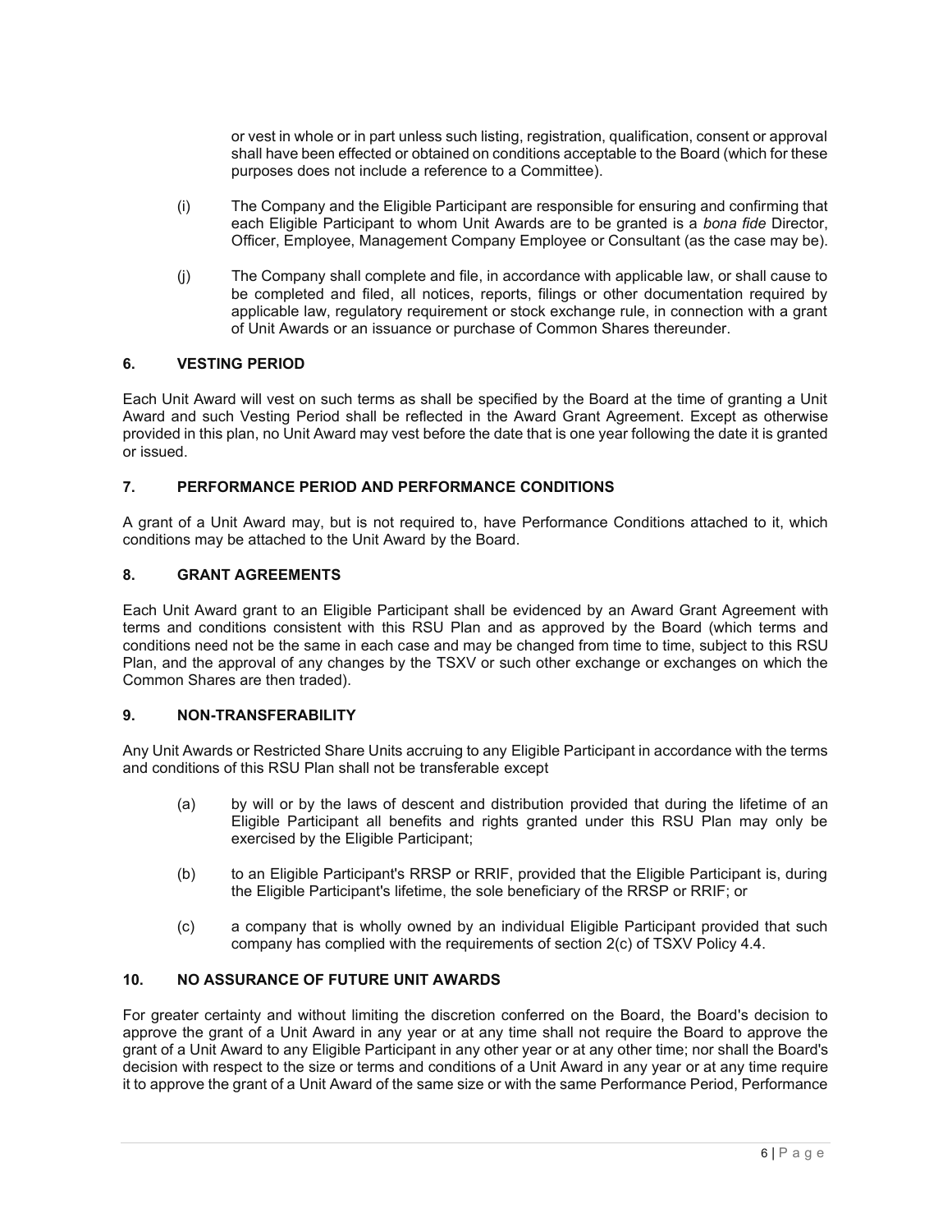or vest in whole or in part unless such listing, registration, qualification, consent or approval shall have been effected or obtained on conditions acceptable to the Board (which for these purposes does not include a reference to a Committee).

(i) The Company and the Eligible Participant are responsible for ensuring and confirming that each Eligible Participant to whom Unit Awards are to be granted is a *bona fide* Director, Officer, Employee, Management Company Employee or Consultant (as the case may be).

(j) The Company shall complete and file, in accordance with applicable law, or shall cause to be completed and filed, all notices, reports, filings or other documentation required by applicable law, regulatory requirement or stock exchange rule, in connection with a grant of Unit Awards or an issuance or purchase of Common Shares thereunder.

## 6. VESTING PERIOD

Each Unit Award will vest on such terms as shall be specified by the Board at the time of granting a Unit Award and such Vesting Period shall be reflected in the Award Grant Agreement. Except as otherwise provided in this plan, no Unit Award may vest before the date that is one year following the date it is granted or issued.

## 7. PERFORMANCE PERIOD AND PERFORMANCE CONDITIONS

A grant of a Unit Award may, but is not required to, have Performance Conditions attached to it, which conditions may be attached to the Unit Award by the Board.

## 8. GRANT AGREEMENTS

Each Unit Award grant to an Eligible Participant shall be evidenced by an Award Grant Agreement with terms and conditions consistent with this RSU Plan and as approved by the Board (which terms and conditions need not be the same in each case and may be changed from time to time, subject to this RSU Plan, and the approval of any changes by the TSXV or such other exchange or exchanges on which the Common Shares are then traded).

## 9. NON-TRANSFERABILITY

Any Unit Awards or Restricted Share Units accruing to any Eligible Participant in accordance with the terms and conditions of this RSU Plan shall not be transferable except

(a) by will or by the laws of descent and distribution provided that during the lifetime of an Eligible Participant all benefits and rights granted under this RSU Plan may only be exercised by the Eligible Participant;

(b) to an Eligible Participant's RRSP or RRIF, provided that the Eligible Participant is, during the Eligible Participant's lifetime, the sole beneficiary of the RRSP or RRIF; or

(c) a company that is wholly owned by an individual Eligible Participant provided that such company has complied with the requirements of section 2(c) of TSXV Policy 4.4.

## 10. NO ASSURANCE OF FUTURE UNIT AWARDS

For greater certainty and without limiting the discretion conferred on the Board, the Board's decision to approve the grant of a Unit Award in any year or at any time shall not require the Board to approve the grant of a Unit Award to any Eligible Participant in any other year or at any other time; nor shall the Board's decision with respect to the size or terms and conditions of a Unit Award in any year or at any time require it to approve the grant of a Unit Award of the same size or with the same Performance Period, Performance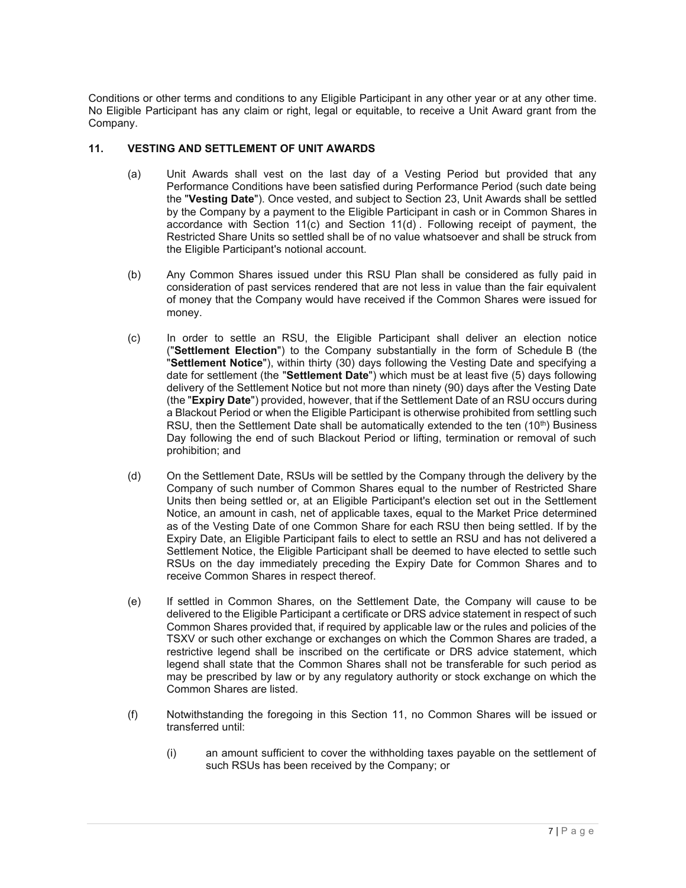Conditions or other terms and conditions to any Eligible Participant in any other year or at any other time. No Eligible Participant has any claim or right, legal or equitable, to receive a Unit Award grant from the Company.

## 11. VESTING AND SETTLEMENT OF UNIT AWARDS

(a) Unit Awards shall vest on the last day of a Vesting Period but provided that any Performance Conditions have been satisfied during Performance Period (such date being the "**Vesting Date**"). Once vested, and subject to Section 23, Unit Awards shall be settled by the Company by a payment to the Eligible Participant in cash or in Common Shares in accordance with Section 11(c) and Section 11(d) . Following receipt of payment, the Restricted Share Units so settled shall be of no value whatsoever and shall be struck from the Eligible Participant's notional account.

(b) Any Common Shares issued under this RSU Plan shall be considered as fully paid in consideration of past services rendered that are not less in value than the fair equivalent of money that the Company would have received if the Common Shares were issued for money.

(c) In order to settle an RSU, the Eligible Participant shall deliver an election notice ("**Settlement Election**") to the Company substantially in the form of Schedule B (the "**Settlement Notice**"), within thirty (30) days following the Vesting Date and specifying a date for settlement (the "**Settlement Date**") which must be at least five (5) days following delivery of the Settlement Notice but not more than ninety (90) days after the Vesting Date (the "**Expiry Date**") provided, however, that if the Settlement Date of an RSU occurs during a Blackout Period or when the Eligible Participant is otherwise prohibited from settling such RSU, then the Settlement Date shall be automatically extended to the ten (10th) Business Day following the end of such Blackout Period or lifting, termination or removal of such prohibition; and

(d) On the Settlement Date, RSUs will be settled by the Company through the delivery by the Company of such number of Common Shares equal to the number of Restricted Share Units then being settled or, at an Eligible Participant's election set out in the Settlement Notice, an amount in cash, net of applicable taxes, equal to the Market Price determined as of the Vesting Date of one Common Share for each RSU then being settled. If by the Expiry Date, an Eligible Participant fails to elect to settle an RSU and has not delivered a Settlement Notice, the Eligible Participant shall be deemed to have elected to settle such RSUs on the day immediately preceding the Expiry Date for Common Shares and to receive Common Shares in respect thereof.

(e) If settled in Common Shares, on the Settlement Date, the Company will cause to be delivered to the Eligible Participant a certificate or DRS advice statement in respect of such Common Shares provided that, if required by applicable law or the rules and policies of the TSXV or such other exchange or exchanges on which the Common Shares are traded, a restrictive legend shall be inscribed on the certificate or DRS advice statement, which legend shall state that the Common Shares shall not be transferable for such period as may be prescribed by law or by any regulatory authority or stock exchange on which the Common Shares are listed.

(f) Notwithstanding the foregoing in this Section 11, no Common Shares will be issued or transferred until:

   (i) an amount sufficient to cover the withholding taxes payable on the settlement of such RSUs has been received by the Company; or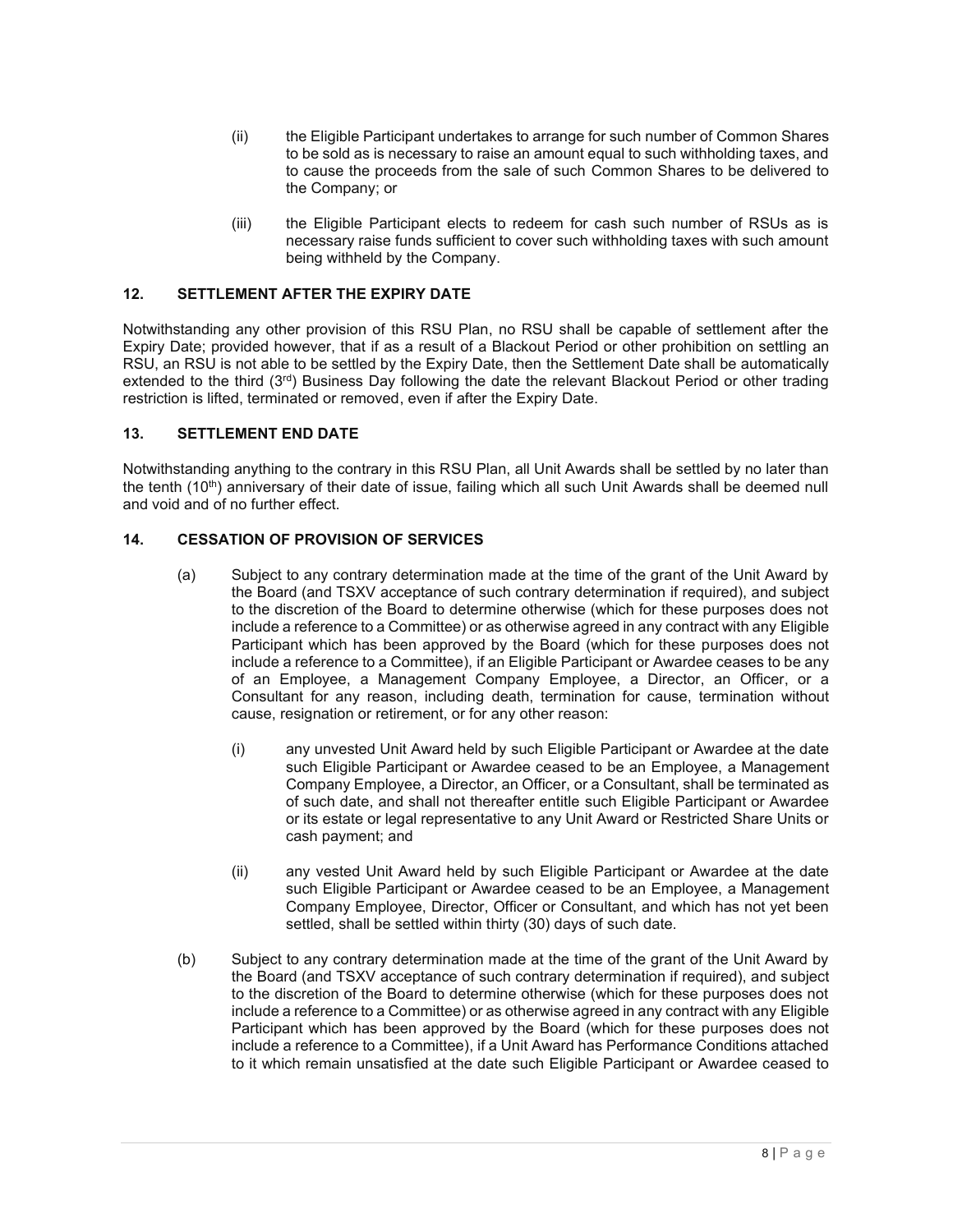(ii) the Eligible Participant undertakes to arrange for such number of Common Shares to be sold as is necessary to raise an amount equal to such withholding taxes, and to cause the proceeds from the sale of such Common Shares to be delivered to the Company; or

(iii) the Eligible Participant elects to redeem for cash such number of RSUs as is necessary raise funds sufficient to cover such withholding taxes with such amount being withheld by the Company.

## 12. SETTLEMENT AFTER THE EXPIRY DATE

Notwithstanding any other provision of this RSU Plan, no RSU shall be capable of settlement after the Expiry Date; provided however, that if as a result of a Blackout Period or other prohibition on settling an RSU, an RSU is not able to be settled by the Expiry Date, then the Settlement Date shall be automatically extended to the third (3rd) Business Day following the date the relevant Blackout Period or other trading restriction is lifted, terminated or removed, even if after the Expiry Date.

## 13. SETTLEMENT END DATE

Notwithstanding anything to the contrary in this RSU Plan, all Unit Awards shall be settled by no later than the tenth (10th) anniversary of their date of issue, failing which all such Unit Awards shall be deemed null and void and of no further effect.

## 14. CESSATION OF PROVISION OF SERVICES

(a) Subject to any contrary determination made at the time of the grant of the Unit Award by the Board (and TSXV acceptance of such contrary determination if required), and subject to the discretion of the Board to determine otherwise (which for these purposes does not include a reference to a Committee) or as otherwise agreed in any contract with any Eligible Participant which has been approved by the Board (which for these purposes does not include a reference to a Committee), if an Eligible Participant or Awardee ceases to be any of an Employee, a Management Company Employee, a Director, an Officer, or a Consultant for any reason, including death, termination for cause, termination without cause, resignation or retirement, or for any other reason:

(i) any unvested Unit Award held by such Eligible Participant or Awardee at the date such Eligible Participant or Awardee ceased to be an Employee, a Management Company Employee, a Director, an Officer, or a Consultant, shall be terminated as of such date, and shall not thereafter entitle such Eligible Participant or Awardee or its estate or legal representative to any Unit Award or Restricted Share Units or cash payment; and

(ii) any vested Unit Award held by such Eligible Participant or Awardee at the date such Eligible Participant or Awardee ceased to be an Employee, a Management Company Employee, Director, Officer or Consultant, and which has not yet been settled, shall be settled within thirty (30) days of such date.

(b) Subject to any contrary determination made at the time of the grant of the Unit Award by the Board (and TSXV acceptance of such contrary determination if required), and subject to the discretion of the Board to determine otherwise (which for these purposes does not include a reference to a Committee) or as otherwise agreed in any contract with any Eligible Participant which has been approved by the Board (which for these purposes does not include a reference to a Committee), if a Unit Award has Performance Conditions attached to it which remain unsatisfied at the date such Eligible Participant or Awardee ceased to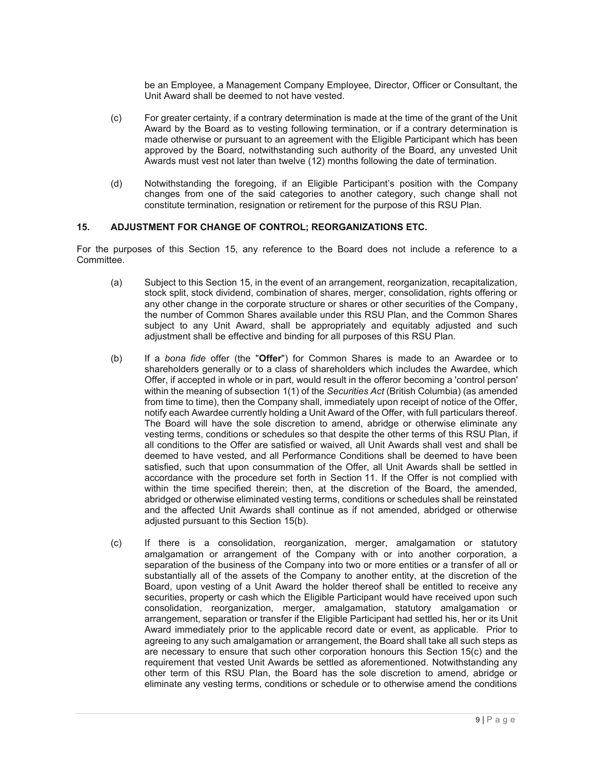be an Employee, a Management Company Employee, Director, Officer or Consultant, the Unit Award shall be deemed to not have vested.

(c) For greater certainty, if a contrary determination is made at the time of the grant of the Unit Award by the Board as to vesting following termination, or if a contrary determination is made otherwise or pursuant to an agreement with the Eligible Participant which has been approved by the Board, notwithstanding such authority of the Board, any unvested Unit Awards must vest not later than twelve (12) months following the date of termination.

(d) Notwithstanding the foregoing, if an Eligible Participant's position with the Company changes from one of the said categories to another category, such change shall not constitute termination, resignation or retirement for the purpose of this RSU Plan.

## 15. ADJUSTMENT FOR CHANGE OF CONTROL; REORGANIZATIONS ETC.

For the purposes of this Section 15, any reference to the Board does not include a reference to a Committee.

(a) Subject to this Section 15, in the event of an arrangement, reorganization, recapitalization, stock split, stock dividend, combination of shares, merger, consolidation, rights offering or any other change in the corporate structure or shares or other securities of the Company, the number of Common Shares available under this RSU Plan, and the Common Shares subject to any Unit Award, shall be appropriately and equitably adjusted and such adjustment shall be effective and binding for all purposes of this RSU Plan.

(b) If a *bona fide* offer (the "**Offer**") for Common Shares is made to an Awardee or to shareholders generally or to a class of shareholders which includes the Awardee, which Offer, if accepted in whole or in part, would result in the offeror becoming a 'control person' within the meaning of subsection 1(1) of the *Securities Act* (British Columbia) (as amended from time to time), then the Company shall, immediately upon receipt of notice of the Offer, notify each Awardee currently holding a Unit Award of the Offer, with full particulars thereof. The Board will have the sole discretion to amend, abridge or otherwise eliminate any vesting terms, conditions or schedules so that despite the other terms of this RSU Plan, if all conditions to the Offer are satisfied or waived, all Unit Awards shall vest and shall be deemed to have vested, and all Performance Conditions shall be deemed to have been satisfied, such that upon consummation of the Offer, all Unit Awards shall be settled in accordance with the procedure set forth in Section 11. If the Offer is not complied with within the time specified therein; then, at the discretion of the Board, the amended, abridged or otherwise eliminated vesting terms, conditions or schedules shall be reinstated and the affected Unit Awards shall continue as if not amended, abridged or otherwise adjusted pursuant to this Section 15(b).

(c) If there is a consolidation, reorganization, merger, amalgamation or statutory amalgamation or arrangement of the Company with or into another corporation, a separation of the business of the Company into two or more entities or a transfer of all or substantially all of the assets of the Company to another entity, at the discretion of the Board, upon vesting of a Unit Award the holder thereof shall be entitled to receive any securities, property or cash which the Eligible Participant would have received upon such consolidation, reorganization, merger, amalgamation, statutory amalgamation or arrangement, separation or transfer if the Eligible Participant had settled his, her or its Unit Award immediately prior to the applicable record date or event, as applicable. Prior to agreeing to any such amalgamation or arrangement, the Board shall take all such steps as are necessary to ensure that such other corporation honours this Section 15(c) and the requirement that vested Unit Awards be settled as aforementioned. Notwithstanding any other term of this RSU Plan, the Board has the sole discretion to amend, abridge or eliminate any vesting terms, conditions or schedule or to otherwise amend the conditions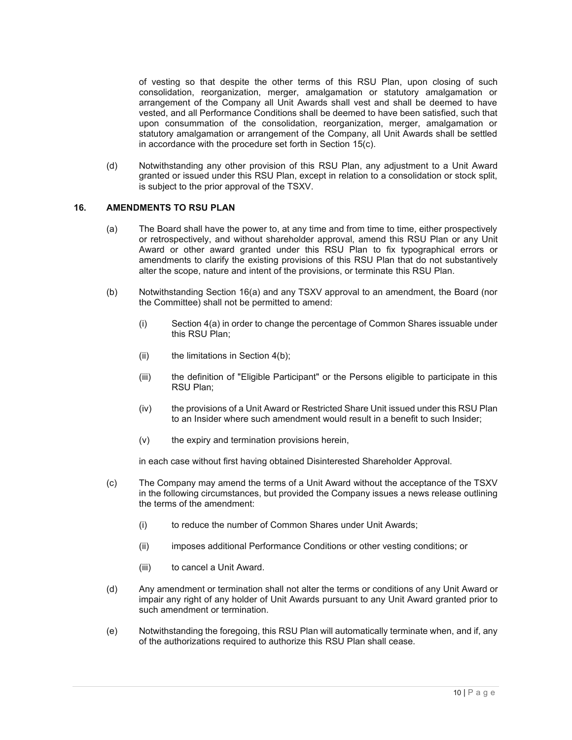of vesting so that despite the other terms of this RSU Plan, upon closing of such consolidation, reorganization, merger, amalgamation or statutory amalgamation or arrangement of the Company all Unit Awards shall vest and shall be deemed to have vested, and all Performance Conditions shall be deemed to have been satisfied, such that upon consummation of the consolidation, reorganization, merger, amalgamation or statutory amalgamation or arrangement of the Company, all Unit Awards shall be settled in accordance with the procedure set forth in Section 15(c).

(d) Notwithstanding any other provision of this RSU Plan, any adjustment to a Unit Award granted or issued under this RSU Plan, except in relation to a consolidation or stock split, is subject to the prior approval of the TSXV.

## 16. AMENDMENTS TO RSU PLAN

(a) The Board shall have the power to, at any time and from time to time, either prospectively or retrospectively, and without shareholder approval, amend this RSU Plan or any Unit Award or other award granted under this RSU Plan to fix typographical errors or amendments to clarify the existing provisions of this RSU Plan that do not substantively alter the scope, nature and intent of the provisions, or terminate this RSU Plan.

(b) Notwithstanding Section 16(a) and any TSXV approval to an amendment, the Board (nor the Committee) shall not be permitted to amend:

(i) Section 4(a) in order to change the percentage of Common Shares issuable under this RSU Plan;

(ii) the limitations in Section 4(b);

(iii) the definition of "Eligible Participant" or the Persons eligible to participate in this RSU Plan;

(iv) the provisions of a Unit Award or Restricted Share Unit issued under this RSU Plan to an Insider where such amendment would result in a benefit to such Insider;

(v) the expiry and termination provisions herein,

in each case without first having obtained Disinterested Shareholder Approval.

(c) The Company may amend the terms of a Unit Award without the acceptance of the TSXV in the following circumstances, but provided the Company issues a news release outlining the terms of the amendment:

(i) to reduce the number of Common Shares under Unit Awards;

(ii) imposes additional Performance Conditions or other vesting conditions; or

(iii) to cancel a Unit Award.

(d) Any amendment or termination shall not alter the terms or conditions of any Unit Award or impair any right of any holder of Unit Awards pursuant to any Unit Award granted prior to such amendment or termination.

(e) Notwithstanding the foregoing, this RSU Plan will automatically terminate when, and if, any of the authorizations required to authorize this RSU Plan shall cease.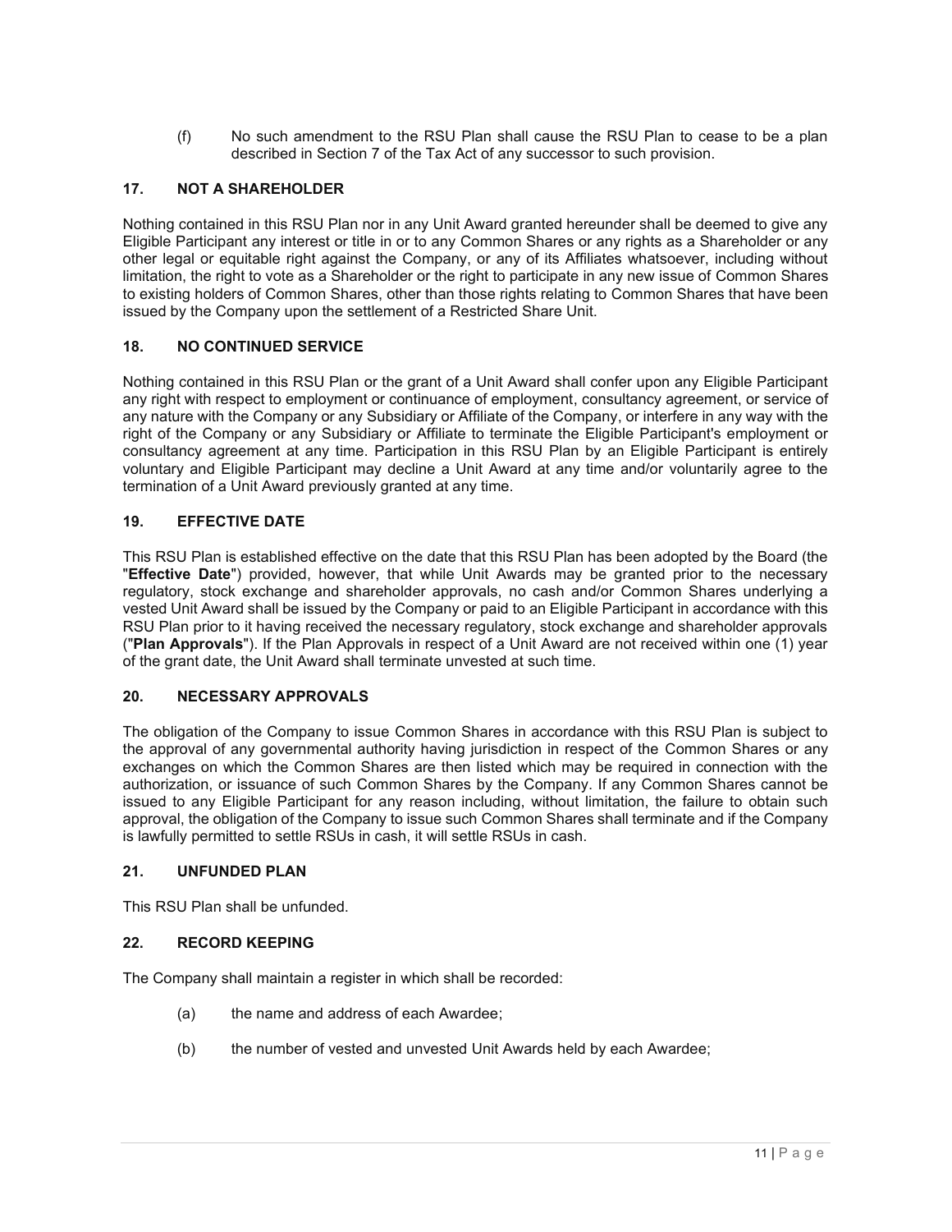(f) No such amendment to the RSU Plan shall cause the RSU Plan to cease to be a plan described in Section 7 of the Tax Act of any successor to such provision.

## 17. NOT A SHAREHOLDER

Nothing contained in this RSU Plan nor in any Unit Award granted hereunder shall be deemed to give any Eligible Participant any interest or title in or to any Common Shares or any rights as a Shareholder or any other legal or equitable right against the Company, or any of its Affiliates whatsoever, including without limitation, the right to vote as a Shareholder or the right to participate in any new issue of Common Shares to existing holders of Common Shares, other than those rights relating to Common Shares that have been issued by the Company upon the settlement of a Restricted Share Unit.

## 18. NO CONTINUED SERVICE

Nothing contained in this RSU Plan or the grant of a Unit Award shall confer upon any Eligible Participant any right with respect to employment or continuance of employment, consultancy agreement, or service of any nature with the Company or any Subsidiary or Affiliate of the Company, or interfere in any way with the right of the Company or any Subsidiary or Affiliate to terminate the Eligible Participant's employment or consultancy agreement at any time. Participation in this RSU Plan by an Eligible Participant is entirely voluntary and Eligible Participant may decline a Unit Award at any time and/or voluntarily agree to the termination of a Unit Award previously granted at any time.

## 19. EFFECTIVE DATE

This RSU Plan is established effective on the date that this RSU Plan has been adopted by the Board (the "**Effective Date**") provided, however, that while Unit Awards may be granted prior to the necessary regulatory, stock exchange and shareholder approvals, no cash and/or Common Shares underlying a vested Unit Award shall be issued by the Company or paid to an Eligible Participant in accordance with this RSU Plan prior to it having received the necessary regulatory, stock exchange and shareholder approvals ("**Plan Approvals**"). If the Plan Approvals in respect of a Unit Award are not received within one (1) year of the grant date, the Unit Award shall terminate unvested at such time.

## 20. NECESSARY APPROVALS

The obligation of the Company to issue Common Shares in accordance with this RSU Plan is subject to the approval of any governmental authority having jurisdiction in respect of the Common Shares or any exchanges on which the Common Shares are then listed which may be required in connection with the authorization, or issuance of such Common Shares by the Company. If any Common Shares cannot be issued to any Eligible Participant for any reason including, without limitation, the failure to obtain such approval, the obligation of the Company to issue such Common Shares shall terminate and if the Company is lawfully permitted to settle RSUs in cash, it will settle RSUs in cash.

## 21. UNFUNDED PLAN

This RSU Plan shall be unfunded.

## 22. RECORD KEEPING

The Company shall maintain a register in which shall be recorded:

(a) the name and address of each Awardee;

(b) the number of vested and unvested Unit Awards held by each Awardee;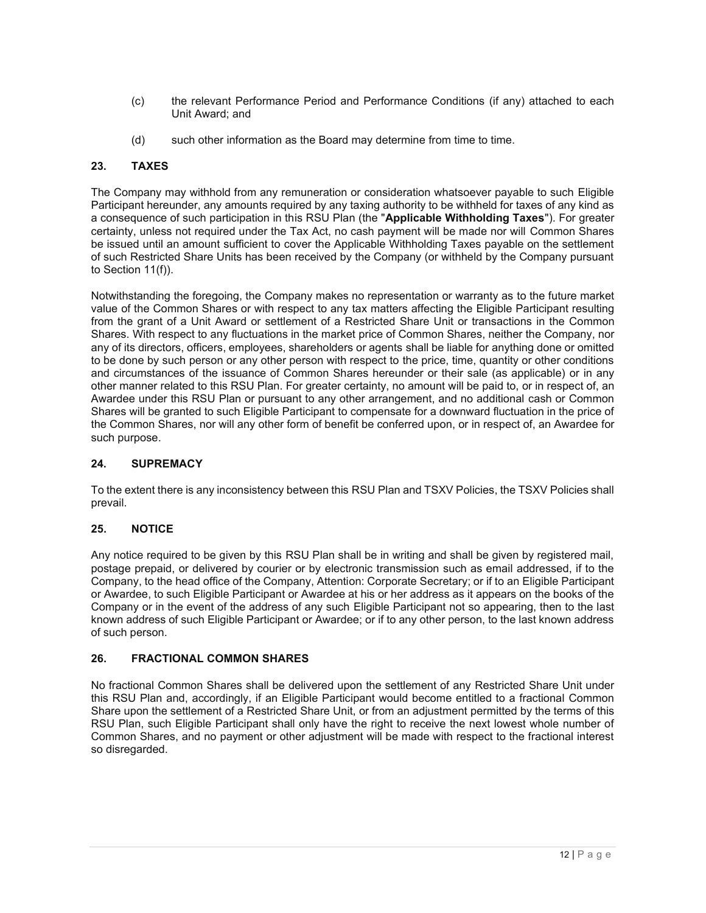(c) the relevant Performance Period and Performance Conditions (if any) attached to each Unit Award; and

(d) such other information as the Board may determine from time to time.

## 23. TAXES

The Company may withhold from any remuneration or consideration whatsoever payable to such Eligible Participant hereunder, any amounts required by any taxing authority to be withheld for taxes of any kind as a consequence of such participation in this RSU Plan (the "**Applicable Withholding Taxes**"). For greater certainty, unless not required under the Tax Act, no cash payment will be made nor will Common Shares be issued until an amount sufficient to cover the Applicable Withholding Taxes payable on the settlement of such Restricted Share Units has been received by the Company (or withheld by the Company pursuant to Section 11(f)).

Notwithstanding the foregoing, the Company makes no representation or warranty as to the future market value of the Common Shares or with respect to any tax matters affecting the Eligible Participant resulting from the grant of a Unit Award or settlement of a Restricted Share Unit or transactions in the Common Shares. With respect to any fluctuations in the market price of Common Shares, neither the Company, nor any of its directors, officers, employees, shareholders or agents shall be liable for anything done or omitted to be done by such person or any other person with respect to the price, time, quantity or other conditions and circumstances of the issuance of Common Shares hereunder or their sale (as applicable) or in any other manner related to this RSU Plan. For greater certainty, no amount will be paid to, or in respect of, an Awardee under this RSU Plan or pursuant to any other arrangement, and no additional cash or Common Shares will be granted to such Eligible Participant to compensate for a downward fluctuation in the price of the Common Shares, nor will any other form of benefit be conferred upon, or in respect of, an Awardee for such purpose.

## 24. SUPREMACY

To the extent there is any inconsistency between this RSU Plan and TSXV Policies, the TSXV Policies shall prevail.

## 25. NOTICE

Any notice required to be given by this RSU Plan shall be in writing and shall be given by registered mail, postage prepaid, or delivered by courier or by electronic transmission such as email addressed, if to the Company, to the head office of the Company, Attention: Corporate Secretary; or if to an Eligible Participant or Awardee, to such Eligible Participant or Awardee at his or her address as it appears on the books of the Company or in the event of the address of any such Eligible Participant not so appearing, then to the last known address of such Eligible Participant or Awardee; or if to any other person, to the last known address of such person.

## 26. FRACTIONAL COMMON SHARES

No fractional Common Shares shall be delivered upon the settlement of any Restricted Share Unit under this RSU Plan and, accordingly, if an Eligible Participant would become entitled to a fractional Common Share upon the settlement of a Restricted Share Unit, or from an adjustment permitted by the terms of this RSU Plan, such Eligible Participant shall only have the right to receive the next lowest whole number of Common Shares, and no payment or other adjustment will be made with respect to the fractional interest so disregarded.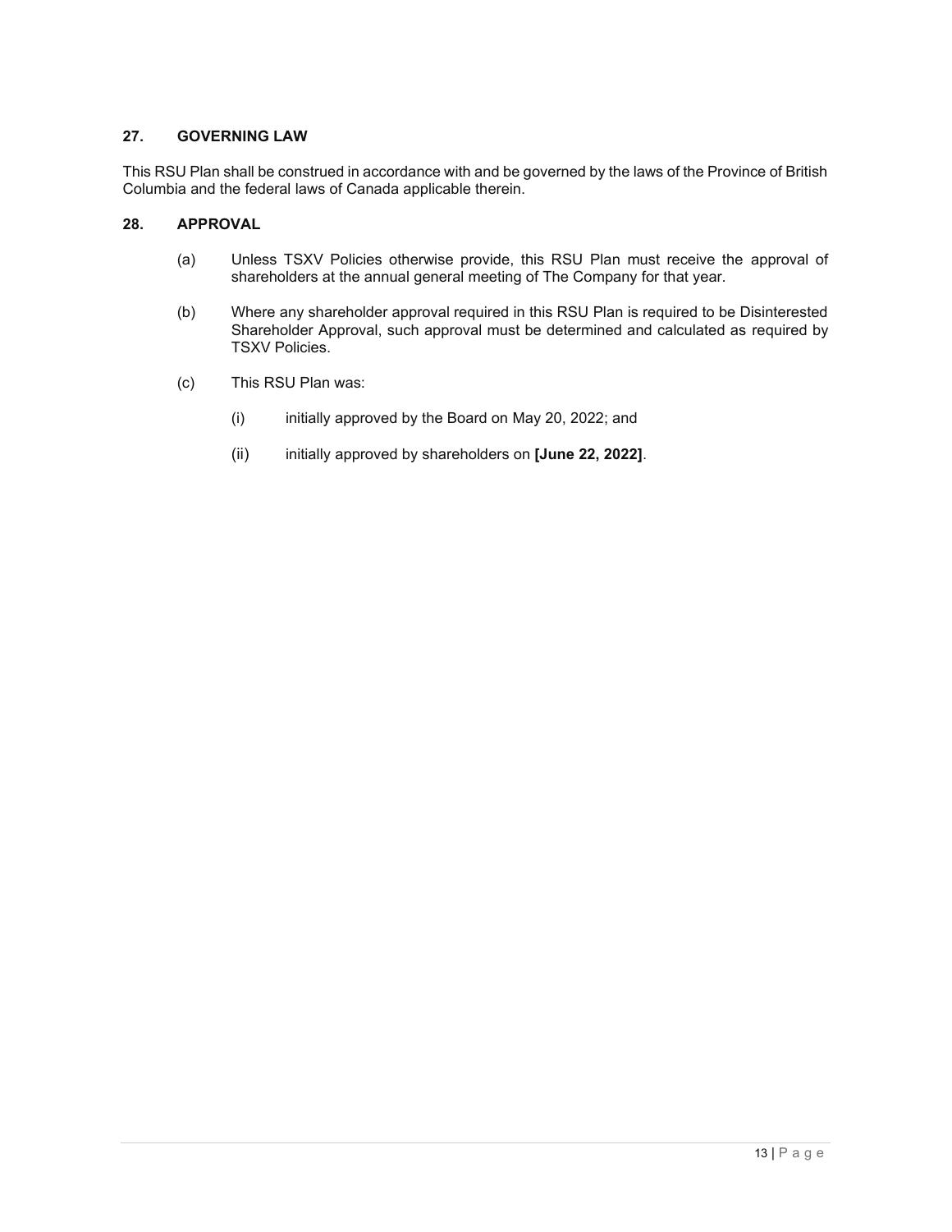## 27. GOVERNING LAW

This RSU Plan shall be construed in accordance with and be governed by the laws of the Province of British Columbia and the federal laws of Canada applicable therein.

## 28. APPROVAL

(a) Unless TSXV Policies otherwise provide, this RSU Plan must receive the approval of shareholders at the annual general meeting of The Company for that year.

(b) Where any shareholder approval required in this RSU Plan is required to be Disinterested Shareholder Approval, such approval must be determined and calculated as required by TSXV Policies.

(c) This RSU Plan was:

(i) initially approved by the Board on May 20, 2022; and

(ii) initially approved by shareholders on **[June 22, 2022]**.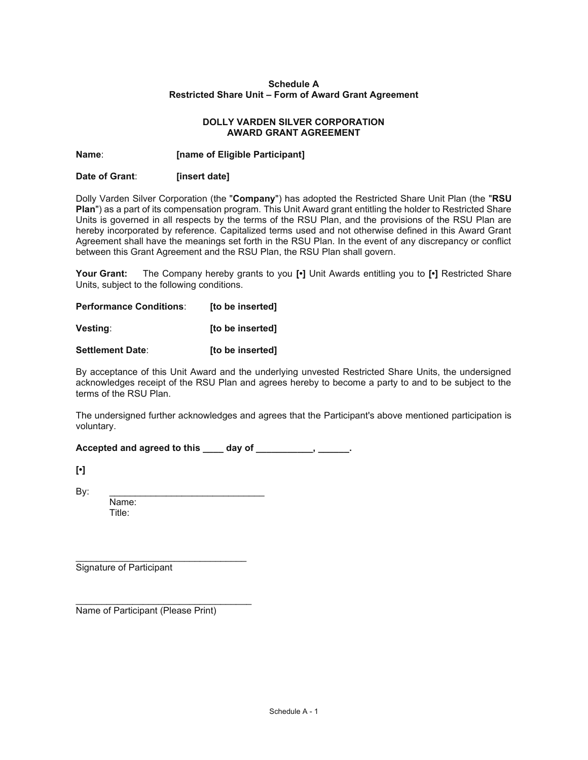**Schedule A**
**Restricted Share Unit – Form of Award Grant Agreement**

**DOLLY VARDEN SILVER CORPORATION**
**AWARD GRANT AGREEMENT**

**Name**: **[name of Eligible Participant]**

**Date of Grant**: **[insert date]**

Dolly Varden Silver Corporation (the "**Company**") has adopted the Restricted Share Unit Plan (the "**RSU Plan**") as a part of its compensation program. This Unit Award grant entitling the holder to Restricted Share Units is governed in all respects by the terms of the RSU Plan, and the provisions of the RSU Plan are hereby incorporated by reference. Capitalized terms used and not otherwise defined in this Award Grant Agreement shall have the meanings set forth in the RSU Plan. In the event of any discrepancy or conflict between this Grant Agreement and the RSU Plan, the RSU Plan shall govern.

**Your Grant:** The Company hereby grants to you **[•]** Unit Awards entitling you to **[•]** Restricted Share Units, subject to the following conditions.

**Performance Conditions**: **[to be inserted]**

**Vesting**: **[to be inserted]**

**Settlement Date**: **[to be inserted]**

By acceptance of this Unit Award and the underlying unvested Restricted Share Units, the undersigned acknowledges receipt of the RSU Plan and agrees hereby to become a party to and to be subject to the terms of the RSU Plan.

The undersigned further acknowledges and agrees that the Participant's above mentioned participation is voluntary.

**Accepted and agreed to this ____ day of ___________, ______.**

**[•]**

By: ______________________________
Name:
Title:

_________________________________
Signature of Participant

_________________________________
Name of Participant (Please Print)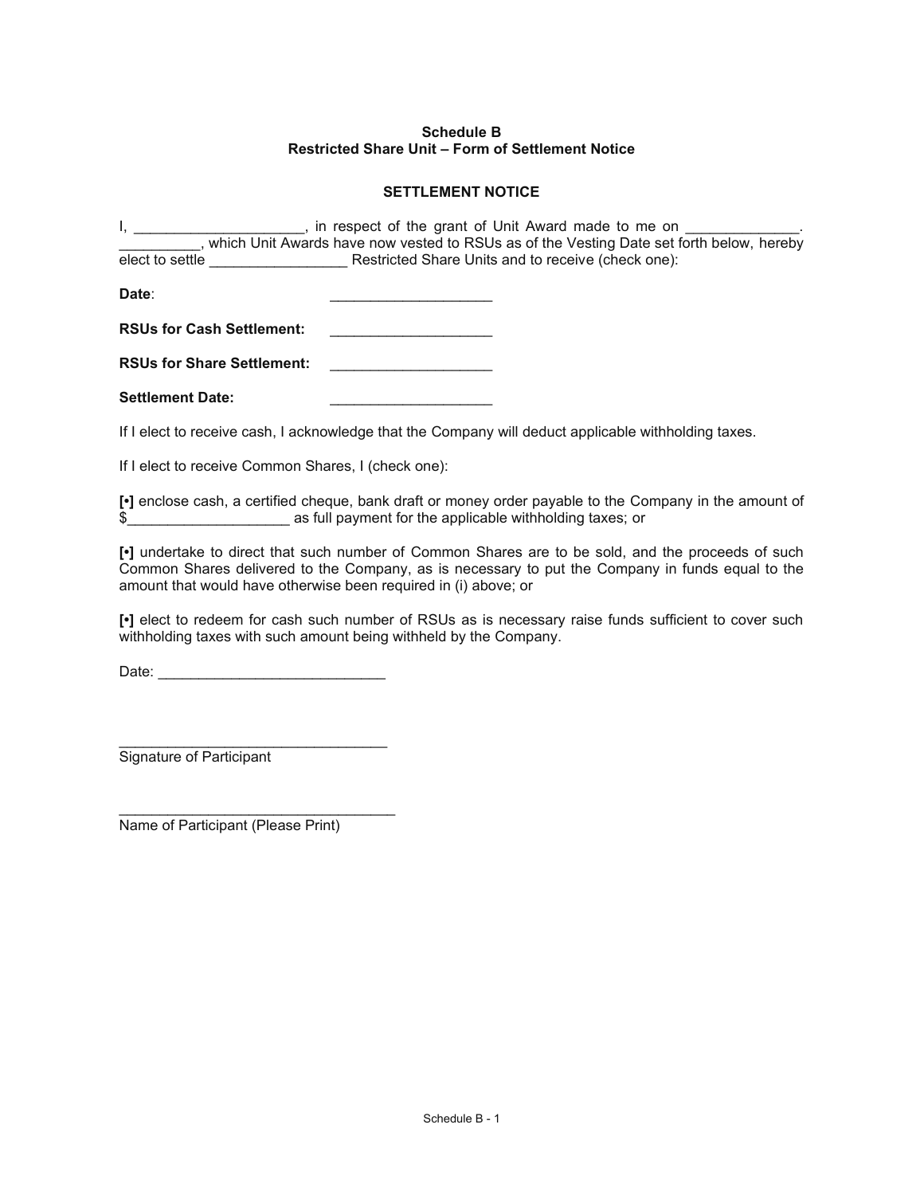**Schedule B**
**Restricted Share Unit – Form of Settlement Notice**

**SETTLEMENT NOTICE**

I, _____________________, in respect of the grant of Unit Award made to me on ______________. __________, which Unit Awards have now vested to RSUs as of the Vesting Date set forth below, hereby elect to settle _________________ Restricted Share Units and to receive (check one):

**Date**: ____________________

**RSUs for Cash Settlement:** ____________________

**RSUs for Share Settlement:** ____________________

**Settlement Date:** ____________________

If I elect to receive cash, I acknowledge that the Company will deduct applicable withholding taxes.

If I elect to receive Common Shares, I (check one):

**[•]** enclose cash, a certified cheque, bank draft or money order payable to the Company in the amount of $____________________ as full payment for the applicable withholding taxes; or

**[•]** undertake to direct that such number of Common Shares are to be sold, and the proceeds of such Common Shares delivered to the Company, as is necessary to put the Company in funds equal to the amount that would have otherwise been required in (i) above; or

**[•]** elect to redeem for cash such number of RSUs as is necessary raise funds sufficient to cover such withholding taxes with such amount being withheld by the Company.

Date: ____________________________

__________________________________
Signature of Participant

__________________________________
Name of Participant (Please Print)